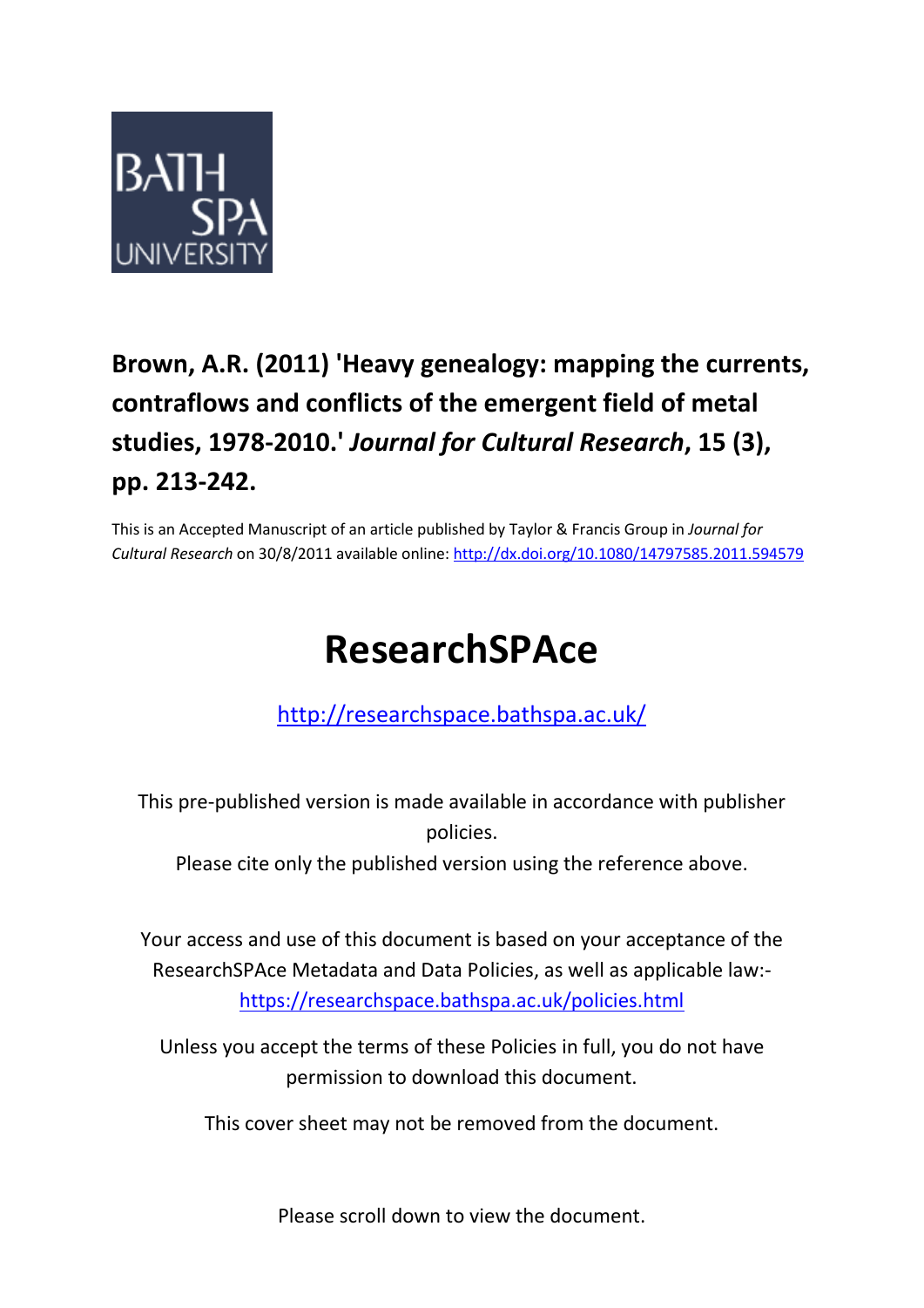BATH SPA UNIVERSITY

**Brown, A.R. (2011) 'Heavy genealogy: mapping the currents, contraflows and conflicts of the emergent field of metal studies, 1978-2010.' *Journal for Cultural Research*, 15 (3), pp. 213-242.**

This is an Accepted Manuscript of an article published by Taylor & Francis Group in *Journal for Cultural Research* on 30/8/2011 available online: http://dx.doi.org/10.1080/14797585.2011.594579

# ResearchSPAce

http://researchspace.bathspa.ac.uk/

This pre-published version is made available in accordance with publisher policies.

Please cite only the published version using the reference above.

Your access and use of this document is based on your acceptance of the ResearchSPAce Metadata and Data Policies, as well as applicable law:- https://researchspace.bathspa.ac.uk/policies.html

Unless you accept the terms of these Policies in full, you do not have permission to download this document.

This cover sheet may not be removed from the document.

Please scroll down to view the document.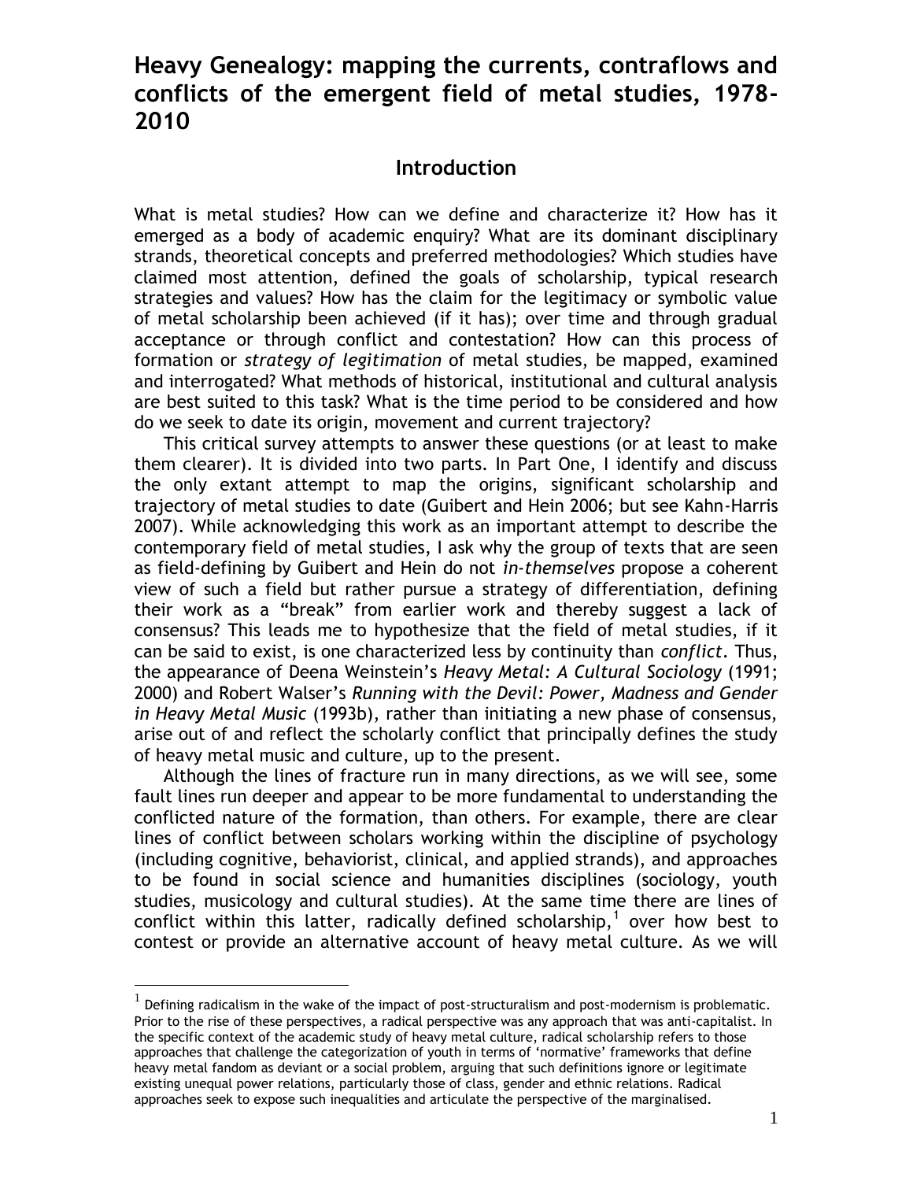# Heavy Genealogy: mapping the currents, contraflows and conflicts of the emergent field of metal studies, 1978-2010

## Introduction

What is metal studies? How can we define and characterize it? How has it emerged as a body of academic enquiry? What are its dominant disciplinary strands, theoretical concepts and preferred methodologies? Which studies have claimed most attention, defined the goals of scholarship, typical research strategies and values? How has the claim for the legitimacy or symbolic value of metal scholarship been achieved (if it has); over time and through gradual acceptance or through conflict and contestation? How can this process of formation or *strategy of legitimation* of metal studies, be mapped, examined and interrogated? What methods of historical, institutional and cultural analysis are best suited to this task? What is the time period to be considered and how do we seek to date its origin, movement and current trajectory?

This critical survey attempts to answer these questions (or at least to make them clearer). It is divided into two parts. In Part One, I identify and discuss the only extant attempt to map the origins, significant scholarship and trajectory of metal studies to date (Guibert and Hein 2006; but see Kahn-Harris 2007). While acknowledging this work as an important attempt to describe the contemporary field of metal studies, I ask why the group of texts that are seen as field-defining by Guibert and Hein do not *in-themselves* propose a coherent view of such a field but rather pursue a strategy of differentiation, defining their work as a "break" from earlier work and thereby suggest a lack of consensus? This leads me to hypothesize that the field of metal studies, if it can be said to exist, is one characterized less by continuity than *conflict*. Thus, the appearance of Deena Weinstein's *Heavy Metal: A Cultural Sociology* (1991; 2000) and Robert Walser's *Running with the Devil: Power, Madness and Gender in Heavy Metal Music* (1993b), rather than initiating a new phase of consensus, arise out of and reflect the scholarly conflict that principally defines the study of heavy metal music and culture, up to the present.

Although the lines of fracture run in many directions, as we will see, some fault lines run deeper and appear to be more fundamental to understanding the conflicted nature of the formation, than others. For example, there are clear lines of conflict between scholars working within the discipline of psychology (including cognitive, behaviorist, clinical, and applied strands), and approaches to be found in social science and humanities disciplines (sociology, youth studies, musicology and cultural studies). At the same time there are lines of conflict within this latter, radically defined scholarship,[1] over how best to contest or provide an alternative account of heavy metal culture. As we will

[1] Defining radicalism in the wake of the impact of post-structuralism and post-modernism is problematic. Prior to the rise of these perspectives, a radical perspective was any approach that was anti-capitalist. In the specific context of the academic study of heavy metal culture, radical scholarship refers to those approaches that challenge the categorization of youth in terms of 'normative' frameworks that define heavy metal fandom as deviant or a social problem, arguing that such definitions ignore or legitimate existing unequal power relations, particularly those of class, gender and ethnic relations. Radical approaches seek to expose such inequalities and articulate the perspective of the marginalised.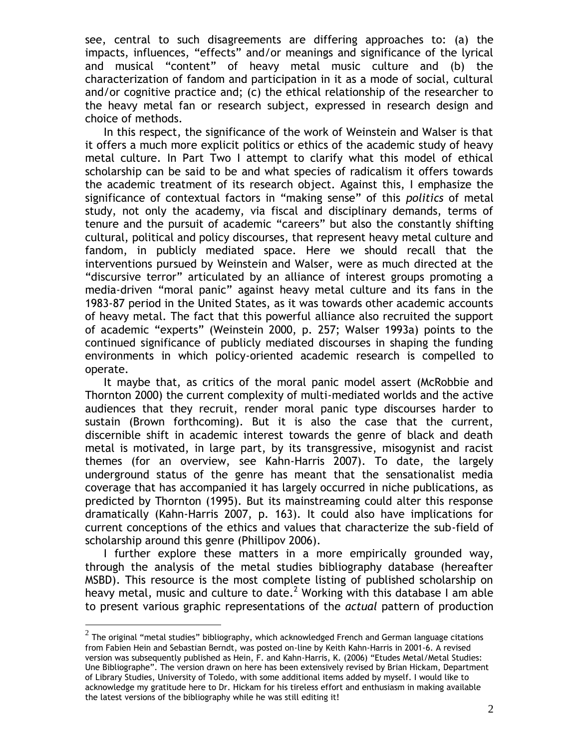see, central to such disagreements are differing approaches to: (a) the impacts, influences, "effects" and/or meanings and significance of the lyrical and musical "content" of heavy metal music culture and (b) the characterization of fandom and participation in it as a mode of social, cultural and/or cognitive practice and; (c) the ethical relationship of the researcher to the heavy metal fan or research subject, expressed in research design and choice of methods.

In this respect, the significance of the work of Weinstein and Walser is that it offers a much more explicit politics or ethics of the academic study of heavy metal culture. In Part Two I attempt to clarify what this model of ethical scholarship can be said to be and what species of radicalism it offers towards the academic treatment of its research object. Against this, I emphasize the significance of contextual factors in "making sense" of this *politics* of metal study, not only the academy, via fiscal and disciplinary demands, terms of tenure and the pursuit of academic "careers" but also the constantly shifting cultural, political and policy discourses, that represent heavy metal culture and fandom, in publicly mediated space. Here we should recall that the interventions pursued by Weinstein and Walser, were as much directed at the "discursive terror" articulated by an alliance of interest groups promoting a media-driven "moral panic" against heavy metal culture and its fans in the 1983-87 period in the United States, as it was towards other academic accounts of heavy metal. The fact that this powerful alliance also recruited the support of academic "experts" (Weinstein 2000, p. 257; Walser 1993a) points to the continued significance of publicly mediated discourses in shaping the funding environments in which policy-oriented academic research is compelled to operate.

It maybe that, as critics of the moral panic model assert (McRobbie and Thornton 2000) the current complexity of multi-mediated worlds and the active audiences that they recruit, render moral panic type discourses harder to sustain (Brown forthcoming). But it is also the case that the current, discernible shift in academic interest towards the genre of black and death metal is motivated, in large part, by its transgressive, misogynist and racist themes (for an overview, see Kahn-Harris 2007). To date, the largely underground status of the genre has meant that the sensationalist media coverage that has accompanied it has largely occurred in niche publications, as predicted by Thornton (1995). But its mainstreaming could alter this response dramatically (Kahn-Harris 2007, p. 163). It could also have implications for current conceptions of the ethics and values that characterize the sub-field of scholarship around this genre (Phillipov 2006).

I further explore these matters in a more empirically grounded way, through the analysis of the metal studies bibliography database (hereafter MSBD). This resource is the most complete listing of published scholarship on heavy metal, music and culture to date.[2] Working with this database I am able to present various graphic representations of the *actual* pattern of production

---

[2] The original "metal studies" bibliography, which acknowledged French and German language citations from Fabien Hein and Sebastian Berndt, was posted on-line by Keith Kahn-Harris in 2001-6. A revised version was subsequently published as Hein, F. and Kahn-Harris, K. (2006) "Etudes Metal/Metal Studies: Une Bibliographe". The version drawn on here has been extensively revised by Brian Hickam, Department of Library Studies, University of Toledo, with some additional items added by myself. I would like to acknowledge my gratitude here to Dr. Hickam for his tireless effort and enthusiasm in making available the latest versions of the bibliography while he was still editing it!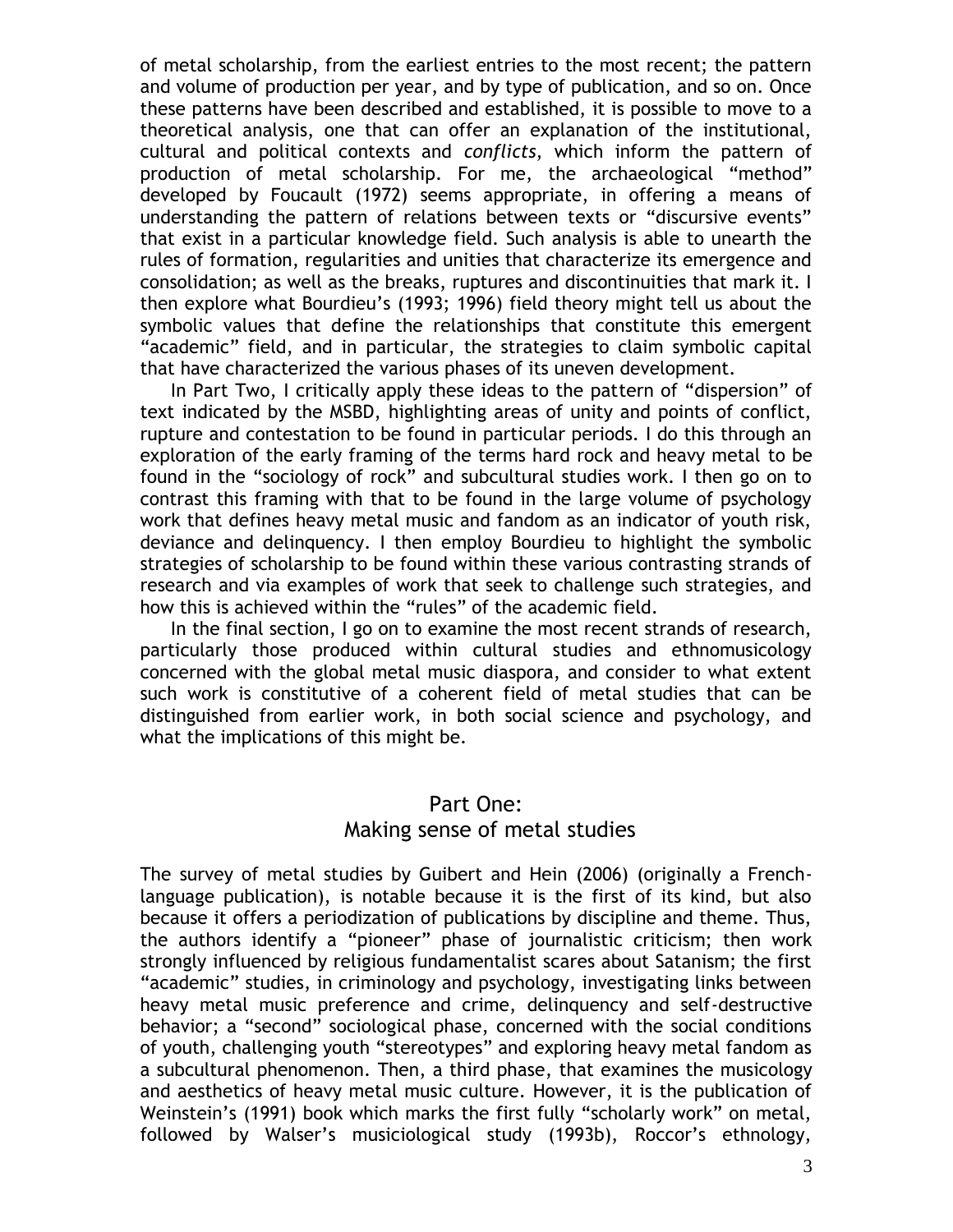of metal scholarship, from the earliest entries to the most recent; the pattern and volume of production per year, and by type of publication, and so on. Once these patterns have been described and established, it is possible to move to a theoretical analysis, one that can offer an explanation of the institutional, cultural and political contexts and *conflicts,* which inform the pattern of production of metal scholarship. For me, the archaeological "method" developed by Foucault (1972) seems appropriate, in offering a means of understanding the pattern of relations between texts or "discursive events" that exist in a particular knowledge field. Such analysis is able to unearth the rules of formation, regularities and unities that characterize its emergence and consolidation; as well as the breaks, ruptures and discontinuities that mark it. I then explore what Bourdieu's (1993; 1996) field theory might tell us about the symbolic values that define the relationships that constitute this emergent "academic" field, and in particular, the strategies to claim symbolic capital that have characterized the various phases of its uneven development.

In Part Two, I critically apply these ideas to the pattern of "dispersion" of text indicated by the MSBD, highlighting areas of unity and points of conflict, rupture and contestation to be found in particular periods. I do this through an exploration of the early framing of the terms hard rock and heavy metal to be found in the "sociology of rock" and subcultural studies work. I then go on to contrast this framing with that to be found in the large volume of psychology work that defines heavy metal music and fandom as an indicator of youth risk, deviance and delinquency. I then employ Bourdieu to highlight the symbolic strategies of scholarship to be found within these various contrasting strands of research and via examples of work that seek to challenge such strategies, and how this is achieved within the "rules" of the academic field.

In the final section, I go on to examine the most recent strands of research, particularly those produced within cultural studies and ethnomusicology concerned with the global metal music diaspora, and consider to what extent such work is constitutive of a coherent field of metal studies that can be distinguished from earlier work, in both social science and psychology, and what the implications of this might be.

## Part One:
## Making sense of metal studies

The survey of metal studies by Guibert and Hein (2006) (originally a French-language publication), is notable because it is the first of its kind, but also because it offers a periodization of publications by discipline and theme. Thus, the authors identify a "pioneer" phase of journalistic criticism; then work strongly influenced by religious fundamentalist scares about Satanism; the first "academic" studies, in criminology and psychology, investigating links between heavy metal music preference and crime, delinquency and self-destructive behavior; a "second" sociological phase, concerned with the social conditions of youth, challenging youth "stereotypes" and exploring heavy metal fandom as a subcultural phenomenon. Then, a third phase, that examines the musicology and aesthetics of heavy metal music culture. However, it is the publication of Weinstein's (1991) book which marks the first fully "scholarly work" on metal, followed by Walser's musiciological study (1993b), Roccor's ethnology,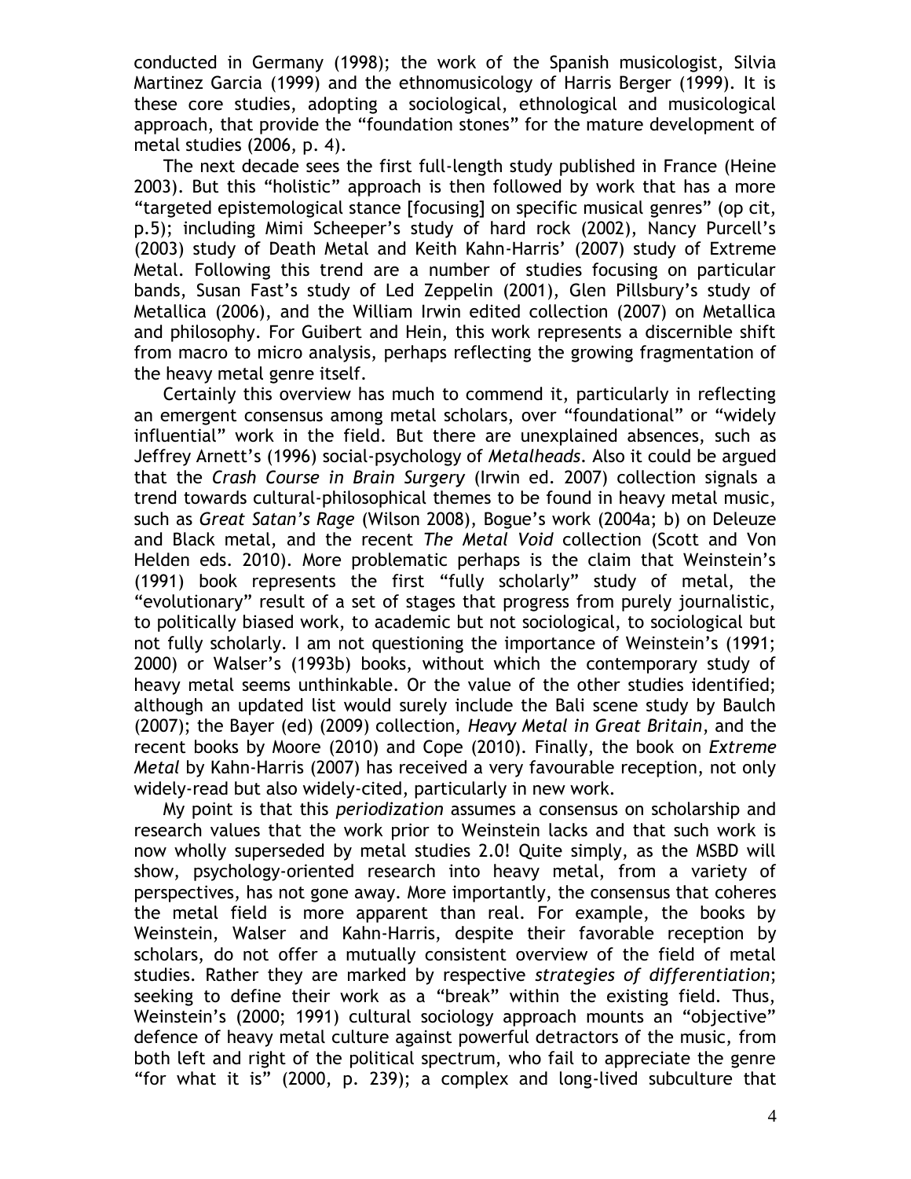conducted in Germany (1998); the work of the Spanish musicologist, Silvia Martinez Garcia (1999) and the ethnomusicology of Harris Berger (1999). It is these core studies, adopting a sociological, ethnological and musicological approach, that provide the "foundation stones" for the mature development of metal studies (2006, p. 4).

The next decade sees the first full-length study published in France (Heine 2003). But this "holistic" approach is then followed by work that has a more "targeted epistemological stance [focusing] on specific musical genres" (op cit, p.5); including Mimi Scheeper's study of hard rock (2002), Nancy Purcell's (2003) study of Death Metal and Keith Kahn-Harris' (2007) study of Extreme Metal. Following this trend are a number of studies focusing on particular bands, Susan Fast's study of Led Zeppelin (2001), Glen Pillsbury's study of Metallica (2006), and the William Irwin edited collection (2007) on Metallica and philosophy. For Guibert and Hein, this work represents a discernible shift from macro to micro analysis, perhaps reflecting the growing fragmentation of the heavy metal genre itself.

Certainly this overview has much to commend it, particularly in reflecting an emergent consensus among metal scholars, over "foundational" or "widely influential" work in the field. But there are unexplained absences, such as Jeffrey Arnett's (1996) social-psychology of *Metalheads*. Also it could be argued that the *Crash Course in Brain Surgery* (Irwin ed. 2007) collection signals a trend towards cultural-philosophical themes to be found in heavy metal music, such as *Great Satan's Rage* (Wilson 2008), Bogue's work (2004a; b) on Deleuze and Black metal, and the recent *The Metal Void* collection (Scott and Von Helden eds. 2010). More problematic perhaps is the claim that Weinstein's (1991) book represents the first "fully scholarly" study of metal, the "evolutionary" result of a set of stages that progress from purely journalistic, to politically biased work, to academic but not sociological, to sociological but not fully scholarly. I am not questioning the importance of Weinstein's (1991; 2000) or Walser's (1993b) books, without which the contemporary study of heavy metal seems unthinkable. Or the value of the other studies identified; although an updated list would surely include the Bali scene study by Baulch (2007); the Bayer (ed) (2009) collection, *Heavy Metal in Great Britain*, and the recent books by Moore (2010) and Cope (2010). Finally, the book on *Extreme Metal* by Kahn-Harris (2007) has received a very favourable reception, not only widely-read but also widely-cited, particularly in new work.

My point is that this *periodization* assumes a consensus on scholarship and research values that the work prior to Weinstein lacks and that such work is now wholly superseded by metal studies 2.0! Quite simply, as the MSBD will show, psychology-oriented research into heavy metal, from a variety of perspectives, has not gone away. More importantly, the consensus that coheres the metal field is more apparent than real. For example, the books by Weinstein, Walser and Kahn-Harris, despite their favorable reception by scholars, do not offer a mutually consistent overview of the field of metal studies. Rather they are marked by respective *strategies of differentiation*; seeking to define their work as a "break" within the existing field. Thus, Weinstein's (2000; 1991) cultural sociology approach mounts an "objective" defence of heavy metal culture against powerful detractors of the music, from both left and right of the political spectrum, who fail to appreciate the genre "for what it is" (2000, p. 239); a complex and long-lived subculture that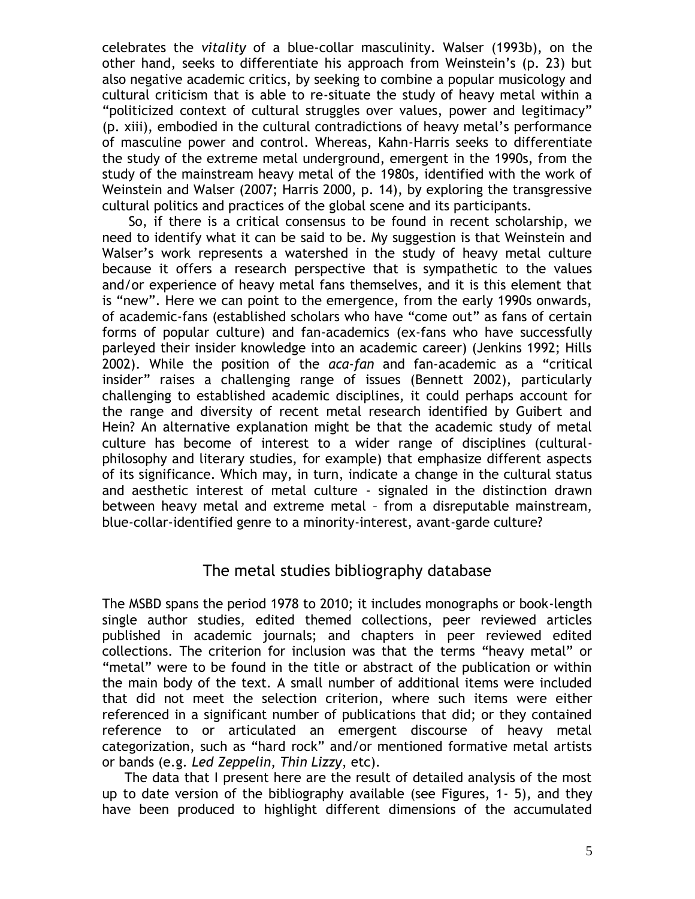celebrates the *vitality* of a blue-collar masculinity. Walser (1993b), on the other hand, seeks to differentiate his approach from Weinstein's (p. 23) but also negative academic critics, by seeking to combine a popular musicology and cultural criticism that is able to re-situate the study of heavy metal within a "politicized context of cultural struggles over values, power and legitimacy" (p. xiii), embodied in the cultural contradictions of heavy metal's performance of masculine power and control. Whereas, Kahn-Harris seeks to differentiate the study of the extreme metal underground, emergent in the 1990s, from the study of the mainstream heavy metal of the 1980s, identified with the work of Weinstein and Walser (2007; Harris 2000, p. 14), by exploring the transgressive cultural politics and practices of the global scene and its participants.

So, if there is a critical consensus to be found in recent scholarship, we need to identify what it can be said to be. My suggestion is that Weinstein and Walser's work represents a watershed in the study of heavy metal culture because it offers a research perspective that is sympathetic to the values and/or experience of heavy metal fans themselves, and it is this element that is "new". Here we can point to the emergence, from the early 1990s onwards, of academic-fans (established scholars who have "come out" as fans of certain forms of popular culture) and fan-academics (ex-fans who have successfully parleyed their insider knowledge into an academic career) (Jenkins 1992; Hills 2002). While the position of the *aca-fan* and fan-academic as a "critical insider" raises a challenging range of issues (Bennett 2002), particularly challenging to established academic disciplines, it could perhaps account for the range and diversity of recent metal research identified by Guibert and Hein? An alternative explanation might be that the academic study of metal culture has become of interest to a wider range of disciplines (cultural-philosophy and literary studies, for example) that emphasize different aspects of its significance. Which may, in turn, indicate a change in the cultural status and aesthetic interest of metal culture - signaled in the distinction drawn between heavy metal and extreme metal – from a disreputable mainstream, blue-collar-identified genre to a minority-interest, avant-garde culture?

## The metal studies bibliography database

The MSBD spans the period 1978 to 2010; it includes monographs or book-length single author studies, edited themed collections, peer reviewed articles published in academic journals; and chapters in peer reviewed edited collections. The criterion for inclusion was that the terms "heavy metal" or "metal" were to be found in the title or abstract of the publication or within the main body of the text. A small number of additional items were included that did not meet the selection criterion, where such items were either referenced in a significant number of publications that did; or they contained reference to or articulated an emergent discourse of heavy metal categorization, such as "hard rock" and/or mentioned formative metal artists or bands (e.g. *Led Zeppelin*, *Thin Lizzy*, etc).

The data that I present here are the result of detailed analysis of the most up to date version of the bibliography available (see Figures, 1- 5), and they have been produced to highlight different dimensions of the accumulated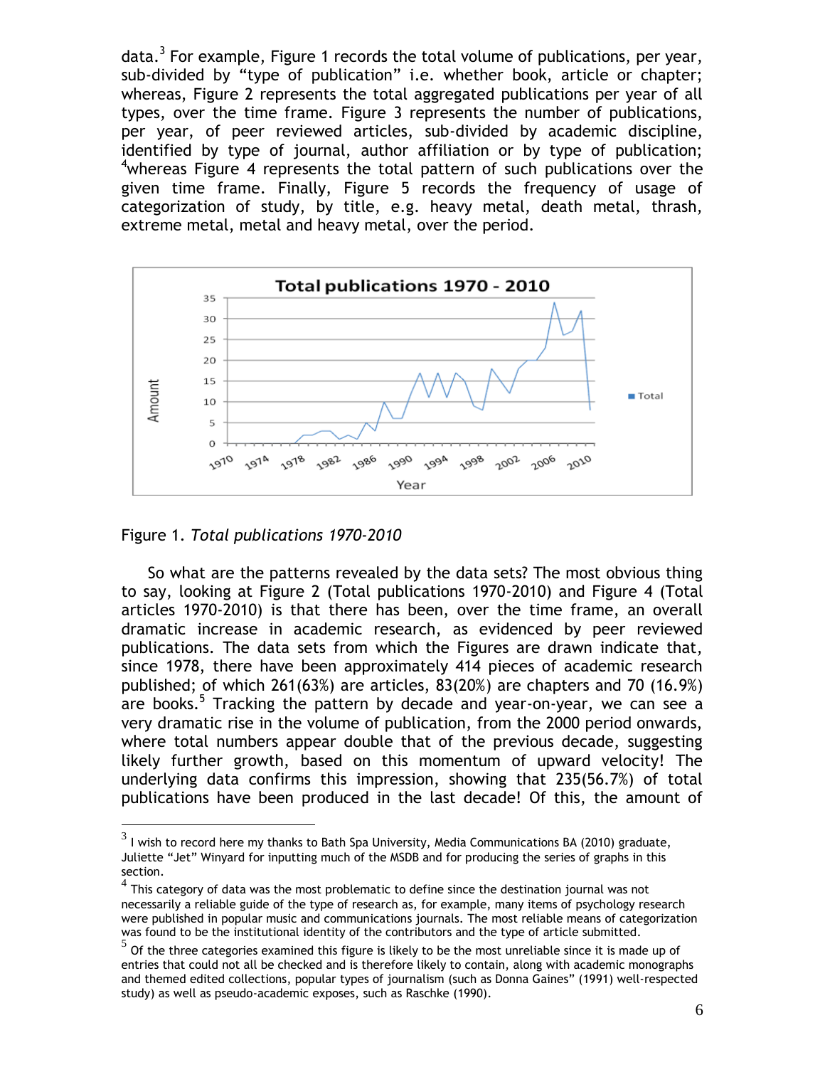data.[3] For example, Figure 1 records the total volume of publications, per year, sub-divided by “type of publication” i.e. whether book, article or chapter; whereas, Figure 2 represents the total aggregated publications per year of all types, over the time frame. Figure 3 represents the number of publications, per year, of peer reviewed articles, sub-divided by academic discipline, identified by type of journal, author affiliation or by type of publication; [4]whereas Figure 4 represents the total pattern of such publications over the given time frame. Finally, Figure 5 records the frequency of usage of categorization of study, by title, e.g. heavy metal, death metal, thrash, extreme metal, metal and heavy metal, over the period.

Figure 1. *Total publications 1970-2010*

So what are the patterns revealed by the data sets? The most obvious thing to say, looking at Figure 2 (Total publications 1970-2010) and Figure 4 (Total articles 1970-2010) is that there has been, over the time frame, an overall dramatic increase in academic research, as evidenced by peer reviewed publications. The data sets from which the Figures are drawn indicate that, since 1978, there have been approximately 414 pieces of academic research published; of which 261(63%) are articles, 83(20%) are chapters and 70 (16.9%) are books.[5] Tracking the pattern by decade and year-on-year, we can see a very dramatic rise in the volume of publication, from the 2000 period onwards, where total numbers appear double that of the previous decade, suggesting likely further growth, based on this momentum of upward velocity! The underlying data confirms this impression, showing that 235(56.7%) of total publications have been produced in the last decade! Of this, the amount of

---

[3] I wish to record here my thanks to Bath Spa University, Media Communications BA (2010) graduate, Juliette “Jet” Winyard for inputting much of the MSDB and for producing the series of graphs in this section.

[4] This category of data was the most problematic to define since the destination journal was not necessarily a reliable guide of the type of research as, for example, many items of psychology research were published in popular music and communications journals. The most reliable means of categorization was found to be the institutional identity of the contributors and the type of article submitted.

[5] Of the three categories examined this figure is likely to be the most unreliable since it is made up of entries that could not all be checked and is therefore likely to contain, along with academic monographs and themed edited collections, popular types of journalism (such as Donna Gaines” (1991) well-respected study) as well as pseudo-academic exposes, such as Raschke (1990).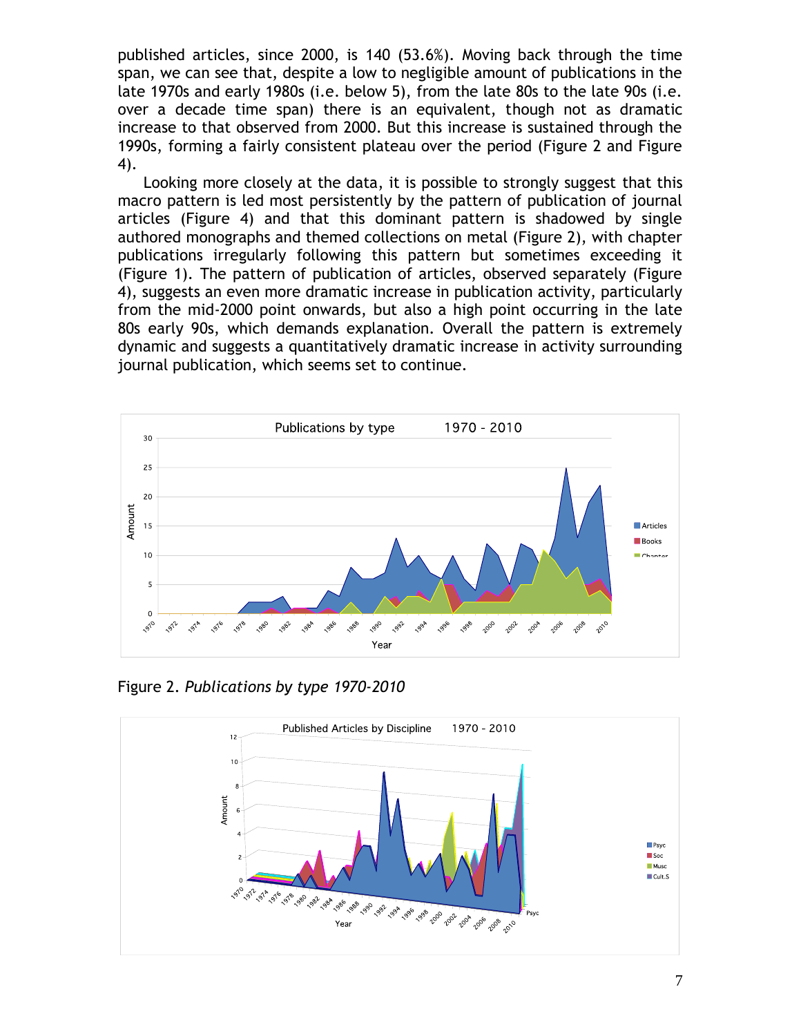published articles, since 2000, is 140 (53.6%). Moving back through the time span, we can see that, despite a low to negligible amount of publications in the late 1970s and early 1980s (i.e. below 5), from the late 80s to the late 90s (i.e. over a decade time span) there is an equivalent, though not as dramatic increase to that observed from 2000. But this increase is sustained through the 1990s, forming a fairly consistent plateau over the period (Figure 2 and Figure 4).

Looking more closely at the data, it is possible to strongly suggest that this macro pattern is led most persistently by the pattern of publication of journal articles (Figure 4) and that this dominant pattern is shadowed by single authored monographs and themed collections on metal (Figure 2), with chapter publications irregularly following this pattern but sometimes exceeding it (Figure 1). The pattern of publication of articles, observed separately (Figure 4), suggests an even more dramatic increase in publication activity, particularly from the mid-2000 point onwards, but also a high point occurring in the late 80s early 90s, which demands explanation. Overall the pattern is extremely dynamic and suggests a quantitatively dramatic increase in activity surrounding journal publication, which seems set to continue.

Figure 2. *Publications by type 1970-2010*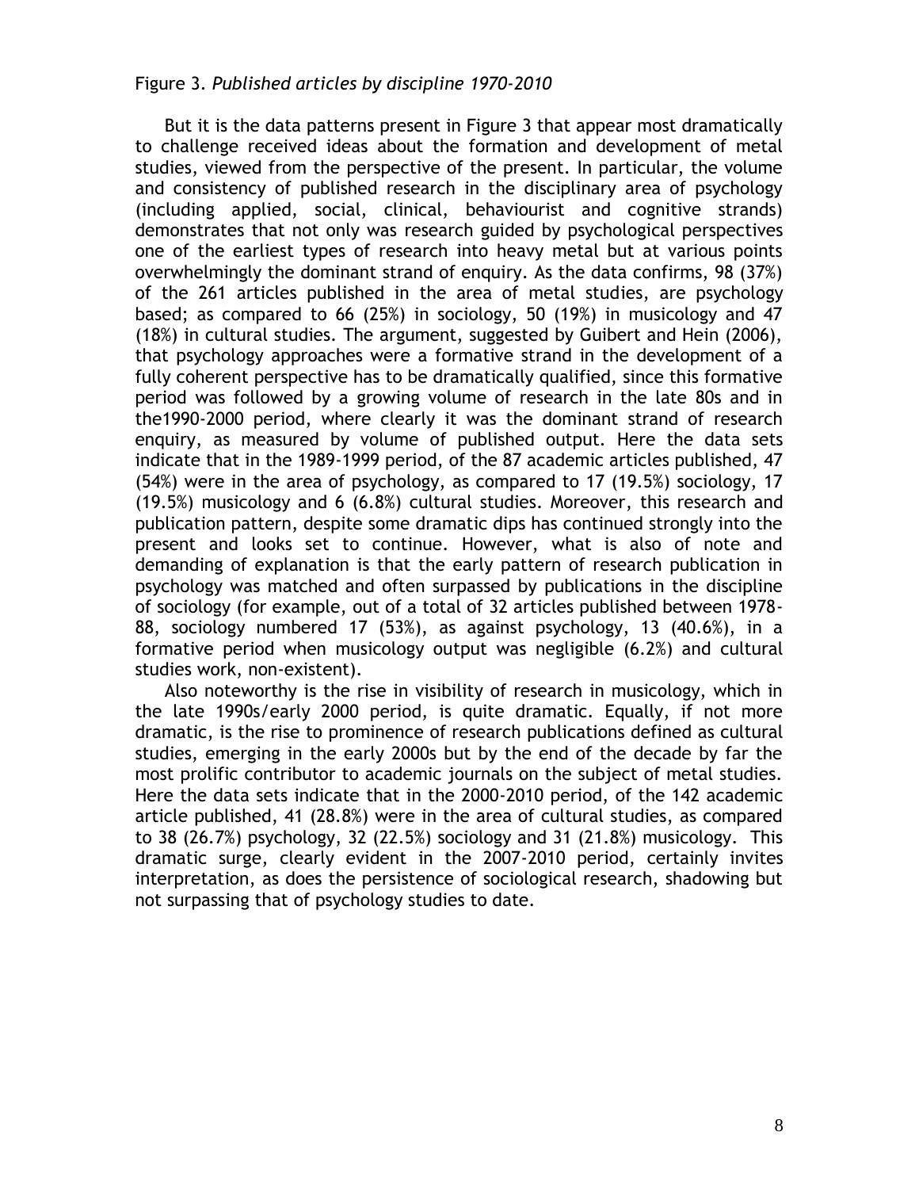Figure 3. *Published articles by discipline 1970-2010*

But it is the data patterns present in Figure 3 that appear most dramatically to challenge received ideas about the formation and development of metal studies, viewed from the perspective of the present. In particular, the volume and consistency of published research in the disciplinary area of psychology (including applied, social, clinical, behaviourist and cognitive strands) demonstrates that not only was research guided by psychological perspectives one of the earliest types of research into heavy metal but at various points overwhelmingly the dominant strand of enquiry. As the data confirms, 98 (37%) of the 261 articles published in the area of metal studies, are psychology based; as compared to 66 (25%) in sociology, 50 (19%) in musicology and 47 (18%) in cultural studies. The argument, suggested by Guibert and Hein (2006), that psychology approaches were a formative strand in the development of a fully coherent perspective has to be dramatically qualified, since this formative period was followed by a growing volume of research in the late 80s and in the1990-2000 period, where clearly it was the dominant strand of research enquiry, as measured by volume of published output. Here the data sets indicate that in the 1989-1999 period, of the 87 academic articles published, 47 (54%) were in the area of psychology, as compared to 17 (19.5%) sociology, 17 (19.5%) musicology and 6 (6.8%) cultural studies. Moreover, this research and publication pattern, despite some dramatic dips has continued strongly into the present and looks set to continue. However, what is also of note and demanding of explanation is that the early pattern of research publication in psychology was matched and often surpassed by publications in the discipline of sociology (for example, out of a total of 32 articles published between 1978-88, sociology numbered 17 (53%), as against psychology, 13 (40.6%), in a formative period when musicology output was negligible (6.2%) and cultural studies work, non-existent).

Also noteworthy is the rise in visibility of research in musicology, which in the late 1990s/early 2000 period, is quite dramatic. Equally, if not more dramatic, is the rise to prominence of research publications defined as cultural studies, emerging in the early 2000s but by the end of the decade by far the most prolific contributor to academic journals on the subject of metal studies. Here the data sets indicate that in the 2000-2010 period, of the 142 academic article published, 41 (28.8%) were in the area of cultural studies, as compared to 38 (26.7%) psychology, 32 (22.5%) sociology and 31 (21.8%) musicology. This dramatic surge, clearly evident in the 2007-2010 period, certainly invites interpretation, as does the persistence of sociological research, shadowing but not surpassing that of psychology studies to date.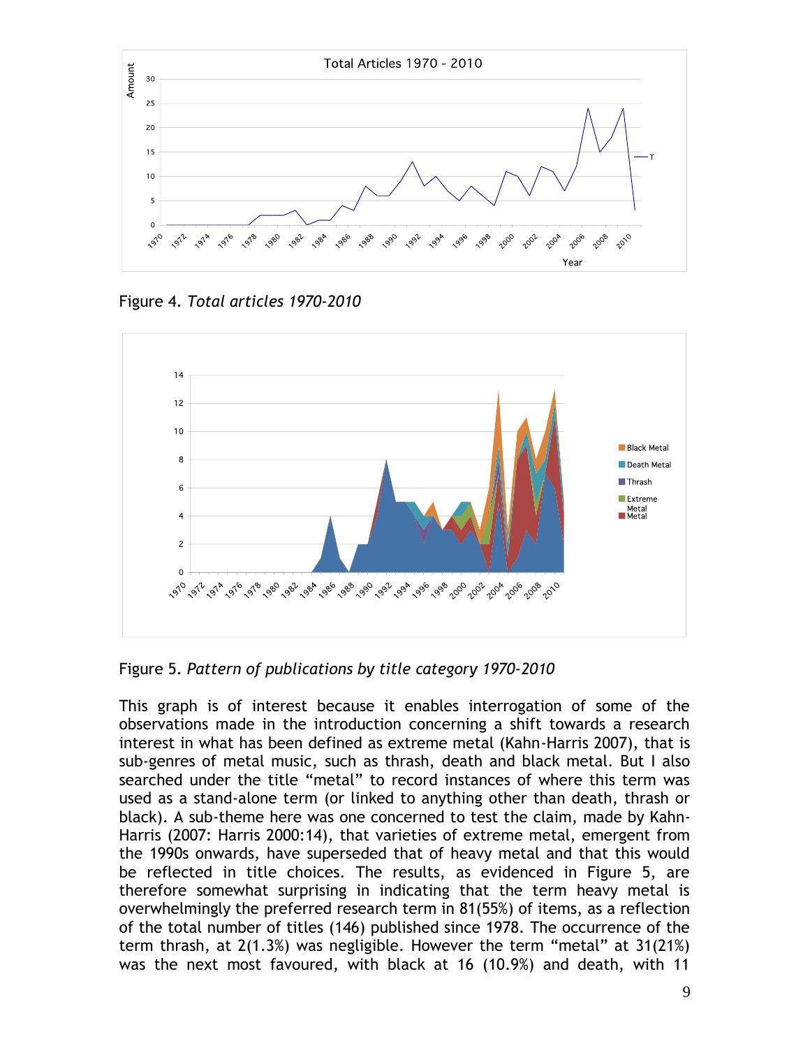Figure 4. *Total articles 1970-2010*

Figure 5. *Pattern of publications by title category 1970-2010*

This graph is of interest because it enables interrogation of some of the observations made in the introduction concerning a shift towards a research interest in what has been defined as extreme metal (Kahn-Harris 2007), that is sub-genres of metal music, such as thrash, death and black metal. But I also searched under the title "metal" to record instances of where this term was used as a stand-alone term (or linked to anything other than death, thrash or black). A sub-theme here was one concerned to test the claim, made by Kahn-Harris (2007: Harris 2000:14), that varieties of extreme metal, emergent from the 1990s onwards, have superseded that of heavy metal and that this would be reflected in title choices. The results, as evidenced in Figure 5, are therefore somewhat surprising in indicating that the term heavy metal is overwhelmingly the preferred research term in 81(55%) of items, as a reflection of the total number of titles (146) published since 1978. The occurrence of the term thrash, at 2(1.3%) was negligible. However the term "metal" at 31(21%) was the next most favoured, with black at 16 (10.9%) and death, with 11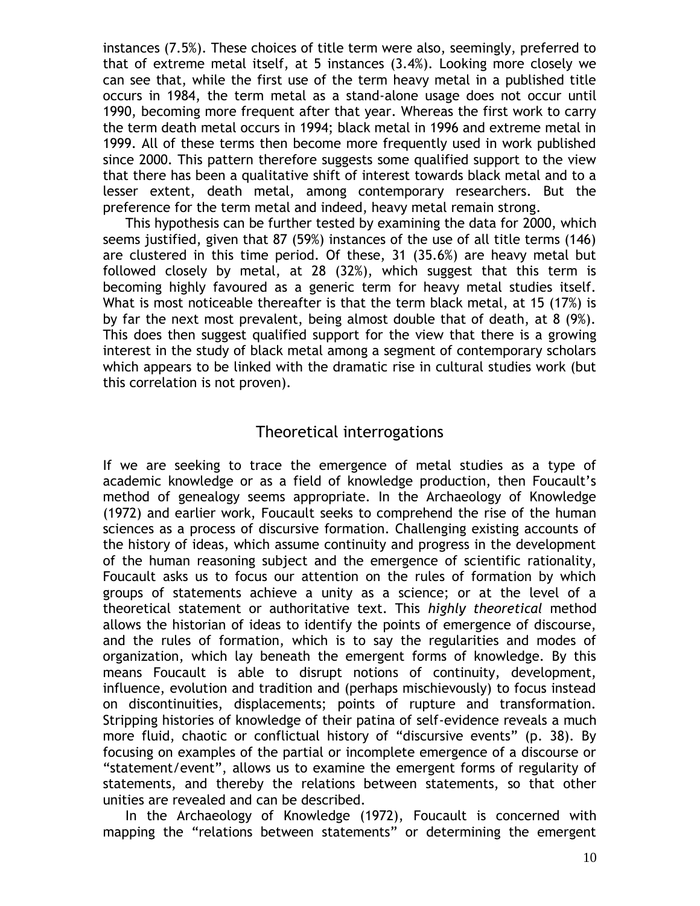instances (7.5%). These choices of title term were also, seemingly, preferred to that of extreme metal itself, at 5 instances (3.4%). Looking more closely we can see that, while the first use of the term heavy metal in a published title occurs in 1984, the term metal as a stand-alone usage does not occur until 1990, becoming more frequent after that year. Whereas the first work to carry the term death metal occurs in 1994; black metal in 1996 and extreme metal in 1999. All of these terms then become more frequently used in work published since 2000. This pattern therefore suggests some qualified support to the view that there has been a qualitative shift of interest towards black metal and to a lesser extent, death metal, among contemporary researchers. But the preference for the term metal and indeed, heavy metal remain strong.

This hypothesis can be further tested by examining the data for 2000, which seems justified, given that 87 (59%) instances of the use of all title terms (146) are clustered in this time period. Of these, 31 (35.6%) are heavy metal but followed closely by metal, at 28 (32%), which suggest that this term is becoming highly favoured as a generic term for heavy metal studies itself. What is most noticeable thereafter is that the term black metal, at 15 (17%) is by far the next most prevalent, being almost double that of death, at 8 (9%). This does then suggest qualified support for the view that there is a growing interest in the study of black metal among a segment of contemporary scholars which appears to be linked with the dramatic rise in cultural studies work (but this correlation is not proven).

## Theoretical interrogations

If we are seeking to trace the emergence of metal studies as a type of academic knowledge or as a field of knowledge production, then Foucault's method of genealogy seems appropriate. In the Archaeology of Knowledge (1972) and earlier work, Foucault seeks to comprehend the rise of the human sciences as a process of discursive formation. Challenging existing accounts of the history of ideas, which assume continuity and progress in the development of the human reasoning subject and the emergence of scientific rationality, Foucault asks us to focus our attention on the rules of formation by which groups of statements achieve a unity as a science; or at the level of a theoretical statement or authoritative text. This *highly theoretical* method allows the historian of ideas to identify the points of emergence of discourse, and the rules of formation, which is to say the regularities and modes of organization, which lay beneath the emergent forms of knowledge. By this means Foucault is able to disrupt notions of continuity, development, influence, evolution and tradition and (perhaps mischievously) to focus instead on discontinuities, displacements; points of rupture and transformation. Stripping histories of knowledge of their patina of self-evidence reveals a much more fluid, chaotic or conflictual history of "discursive events" (p. 38). By focusing on examples of the partial or incomplete emergence of a discourse or "statement/event", allows us to examine the emergent forms of regularity of statements, and thereby the relations between statements, so that other unities are revealed and can be described.

In the Archaeology of Knowledge (1972), Foucault is concerned with mapping the "relations between statements" or determining the emergent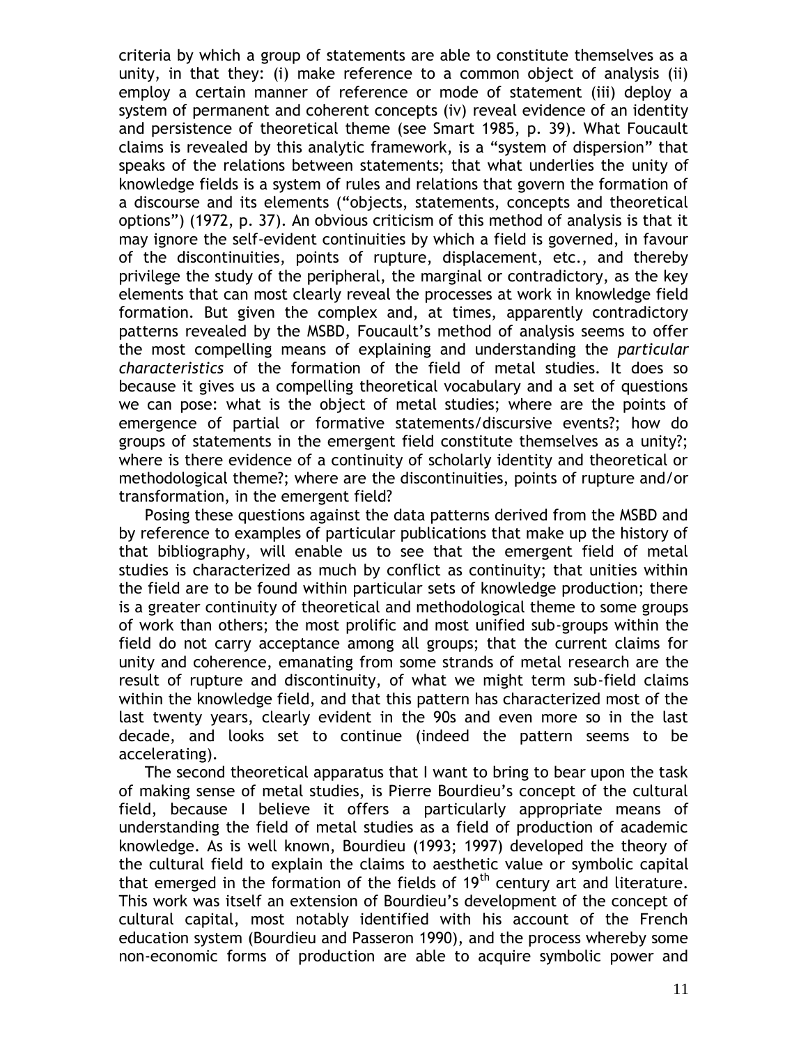criteria by which a group of statements are able to constitute themselves as a unity, in that they: (i) make reference to a common object of analysis (ii) employ a certain manner of reference or mode of statement (iii) deploy a system of permanent and coherent concepts (iv) reveal evidence of an identity and persistence of theoretical theme (see Smart 1985, p. 39). What Foucault claims is revealed by this analytic framework, is a "system of dispersion" that speaks of the relations between statements; that what underlies the unity of knowledge fields is a system of rules and relations that govern the formation of a discourse and its elements ("objects, statements, concepts and theoretical options") (1972, p. 37). An obvious criticism of this method of analysis is that it may ignore the self-evident continuities by which a field is governed, in favour of the discontinuities, points of rupture, displacement, etc., and thereby privilege the study of the peripheral, the marginal or contradictory, as the key elements that can most clearly reveal the processes at work in knowledge field formation. But given the complex and, at times, apparently contradictory patterns revealed by the MSBD, Foucault's method of analysis seems to offer the most compelling means of explaining and understanding the *particular characteristics* of the formation of the field of metal studies. It does so because it gives us a compelling theoretical vocabulary and a set of questions we can pose: what is the object of metal studies; where are the points of emergence of partial or formative statements/discursive events?; how do groups of statements in the emergent field constitute themselves as a unity?; where is there evidence of a continuity of scholarly identity and theoretical or methodological theme?; where are the discontinuities, points of rupture and/or transformation, in the emergent field?

Posing these questions against the data patterns derived from the MSBD and by reference to examples of particular publications that make up the history of that bibliography, will enable us to see that the emergent field of metal studies is characterized as much by conflict as continuity; that unities within the field are to be found within particular sets of knowledge production; there is a greater continuity of theoretical and methodological theme to some groups of work than others; the most prolific and most unified sub-groups within the field do not carry acceptance among all groups; that the current claims for unity and coherence, emanating from some strands of metal research are the result of rupture and discontinuity, of what we might term sub-field claims within the knowledge field, and that this pattern has characterized most of the last twenty years, clearly evident in the 90s and even more so in the last decade, and looks set to continue (indeed the pattern seems to be accelerating).

The second theoretical apparatus that I want to bring to bear upon the task of making sense of metal studies, is Pierre Bourdieu's concept of the cultural field, because I believe it offers a particularly appropriate means of understanding the field of metal studies as a field of production of academic knowledge. As is well known, Bourdieu (1993; 1997) developed the theory of the cultural field to explain the claims to aesthetic value or symbolic capital that emerged in the formation of the fields of 19th century art and literature. This work was itself an extension of Bourdieu's development of the concept of cultural capital, most notably identified with his account of the French education system (Bourdieu and Passeron 1990), and the process whereby some non-economic forms of production are able to acquire symbolic power and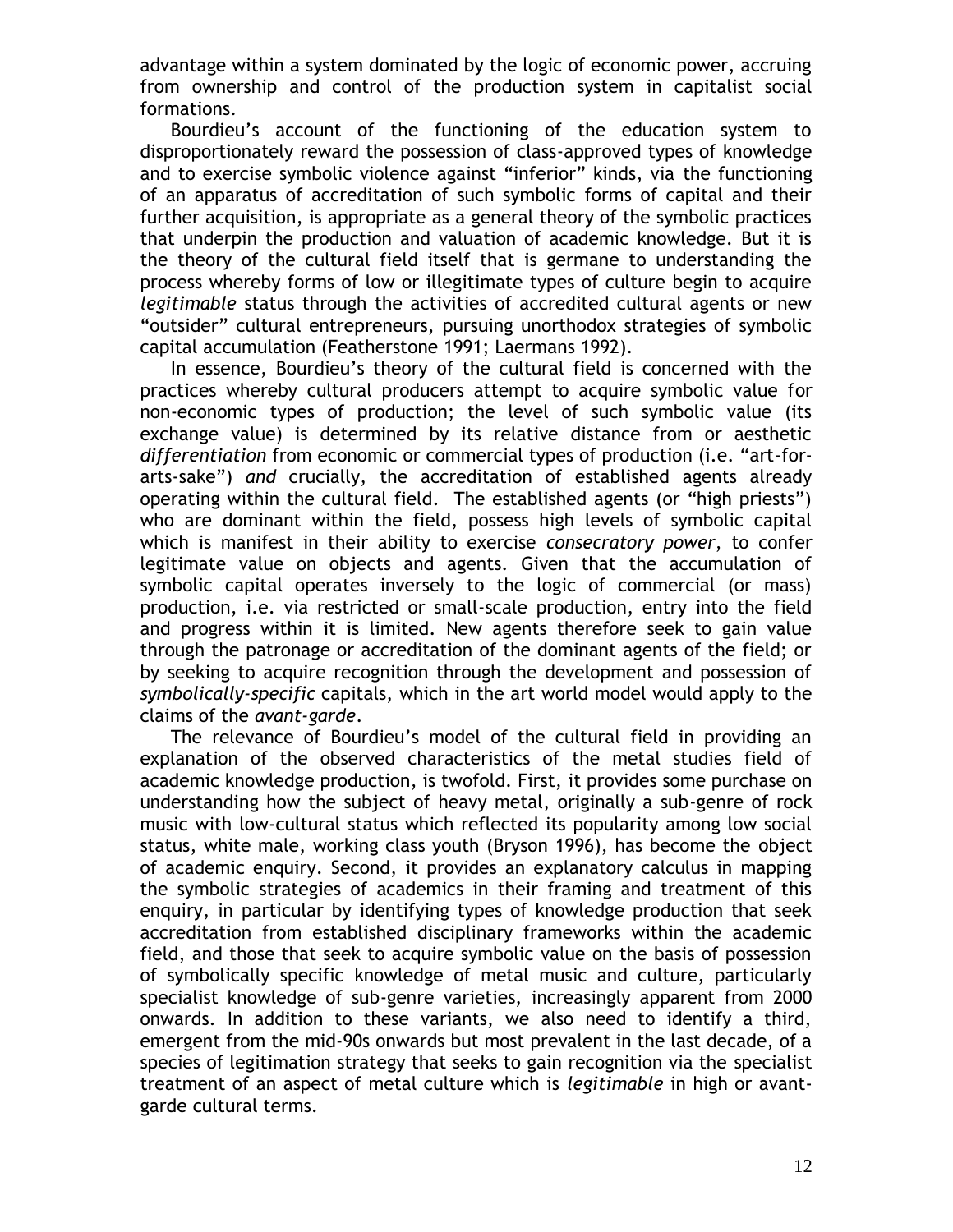advantage within a system dominated by the logic of economic power, accruing from ownership and control of the production system in capitalist social formations.

Bourdieu's account of the functioning of the education system to disproportionately reward the possession of class-approved types of knowledge and to exercise symbolic violence against "inferior" kinds, via the functioning of an apparatus of accreditation of such symbolic forms of capital and their further acquisition, is appropriate as a general theory of the symbolic practices that underpin the production and valuation of academic knowledge. But it is the theory of the cultural field itself that is germane to understanding the process whereby forms of low or illegitimate types of culture begin to acquire *legitimable* status through the activities of accredited cultural agents or new "outsider" cultural entrepreneurs, pursuing unorthodox strategies of symbolic capital accumulation (Featherstone 1991; Laermans 1992).

In essence, Bourdieu's theory of the cultural field is concerned with the practices whereby cultural producers attempt to acquire symbolic value for non-economic types of production; the level of such symbolic value (its exchange value) is determined by its relative distance from or aesthetic *differentiation* from economic or commercial types of production (i.e. "art-for-arts-sake") *and* crucially, the accreditation of established agents already operating within the cultural field. The established agents (or "high priests") who are dominant within the field, possess high levels of symbolic capital which is manifest in their ability to exercise *consecratory power*, to confer legitimate value on objects and agents. Given that the accumulation of symbolic capital operates inversely to the logic of commercial (or mass) production, i.e. via restricted or small-scale production, entry into the field and progress within it is limited. New agents therefore seek to gain value through the patronage or accreditation of the dominant agents of the field; or by seeking to acquire recognition through the development and possession of *symbolically-specific* capitals, which in the art world model would apply to the claims of the *avant-garde*.

The relevance of Bourdieu's model of the cultural field in providing an explanation of the observed characteristics of the metal studies field of academic knowledge production, is twofold. First, it provides some purchase on understanding how the subject of heavy metal, originally a sub-genre of rock music with low-cultural status which reflected its popularity among low social status, white male, working class youth (Bryson 1996), has become the object of academic enquiry. Second, it provides an explanatory calculus in mapping the symbolic strategies of academics in their framing and treatment of this enquiry, in particular by identifying types of knowledge production that seek accreditation from established disciplinary frameworks within the academic field, and those that seek to acquire symbolic value on the basis of possession of symbolically specific knowledge of metal music and culture, particularly specialist knowledge of sub-genre varieties, increasingly apparent from 2000 onwards. In addition to these variants, we also need to identify a third, emergent from the mid-90s onwards but most prevalent in the last decade, of a species of legitimation strategy that seeks to gain recognition via the specialist treatment of an aspect of metal culture which is *legitimable* in high or avant-garde cultural terms.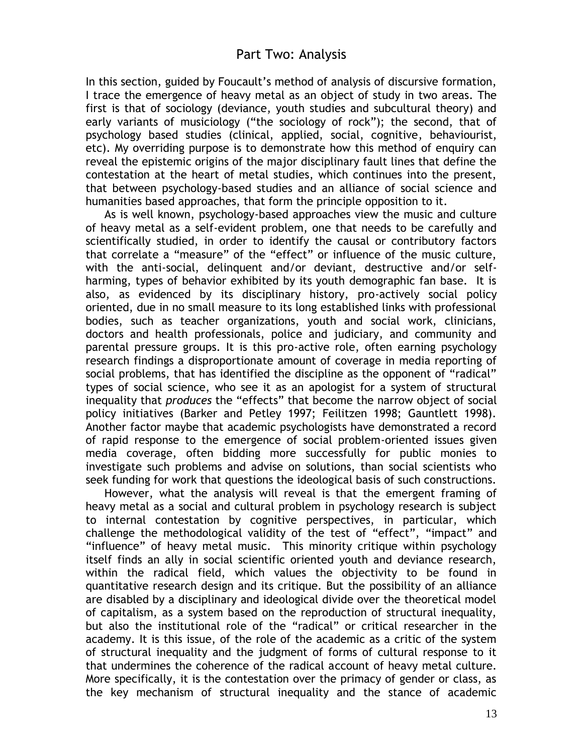## Part Two: Analysis

In this section, guided by Foucault's method of analysis of discursive formation, I trace the emergence of heavy metal as an object of study in two areas. The first is that of sociology (deviance, youth studies and subcultural theory) and early variants of musiciology ("the sociology of rock"); the second, that of psychology based studies (clinical, applied, social, cognitive, behaviourist, etc). My overriding purpose is to demonstrate how this method of enquiry can reveal the epistemic origins of the major disciplinary fault lines that define the contestation at the heart of metal studies, which continues into the present, that between psychology-based studies and an alliance of social science and humanities based approaches, that form the principle opposition to it.

As is well known, psychology-based approaches view the music and culture of heavy metal as a self-evident problem, one that needs to be carefully and scientifically studied, in order to identify the causal or contributory factors that correlate a "measure" of the "effect" or influence of the music culture, with the anti-social, delinquent and/or deviant, destructive and/or self-harming, types of behavior exhibited by its youth demographic fan base. It is also, as evidenced by its disciplinary history, pro-actively social policy oriented, due in no small measure to its long established links with professional bodies, such as teacher organizations, youth and social work, clinicians, doctors and health professionals, police and judiciary, and community and parental pressure groups. It is this pro-active role, often earning psychology research findings a disproportionate amount of coverage in media reporting of social problems, that has identified the discipline as the opponent of "radical" types of social science, who see it as an apologist for a system of structural inequality that *produces* the "effects" that become the narrow object of social policy initiatives (Barker and Petley 1997; Feilitzen 1998; Gauntlett 1998). Another factor maybe that academic psychologists have demonstrated a record of rapid response to the emergence of social problem-oriented issues given media coverage, often bidding more successfully for public monies to investigate such problems and advise on solutions, than social scientists who seek funding for work that questions the ideological basis of such constructions.

However, what the analysis will reveal is that the emergent framing of heavy metal as a social and cultural problem in psychology research is subject to internal contestation by cognitive perspectives, in particular, which challenge the methodological validity of the test of "effect", "impact" and "influence" of heavy metal music. This minority critique within psychology itself finds an ally in social scientific oriented youth and deviance research, within the radical field, which values the objectivity to be found in quantitative research design and its critique. But the possibility of an alliance are disabled by a disciplinary and ideological divide over the theoretical model of capitalism, as a system based on the reproduction of structural inequality, but also the institutional role of the "radical" or critical researcher in the academy. It is this issue, of the role of the academic as a critic of the system of structural inequality and the judgment of forms of cultural response to it that undermines the coherence of the radical account of heavy metal culture. More specifically, it is the contestation over the primacy of gender or class, as the key mechanism of structural inequality and the stance of academic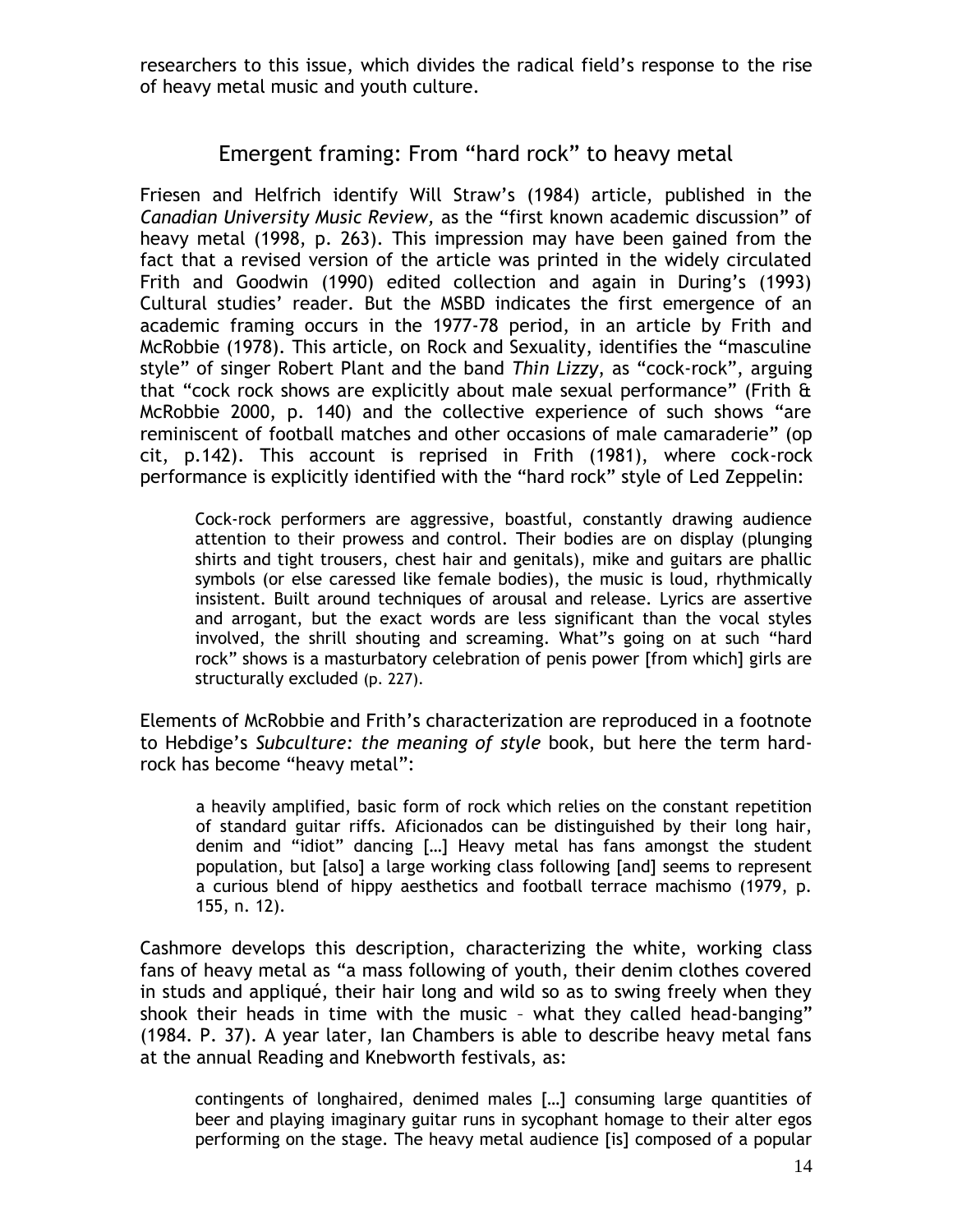researchers to this issue, which divides the radical field's response to the rise of heavy metal music and youth culture.

## Emergent framing: From "hard rock" to heavy metal

Friesen and Helfrich identify Will Straw's (1984) article, published in the *Canadian University Music Review,* as the "first known academic discussion" of heavy metal (1998, p. 263). This impression may have been gained from the fact that a revised version of the article was printed in the widely circulated Frith and Goodwin (1990) edited collection and again in During's (1993) Cultural studies' reader. But the MSBD indicates the first emergence of an academic framing occurs in the 1977-78 period, in an article by Frith and McRobbie (1978). This article, on Rock and Sexuality, identifies the "masculine style" of singer Robert Plant and the band *Thin Lizzy*, as "cock-rock", arguing that "cock rock shows are explicitly about male sexual performance" (Frith & McRobbie 2000, p. 140) and the collective experience of such shows "are reminiscent of football matches and other occasions of male camaraderie" (op cit, p.142). This account is reprised in Frith (1981), where cock-rock performance is explicitly identified with the "hard rock" style of Led Zeppelin:

> Cock-rock performers are aggressive, boastful, constantly drawing audience attention to their prowess and control. Their bodies are on display (plunging shirts and tight trousers, chest hair and genitals), mike and guitars are phallic symbols (or else caressed like female bodies), the music is loud, rhythmically insistent. Built around techniques of arousal and release. Lyrics are assertive and arrogant, but the exact words are less significant than the vocal styles involved, the shrill shouting and screaming. What"s going on at such "hard rock" shows is a masturbatory celebration of penis power [from which] girls are structurally excluded (p. 227).

Elements of McRobbie and Frith's characterization are reproduced in a footnote to Hebdige's *Subculture: the meaning of style* book, but here the term hard-rock has become "heavy metal":

> a heavily amplified, basic form of rock which relies on the constant repetition of standard guitar riffs. Aficionados can be distinguished by their long hair, denim and "idiot" dancing […] Heavy metal has fans amongst the student population, but [also] a large working class following [and] seems to represent a curious blend of hippy aesthetics and football terrace machismo (1979, p. 155, n. 12).

Cashmore develops this description, characterizing the white, working class fans of heavy metal as "a mass following of youth, their denim clothes covered in studs and appliqué, their hair long and wild so as to swing freely when they shook their heads in time with the music – what they called head-banging" (1984. P. 37). A year later, Ian Chambers is able to describe heavy metal fans at the annual Reading and Knebworth festivals, as:

> contingents of longhaired, denimed males […] consuming large quantities of beer and playing imaginary guitar runs in sycophant homage to their alter egos performing on the stage. The heavy metal audience [is] composed of a popular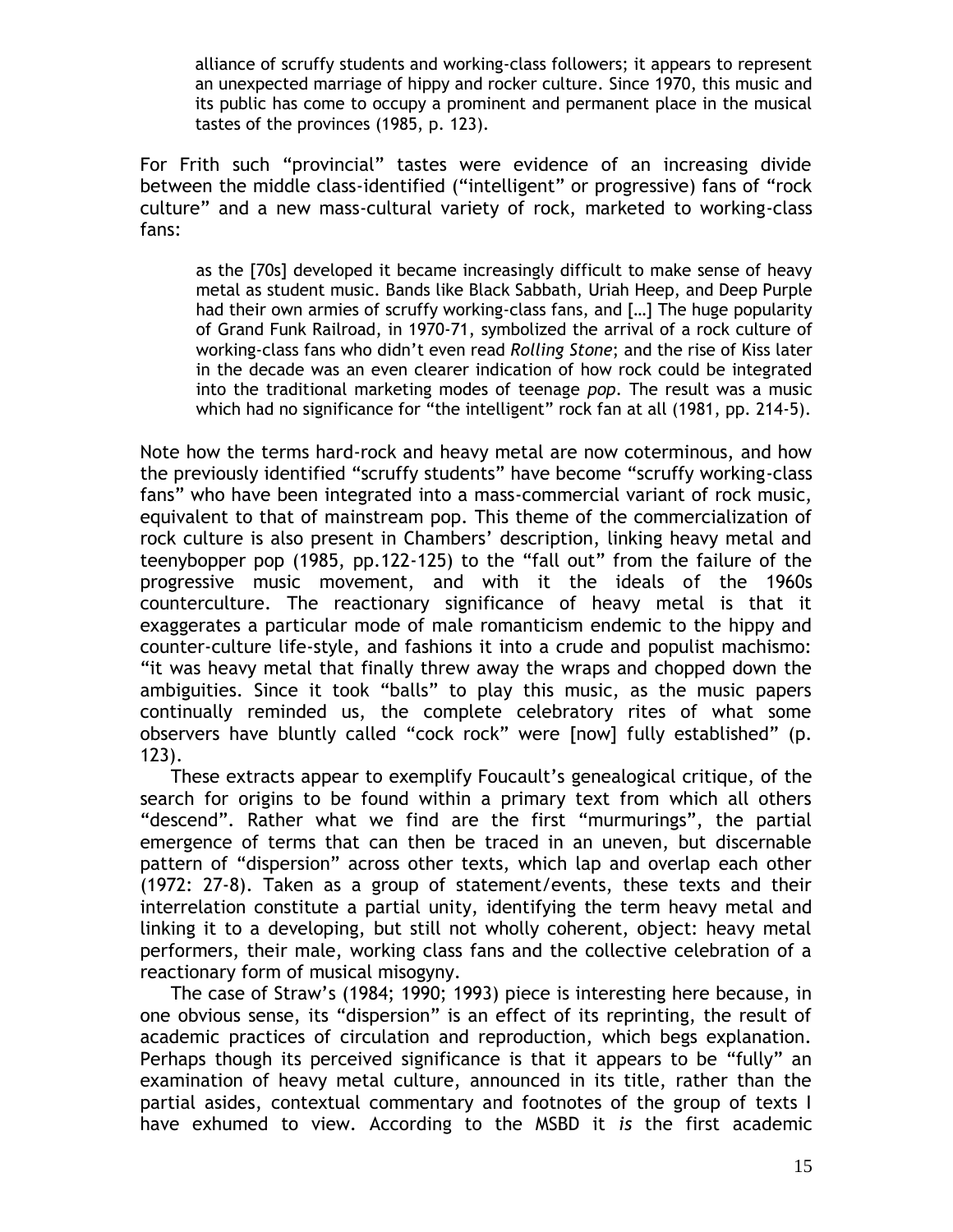> alliance of scruffy students and working-class followers; it appears to represent an unexpected marriage of hippy and rocker culture. Since 1970, this music and its public has come to occupy a prominent and permanent place in the musical tastes of the provinces (1985, p. 123).

For Frith such "provincial" tastes were evidence of an increasing divide between the middle class-identified ("intelligent" or progressive) fans of "rock culture" and a new mass-cultural variety of rock, marketed to working-class fans:

> as the [70s] developed it became increasingly difficult to make sense of heavy metal as student music. Bands like Black Sabbath, Uriah Heep, and Deep Purple had their own armies of scruffy working-class fans, and [...] The huge popularity of Grand Funk Railroad, in 1970-71, symbolized the arrival of a rock culture of working-class fans who didn't even read *Rolling Stone*; and the rise of Kiss later in the decade was an even clearer indication of how rock could be integrated into the traditional marketing modes of teenage *pop*. The result was a music which had no significance for "the intelligent" rock fan at all (1981, pp. 214-5).

Note how the terms hard-rock and heavy metal are now coterminous, and how the previously identified "scruffy students" have become "scruffy working-class fans" who have been integrated into a mass-commercial variant of rock music, equivalent to that of mainstream pop. This theme of the commercialization of rock culture is also present in Chambers' description, linking heavy metal and teenybopper pop (1985, pp.122-125) to the "fall out" from the failure of the progressive music movement, and with it the ideals of the 1960s counterculture. The reactionary significance of heavy metal is that it exaggerates a particular mode of male romanticism endemic to the hippy and counter-culture life-style, and fashions it into a crude and populist machismo: "it was heavy metal that finally threw away the wraps and chopped down the ambiguities. Since it took "balls" to play this music, as the music papers continually reminded us, the complete celebratory rites of what some observers have bluntly called "cock rock" were [now] fully established" (p. 123).

These extracts appear to exemplify Foucault's genealogical critique, of the search for origins to be found within a primary text from which all others "descend". Rather what we find are the first "murmurings", the partial emergence of terms that can then be traced in an uneven, but discernable pattern of "dispersion" across other texts, which lap and overlap each other (1972: 27-8). Taken as a group of statement/events, these texts and their interrelation constitute a partial unity, identifying the term heavy metal and linking it to a developing, but still not wholly coherent, object: heavy metal performers, their male, working class fans and the collective celebration of a reactionary form of musical misogyny.

The case of Straw's (1984; 1990; 1993) piece is interesting here because, in one obvious sense, its "dispersion" is an effect of its reprinting, the result of academic practices of circulation and reproduction, which begs explanation. Perhaps though its perceived significance is that it appears to be "fully" an examination of heavy metal culture, announced in its title, rather than the partial asides, contextual commentary and footnotes of the group of texts I have exhumed to view. According to the MSBD it *is* the first academic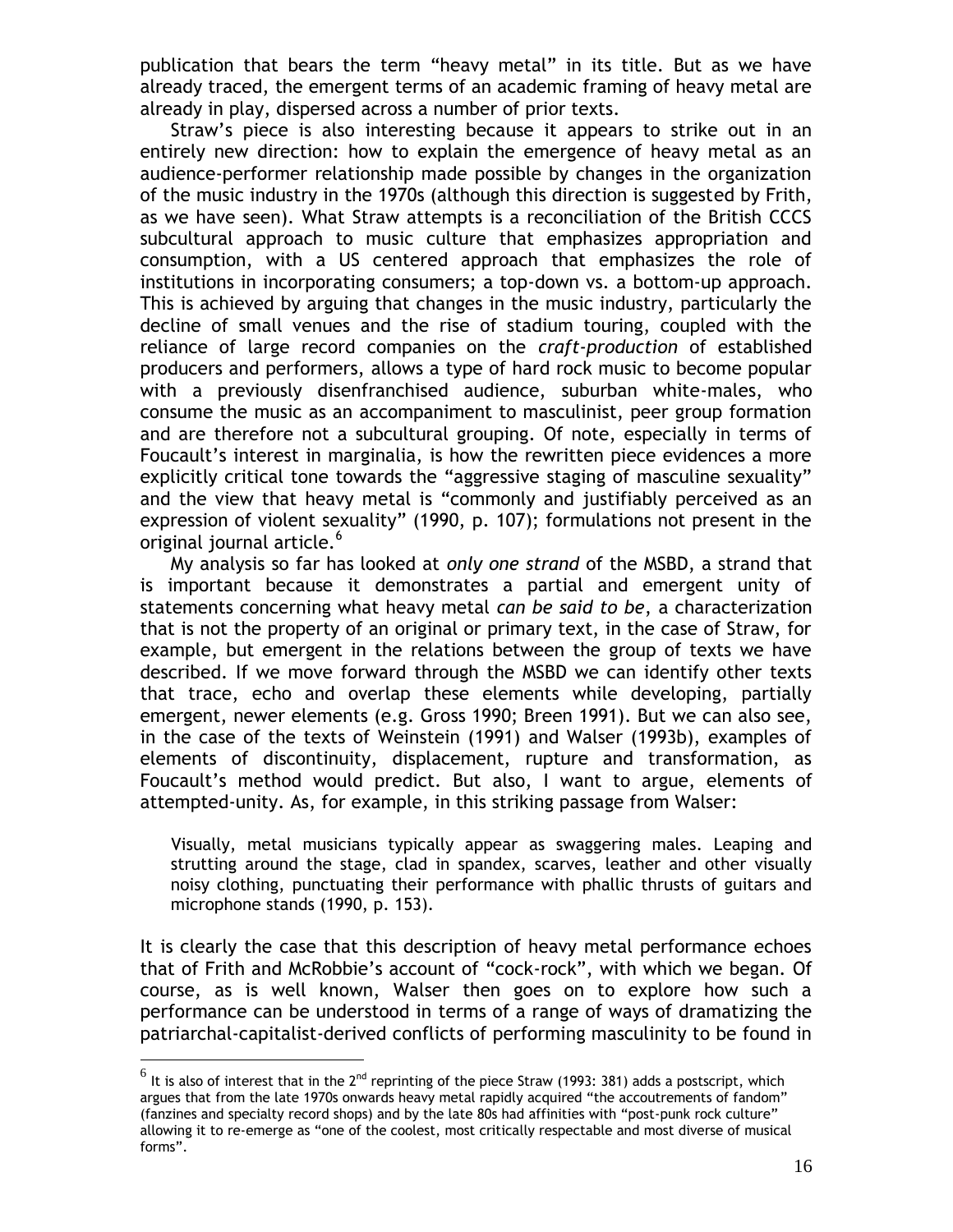publication that bears the term "heavy metal" in its title. But as we have already traced, the emergent terms of an academic framing of heavy metal are already in play, dispersed across a number of prior texts.

Straw's piece is also interesting because it appears to strike out in an entirely new direction: how to explain the emergence of heavy metal as an audience-performer relationship made possible by changes in the organization of the music industry in the 1970s (although this direction is suggested by Frith, as we have seen). What Straw attempts is a reconciliation of the British CCCS subcultural approach to music culture that emphasizes appropriation and consumption, with a US centered approach that emphasizes the role of institutions in incorporating consumers; a top-down vs. a bottom-up approach. This is achieved by arguing that changes in the music industry, particularly the decline of small venues and the rise of stadium touring, coupled with the reliance of large record companies on the *craft-production* of established producers and performers, allows a type of hard rock music to become popular with a previously disenfranchised audience, suburban white-males, who consume the music as an accompaniment to masculinist, peer group formation and are therefore not a subcultural grouping. Of note, especially in terms of Foucault's interest in marginalia, is how the rewritten piece evidences a more explicitly critical tone towards the "aggressive staging of masculine sexuality" and the view that heavy metal is "commonly and justifiably perceived as an expression of violent sexuality" (1990, p. 107); formulations not present in the original journal article.[6]

My analysis so far has looked at *only one strand* of the MSBD, a strand that is important because it demonstrates a partial and emergent unity of statements concerning what heavy metal *can be said to be*, a characterization that is not the property of an original or primary text, in the case of Straw, for example, but emergent in the relations between the group of texts we have described. If we move forward through the MSBD we can identify other texts that trace, echo and overlap these elements while developing, partially emergent, newer elements (e.g. Gross 1990; Breen 1991). But we can also see, in the case of the texts of Weinstein (1991) and Walser (1993b), examples of elements of discontinuity, displacement, rupture and transformation, as Foucault's method would predict. But also, I want to argue, elements of attempted-unity. As, for example, in this striking passage from Walser:

> Visually, metal musicians typically appear as swaggering males. Leaping and strutting around the stage, clad in spandex, scarves, leather and other visually noisy clothing, punctuating their performance with phallic thrusts of guitars and microphone stands (1990, p. 153).

It is clearly the case that this description of heavy metal performance echoes that of Frith and McRobbie's account of "cock-rock", with which we began. Of course, as is well known, Walser then goes on to explore how such a performance can be understood in terms of a range of ways of dramatizing the patriarchal-capitalist-derived conflicts of performing masculinity to be found in

[6] It is also of interest that in the 2nd reprinting of the piece Straw (1993: 381) adds a postscript, which argues that from the late 1970s onwards heavy metal rapidly acquired "the accoutrements of fandom" (fanzines and specialty record shops) and by the late 80s had affinities with "post-punk rock culture" allowing it to re-emerge as "one of the coolest, most critically respectable and most diverse of musical forms".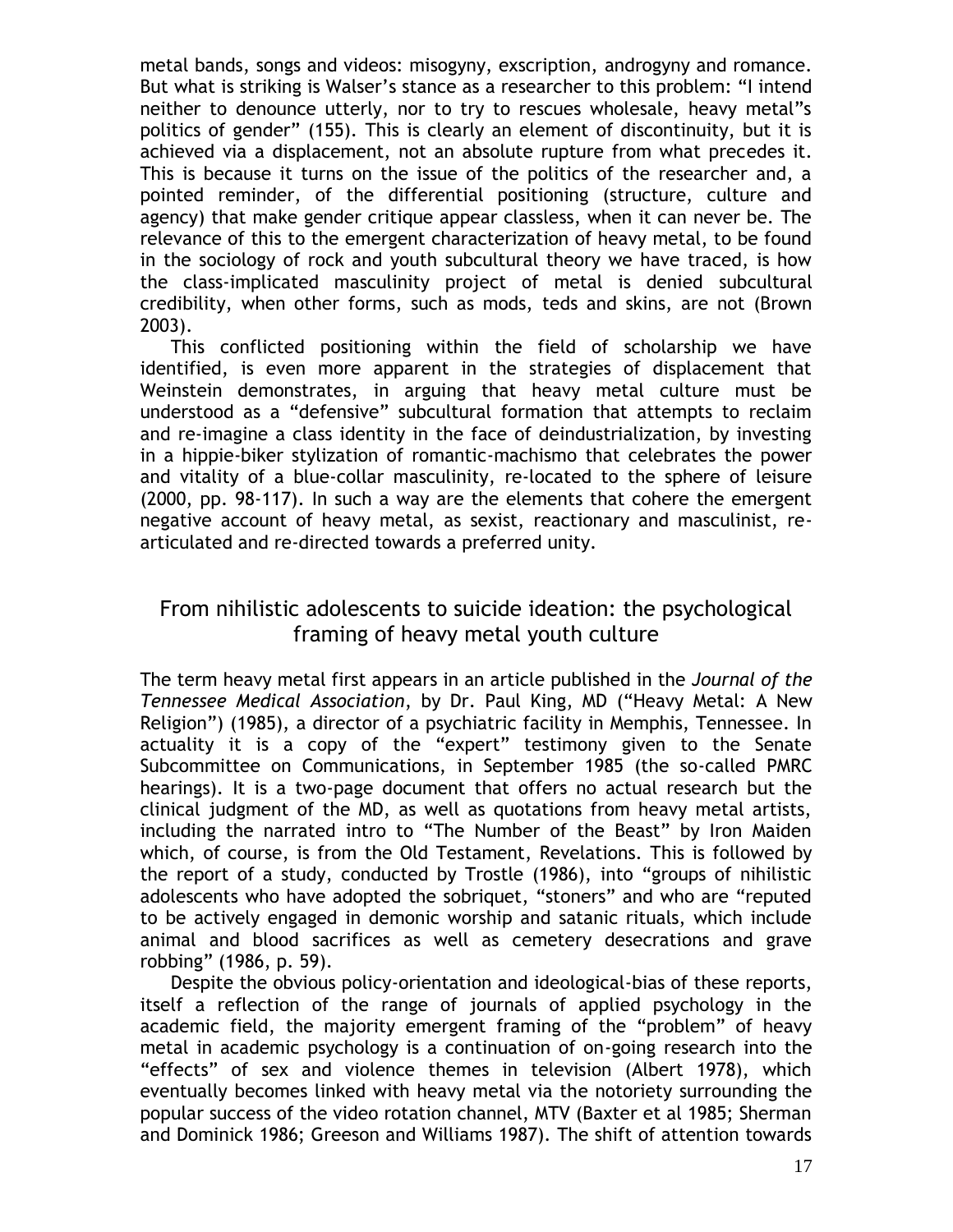metal bands, songs and videos: misogyny, exscription, androgyny and romance. But what is striking is Walser's stance as a researcher to this problem: "I intend neither to denounce utterly, nor to try to rescues wholesale, heavy metal"s politics of gender" (155). This is clearly an element of discontinuity, but it is achieved via a displacement, not an absolute rupture from what precedes it. This is because it turns on the issue of the politics of the researcher and, a pointed reminder, of the differential positioning (structure, culture and agency) that make gender critique appear classless, when it can never be. The relevance of this to the emergent characterization of heavy metal, to be found in the sociology of rock and youth subcultural theory we have traced, is how the class-implicated masculinity project of metal is denied subcultural credibility, when other forms, such as mods, teds and skins, are not (Brown 2003).

This conflicted positioning within the field of scholarship we have identified, is even more apparent in the strategies of displacement that Weinstein demonstrates, in arguing that heavy metal culture must be understood as a "defensive" subcultural formation that attempts to reclaim and re-imagine a class identity in the face of deindustrialization, by investing in a hippie-biker stylization of romantic-machismo that celebrates the power and vitality of a blue-collar masculinity, re-located to the sphere of leisure (2000, pp. 98-117). In such a way are the elements that cohere the emergent negative account of heavy metal, as sexist, reactionary and masculinist, re-articulated and re-directed towards a preferred unity.

## From nihilistic adolescents to suicide ideation: the psychological framing of heavy metal youth culture

The term heavy metal first appears in an article published in the *Journal of the Tennessee Medical Association*, by Dr. Paul King, MD ("Heavy Metal: A New Religion") (1985), a director of a psychiatric facility in Memphis, Tennessee. In actuality it is a copy of the "expert" testimony given to the Senate Subcommittee on Communications, in September 1985 (the so-called PMRC hearings). It is a two-page document that offers no actual research but the clinical judgment of the MD, as well as quotations from heavy metal artists, including the narrated intro to "The Number of the Beast" by Iron Maiden which, of course, is from the Old Testament, Revelations. This is followed by the report of a study, conducted by Trostle (1986), into "groups of nihilistic adolescents who have adopted the sobriquet, "stoners" and who are "reputed to be actively engaged in demonic worship and satanic rituals, which include animal and blood sacrifices as well as cemetery desecrations and grave robbing" (1986, p. 59).

Despite the obvious policy-orientation and ideological-bias of these reports, itself a reflection of the range of journals of applied psychology in the academic field, the majority emergent framing of the "problem" of heavy metal in academic psychology is a continuation of on-going research into the "effects" of sex and violence themes in television (Albert 1978), which eventually becomes linked with heavy metal via the notoriety surrounding the popular success of the video rotation channel, MTV (Baxter et al 1985; Sherman and Dominick 1986; Greeson and Williams 1987). The shift of attention towards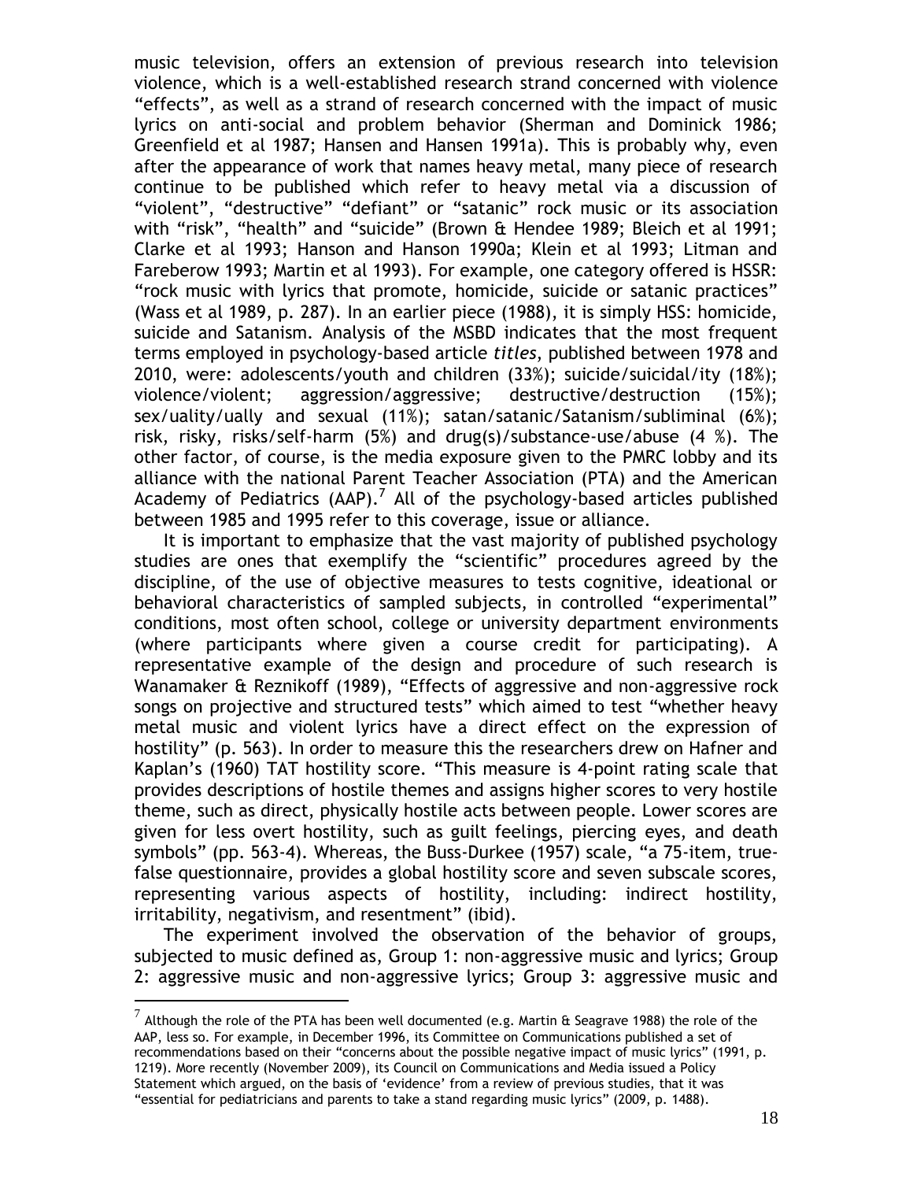music television, offers an extension of previous research into television violence, which is a well-established research strand concerned with violence "effects", as well as a strand of research concerned with the impact of music lyrics on anti-social and problem behavior (Sherman and Dominick 1986; Greenfield et al 1987; Hansen and Hansen 1991a). This is probably why, even after the appearance of work that names heavy metal, many piece of research continue to be published which refer to heavy metal via a discussion of "violent", "destructive" "defiant" or "satanic" rock music or its association with "risk", "health" and "suicide" (Brown & Hendee 1989; Bleich et al 1991; Clarke et al 1993; Hanson and Hanson 1990a; Klein et al 1993; Litman and Fareberow 1993; Martin et al 1993). For example, one category offered is HSSR: "rock music with lyrics that promote, homicide, suicide or satanic practices" (Wass et al 1989, p. 287). In an earlier piece (1988), it is simply HSS: homicide, suicide and Satanism. Analysis of the MSBD indicates that the most frequent terms employed in psychology-based article *titles*, published between 1978 and 2010, were: adolescents/youth and children (33%); suicide/suicidal/ity (18%); violence/violent; aggression/aggressive; destructive/destruction (15%); sex/uality/ually and sexual (11%); satan/satanic/Satanism/subliminal (6%); risk, risky, risks/self-harm (5%) and drug(s)/substance-use/abuse (4 %). The other factor, of course, is the media exposure given to the PMRC lobby and its alliance with the national Parent Teacher Association (PTA) and the American Academy of Pediatrics (AAP).[7] All of the psychology-based articles published between 1985 and 1995 refer to this coverage, issue or alliance.

It is important to emphasize that the vast majority of published psychology studies are ones that exemplify the "scientific" procedures agreed by the discipline, of the use of objective measures to tests cognitive, ideational or behavioral characteristics of sampled subjects, in controlled "experimental" conditions, most often school, college or university department environments (where participants where given a course credit for participating). A representative example of the design and procedure of such research is Wanamaker & Reznikoff (1989), "Effects of aggressive and non-aggressive rock songs on projective and structured tests" which aimed to test "whether heavy metal music and violent lyrics have a direct effect on the expression of hostility" (p. 563). In order to measure this the researchers drew on Hafner and Kaplan's (1960) TAT hostility score. "This measure is 4-point rating scale that provides descriptions of hostile themes and assigns higher scores to very hostile theme, such as direct, physically hostile acts between people. Lower scores are given for less overt hostility, such as guilt feelings, piercing eyes, and death symbols" (pp. 563-4). Whereas, the Buss-Durkee (1957) scale, "a 75-item, true-false questionnaire, provides a global hostility score and seven subscale scores, representing various aspects of hostility, including: indirect hostility, irritability, negativism, and resentment" (ibid).

The experiment involved the observation of the behavior of groups, subjected to music defined as, Group 1: non-aggressive music and lyrics; Group 2: aggressive music and non-aggressive lyrics; Group 3: aggressive music and

---

[7] Although the role of the PTA has been well documented (e.g. Martin & Seagrave 1988) the role of the AAP, less so. For example, in December 1996, its Committee on Communications published a set of recommendations based on their "concerns about the possible negative impact of music lyrics" (1991, p. 1219). More recently (November 2009), its Council on Communications and Media issued a Policy Statement which argued, on the basis of 'evidence' from a review of previous studies, that it was "essential for pediatricians and parents to take a stand regarding music lyrics" (2009, p. 1488).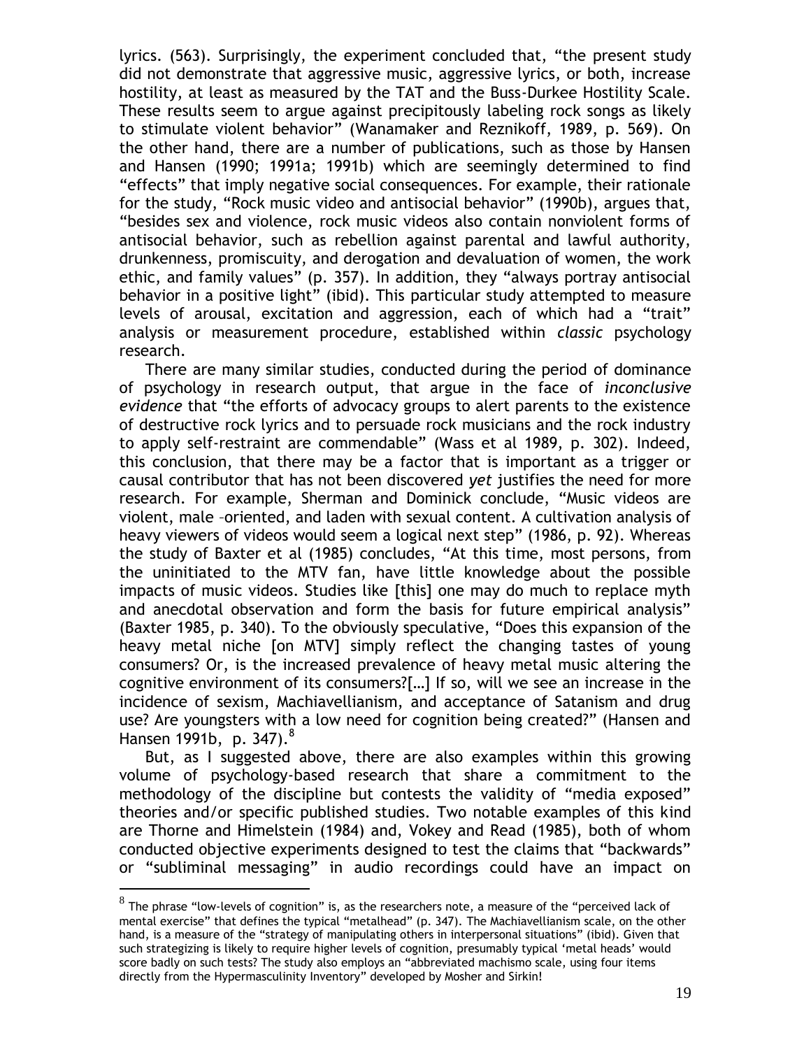lyrics. (563). Surprisingly, the experiment concluded that, "the present study did not demonstrate that aggressive music, aggressive lyrics, or both, increase hostility, at least as measured by the TAT and the Buss-Durkee Hostility Scale. These results seem to argue against precipitously labeling rock songs as likely to stimulate violent behavior" (Wanamaker and Reznikoff, 1989, p. 569). On the other hand, there are a number of publications, such as those by Hansen and Hansen (1990; 1991a; 1991b) which are seemingly determined to find "effects" that imply negative social consequences. For example, their rationale for the study, "Rock music video and antisocial behavior" (1990b), argues that, "besides sex and violence, rock music videos also contain nonviolent forms of antisocial behavior, such as rebellion against parental and lawful authority, drunkenness, promiscuity, and derogation and devaluation of women, the work ethic, and family values" (p. 357). In addition, they "always portray antisocial behavior in a positive light" (ibid). This particular study attempted to measure levels of arousal, excitation and aggression, each of which had a "trait" analysis or measurement procedure, established within *classic* psychology research.

There are many similar studies, conducted during the period of dominance of psychology in research output, that argue in the face of *inconclusive evidence* that "the efforts of advocacy groups to alert parents to the existence of destructive rock lyrics and to persuade rock musicians and the rock industry to apply self-restraint are commendable" (Wass et al 1989, p. 302). Indeed, this conclusion, that there may be a factor that is important as a trigger or causal contributor that has not been discovered *yet* justifies the need for more research. For example, Sherman and Dominick conclude, "Music videos are violent, male –oriented, and laden with sexual content. A cultivation analysis of heavy viewers of videos would seem a logical next step" (1986, p. 92). Whereas the study of Baxter et al (1985) concludes, "At this time, most persons, from the uninitiated to the MTV fan, have little knowledge about the possible impacts of music videos. Studies like [this] one may do much to replace myth and anecdotal observation and form the basis for future empirical analysis" (Baxter 1985, p. 340). To the obviously speculative, "Does this expansion of the heavy metal niche [on MTV] simply reflect the changing tastes of young consumers? Or, is the increased prevalence of heavy metal music altering the cognitive environment of its consumers?[…] If so, will we see an increase in the incidence of sexism, Machiavellianism, and acceptance of Satanism and drug use? Are youngsters with a low need for cognition being created?" (Hansen and Hansen 1991b, p. 347).[8]

But, as I suggested above, there are also examples within this growing volume of psychology-based research that share a commitment to the methodology of the discipline but contests the validity of "media exposed" theories and/or specific published studies. Two notable examples of this kind are Thorne and Himelstein (1984) and, Vokey and Read (1985), both of whom conducted objective experiments designed to test the claims that "backwards" or "subliminal messaging" in audio recordings could have an impact on

---

[8] The phrase "low-levels of cognition" is, as the researchers note, a measure of the "perceived lack of mental exercise" that defines the typical "metalhead" (p. 347). The Machiavellianism scale, on the other hand, is a measure of the "strategy of manipulating others in interpersonal situations" (ibid). Given that such strategizing is likely to require higher levels of cognition, presumably typical 'metal heads' would score badly on such tests? The study also employs an "abbreviated machismo scale, using four items directly from the Hypermasculinity Inventory" developed by Mosher and Sirkin!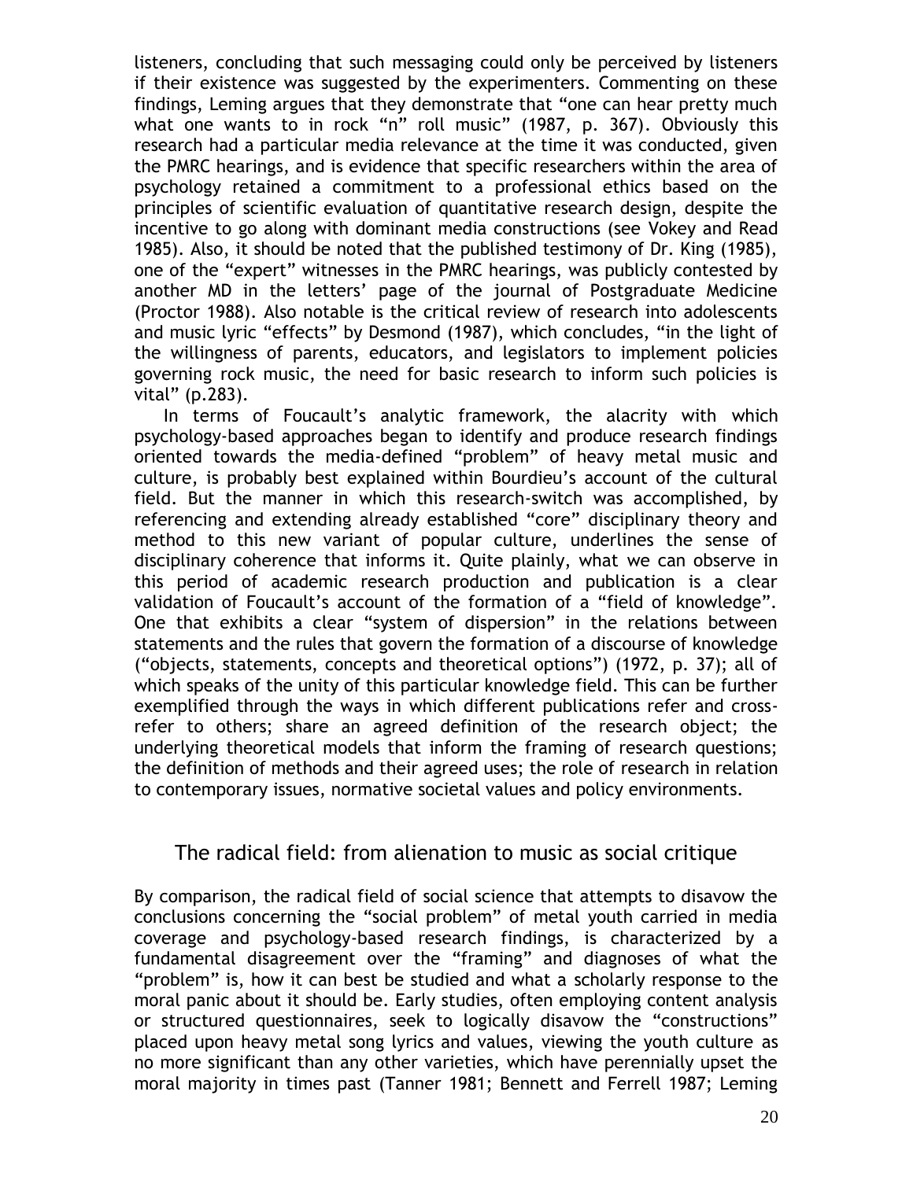listeners, concluding that such messaging could only be perceived by listeners if their existence was suggested by the experimenters. Commenting on these findings, Leming argues that they demonstrate that "one can hear pretty much what one wants to in rock "n" roll music" (1987, p. 367). Obviously this research had a particular media relevance at the time it was conducted, given the PMRC hearings, and is evidence that specific researchers within the area of psychology retained a commitment to a professional ethics based on the principles of scientific evaluation of quantitative research design, despite the incentive to go along with dominant media constructions (see Vokey and Read 1985). Also, it should be noted that the published testimony of Dr. King (1985), one of the "expert" witnesses in the PMRC hearings, was publicly contested by another MD in the letters' page of the journal of Postgraduate Medicine (Proctor 1988). Also notable is the critical review of research into adolescents and music lyric "effects" by Desmond (1987), which concludes, "in the light of the willingness of parents, educators, and legislators to implement policies governing rock music, the need for basic research to inform such policies is vital" (p.283).

In terms of Foucault's analytic framework, the alacrity with which psychology-based approaches began to identify and produce research findings oriented towards the media-defined "problem" of heavy metal music and culture, is probably best explained within Bourdieu's account of the cultural field. But the manner in which this research-switch was accomplished, by referencing and extending already established "core" disciplinary theory and method to this new variant of popular culture, underlines the sense of disciplinary coherence that informs it. Quite plainly, what we can observe in this period of academic research production and publication is a clear validation of Foucault's account of the formation of a "field of knowledge". One that exhibits a clear "system of dispersion" in the relations between statements and the rules that govern the formation of a discourse of knowledge ("objects, statements, concepts and theoretical options") (1972, p. 37); all of which speaks of the unity of this particular knowledge field. This can be further exemplified through the ways in which different publications refer and cross-refer to others; share an agreed definition of the research object; the underlying theoretical models that inform the framing of research questions; the definition of methods and their agreed uses; the role of research in relation to contemporary issues, normative societal values and policy environments.

## The radical field: from alienation to music as social critique

By comparison, the radical field of social science that attempts to disavow the conclusions concerning the "social problem" of metal youth carried in media coverage and psychology-based research findings, is characterized by a fundamental disagreement over the "framing" and diagnoses of what the "problem" is, how it can best be studied and what a scholarly response to the moral panic about it should be. Early studies, often employing content analysis or structured questionnaires, seek to logically disavow the "constructions" placed upon heavy metal song lyrics and values, viewing the youth culture as no more significant than any other varieties, which have perennially upset the moral majority in times past (Tanner 1981; Bennett and Ferrell 1987; Leming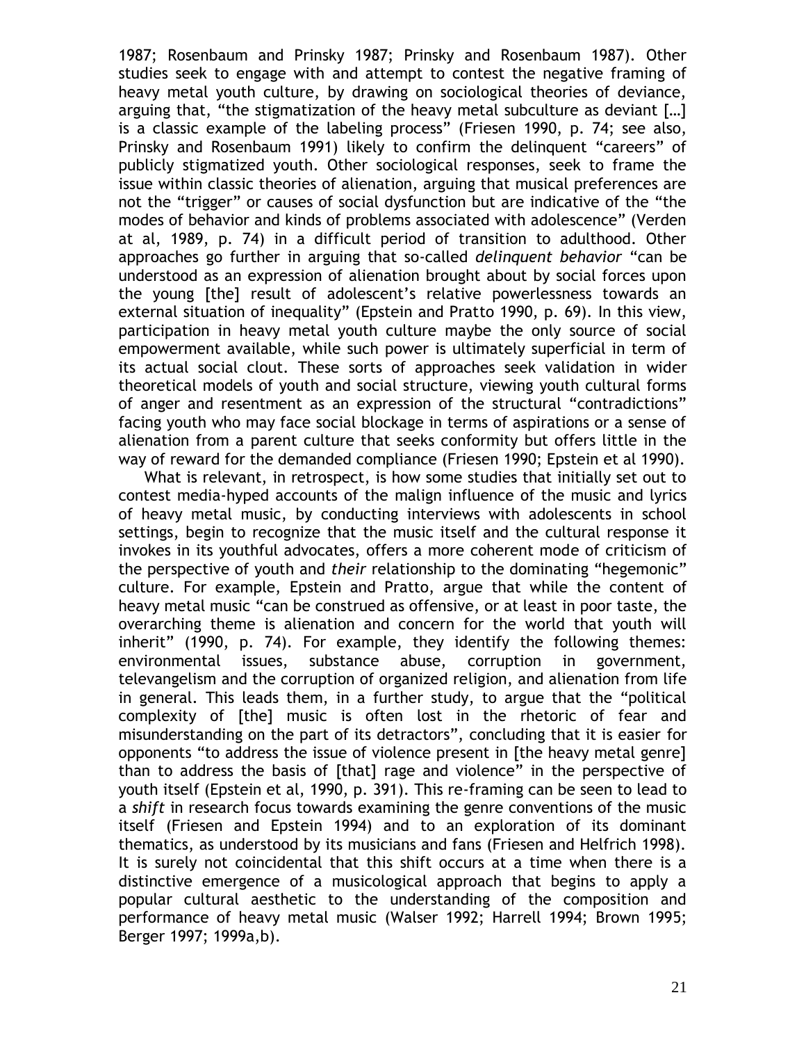1987; Rosenbaum and Prinsky 1987; Prinsky and Rosenbaum 1987). Other studies seek to engage with and attempt to contest the negative framing of heavy metal youth culture, by drawing on sociological theories of deviance, arguing that, "the stigmatization of the heavy metal subculture as deviant […] is a classic example of the labeling process" (Friesen 1990, p. 74; see also, Prinsky and Rosenbaum 1991) likely to confirm the delinquent "careers" of publicly stigmatized youth. Other sociological responses, seek to frame the issue within classic theories of alienation, arguing that musical preferences are not the "trigger" or causes of social dysfunction but are indicative of the "the modes of behavior and kinds of problems associated with adolescence" (Verden at al, 1989, p. 74) in a difficult period of transition to adulthood. Other approaches go further in arguing that so-called *delinquent behavior* "can be understood as an expression of alienation brought about by social forces upon the young [the] result of adolescent's relative powerlessness towards an external situation of inequality" (Epstein and Pratto 1990, p. 69). In this view, participation in heavy metal youth culture maybe the only source of social empowerment available, while such power is ultimately superficial in term of its actual social clout. These sorts of approaches seek validation in wider theoretical models of youth and social structure, viewing youth cultural forms of anger and resentment as an expression of the structural "contradictions" facing youth who may face social blockage in terms of aspirations or a sense of alienation from a parent culture that seeks conformity but offers little in the way of reward for the demanded compliance (Friesen 1990; Epstein et al 1990).

What is relevant, in retrospect, is how some studies that initially set out to contest media-hyped accounts of the malign influence of the music and lyrics of heavy metal music, by conducting interviews with adolescents in school settings, begin to recognize that the music itself and the cultural response it invokes in its youthful advocates, offers a more coherent mode of criticism of the perspective of youth and *their* relationship to the dominating "hegemonic" culture. For example, Epstein and Pratto, argue that while the content of heavy metal music "can be construed as offensive, or at least in poor taste, the overarching theme is alienation and concern for the world that youth will inherit" (1990, p. 74). For example, they identify the following themes: environmental issues, substance abuse, corruption in government, televangelism and the corruption of organized religion, and alienation from life in general. This leads them, in a further study, to argue that the "political complexity of [the] music is often lost in the rhetoric of fear and misunderstanding on the part of its detractors", concluding that it is easier for opponents "to address the issue of violence present in [the heavy metal genre] than to address the basis of [that] rage and violence" in the perspective of youth itself (Epstein et al, 1990, p. 391). This re-framing can be seen to lead to a *shift* in research focus towards examining the genre conventions of the music itself (Friesen and Epstein 1994) and to an exploration of its dominant thematics, as understood by its musicians and fans (Friesen and Helfrich 1998). It is surely not coincidental that this shift occurs at a time when there is a distinctive emergence of a musicological approach that begins to apply a popular cultural aesthetic to the understanding of the composition and performance of heavy metal music (Walser 1992; Harrell 1994; Brown 1995; Berger 1997; 1999a,b).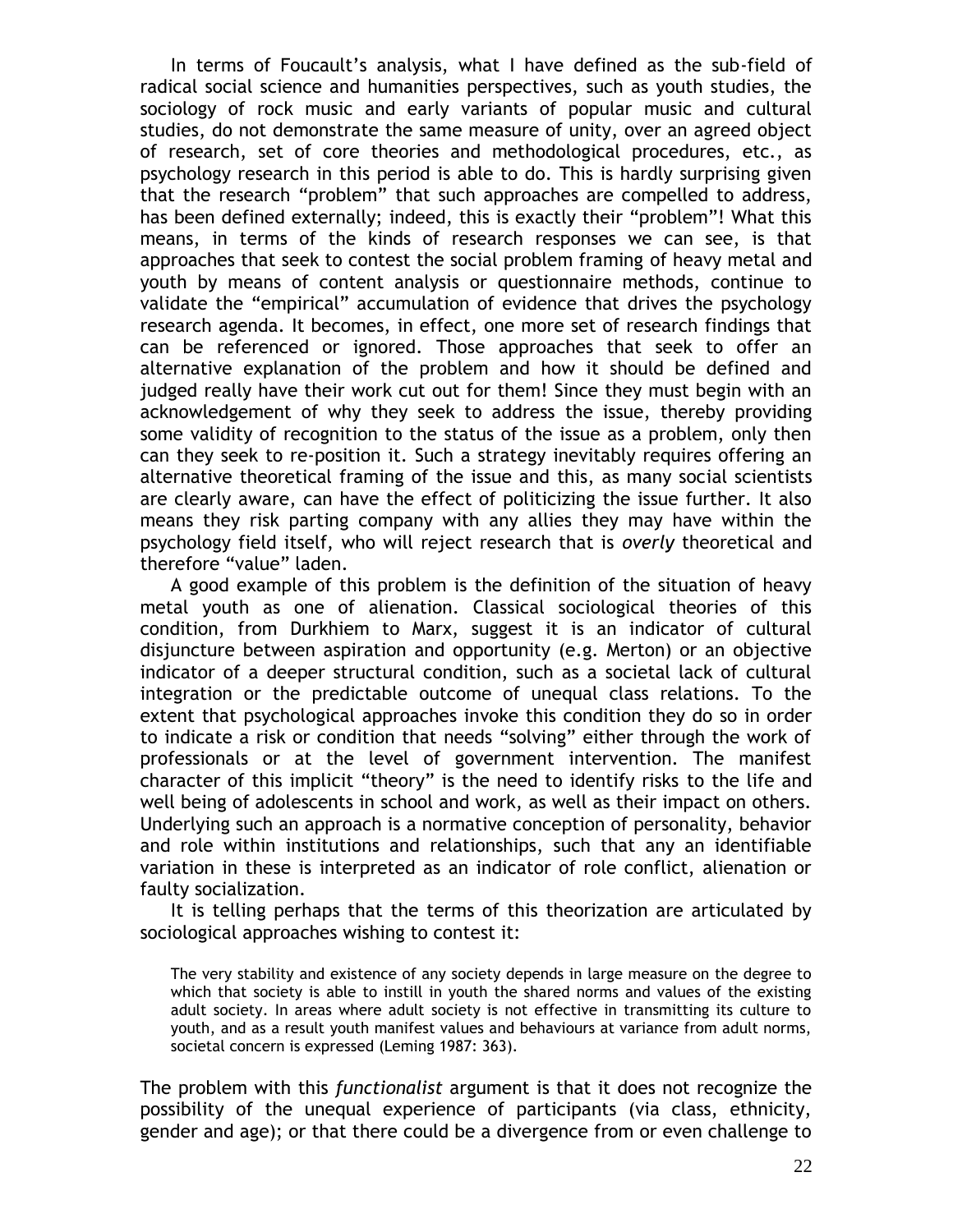In terms of Foucault's analysis, what I have defined as the sub-field of radical social science and humanities perspectives, such as youth studies, the sociology of rock music and early variants of popular music and cultural studies, do not demonstrate the same measure of unity, over an agreed object of research, set of core theories and methodological procedures, etc., as psychology research in this period is able to do. This is hardly surprising given that the research "problem" that such approaches are compelled to address, has been defined externally; indeed, this is exactly their "problem"! What this means, in terms of the kinds of research responses we can see, is that approaches that seek to contest the social problem framing of heavy metal and youth by means of content analysis or questionnaire methods, continue to validate the "empirical" accumulation of evidence that drives the psychology research agenda. It becomes, in effect, one more set of research findings that can be referenced or ignored. Those approaches that seek to offer an alternative explanation of the problem and how it should be defined and judged really have their work cut out for them! Since they must begin with an acknowledgement of why they seek to address the issue, thereby providing some validity of recognition to the status of the issue as a problem, only then can they seek to re-position it. Such a strategy inevitably requires offering an alternative theoretical framing of the issue and this, as many social scientists are clearly aware, can have the effect of politicizing the issue further. It also means they risk parting company with any allies they may have within the psychology field itself, who will reject research that is *overly* theoretical and therefore "value" laden.

A good example of this problem is the definition of the situation of heavy metal youth as one of alienation. Classical sociological theories of this condition, from Durkhiem to Marx, suggest it is an indicator of cultural disjuncture between aspiration and opportunity (e.g. Merton) or an objective indicator of a deeper structural condition, such as a societal lack of cultural integration or the predictable outcome of unequal class relations. To the extent that psychological approaches invoke this condition they do so in order to indicate a risk or condition that needs "solving" either through the work of professionals or at the level of government intervention. The manifest character of this implicit "theory" is the need to identify risks to the life and well being of adolescents in school and work, as well as their impact on others. Underlying such an approach is a normative conception of personality, behavior and role within institutions and relationships, such that any an identifiable variation in these is interpreted as an indicator of role conflict, alienation or faulty socialization.

It is telling perhaps that the terms of this theorization are articulated by sociological approaches wishing to contest it:

> The very stability and existence of any society depends in large measure on the degree to which that society is able to instill in youth the shared norms and values of the existing adult society. In areas where adult society is not effective in transmitting its culture to youth, and as a result youth manifest values and behaviours at variance from adult norms, societal concern is expressed (Leming 1987: 363).

The problem with this *functionalist* argument is that it does not recognize the possibility of the unequal experience of participants (via class, ethnicity, gender and age); or that there could be a divergence from or even challenge to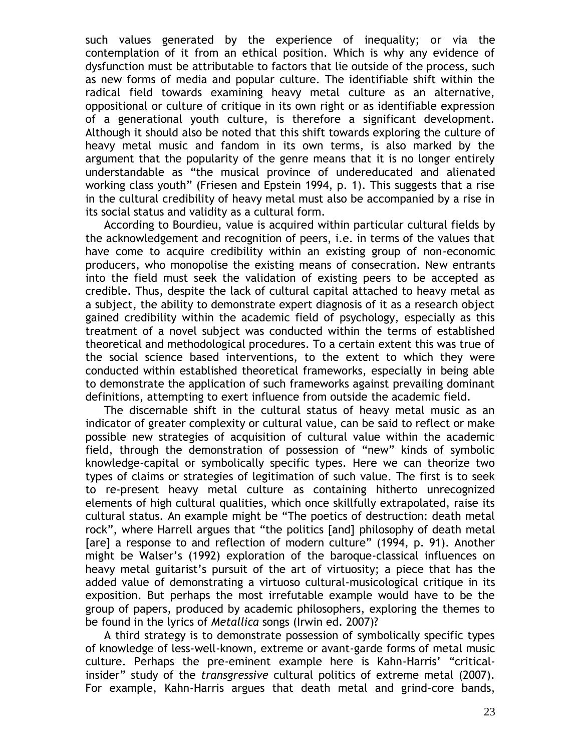such values generated by the experience of inequality; or via the contemplation of it from an ethical position. Which is why any evidence of dysfunction must be attributable to factors that lie outside of the process, such as new forms of media and popular culture. The identifiable shift within the radical field towards examining heavy metal culture as an alternative, oppositional or culture of critique in its own right or as identifiable expression of a generational youth culture, is therefore a significant development. Although it should also be noted that this shift towards exploring the culture of heavy metal music and fandom in its own terms, is also marked by the argument that the popularity of the genre means that it is no longer entirely understandable as "the musical province of undereducated and alienated working class youth" (Friesen and Epstein 1994, p. 1). This suggests that a rise in the cultural credibility of heavy metal must also be accompanied by a rise in its social status and validity as a cultural form.

According to Bourdieu, value is acquired within particular cultural fields by the acknowledgement and recognition of peers, i.e. in terms of the values that have come to acquire credibility within an existing group of non-economic producers, who monopolise the existing means of consecration. New entrants into the field must seek the validation of existing peers to be accepted as credible. Thus, despite the lack of cultural capital attached to heavy metal as a subject, the ability to demonstrate expert diagnosis of it as a research object gained credibility within the academic field of psychology, especially as this treatment of a novel subject was conducted within the terms of established theoretical and methodological procedures. To a certain extent this was true of the social science based interventions, to the extent to which they were conducted within established theoretical frameworks, especially in being able to demonstrate the application of such frameworks against prevailing dominant definitions, attempting to exert influence from outside the academic field.

The discernable shift in the cultural status of heavy metal music as an indicator of greater complexity or cultural value, can be said to reflect or make possible new strategies of acquisition of cultural value within the academic field, through the demonstration of possession of "new" kinds of symbolic knowledge-capital or symbolically specific types. Here we can theorize two types of claims or strategies of legitimation of such value. The first is to seek to re-present heavy metal culture as containing hitherto unrecognized elements of high cultural qualities, which once skillfully extrapolated, raise its cultural status. An example might be "The poetics of destruction: death metal rock", where Harrell argues that "the politics [and] philosophy of death metal [are] a response to and reflection of modern culture" (1994, p. 91). Another might be Walser's (1992) exploration of the baroque-classical influences on heavy metal guitarist's pursuit of the art of virtuosity; a piece that has the added value of demonstrating a virtuoso cultural-musicological critique in its exposition. But perhaps the most irrefutable example would have to be the group of papers, produced by academic philosophers, exploring the themes to be found in the lyrics of *Metallica* songs (Irwin ed. 2007)?

A third strategy is to demonstrate possession of symbolically specific types of knowledge of less-well-known, extreme or avant-garde forms of metal music culture. Perhaps the pre-eminent example here is Kahn-Harris' "critical-insider" study of the *transgressive* cultural politics of extreme metal (2007). For example, Kahn-Harris argues that death metal and grind-core bands,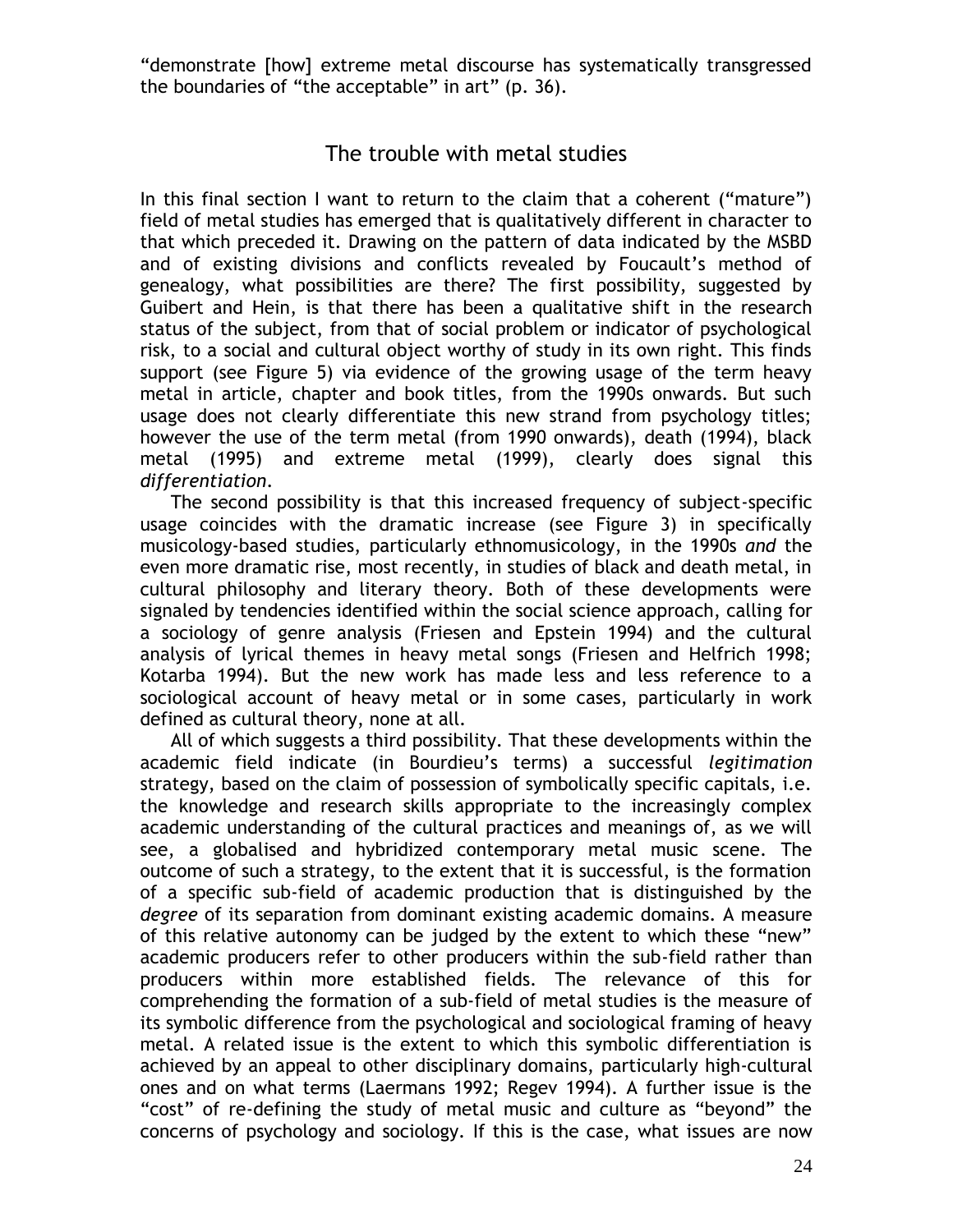"demonstrate [how] extreme metal discourse has systematically transgressed the boundaries of "the acceptable" in art" (p. 36).

## The trouble with metal studies

In this final section I want to return to the claim that a coherent ("mature") field of metal studies has emerged that is qualitatively different in character to that which preceded it. Drawing on the pattern of data indicated by the MSBD and of existing divisions and conflicts revealed by Foucault's method of genealogy, what possibilities are there? The first possibility, suggested by Guibert and Hein, is that there has been a qualitative shift in the research status of the subject, from that of social problem or indicator of psychological risk, to a social and cultural object worthy of study in its own right. This finds support (see Figure 5) via evidence of the growing usage of the term heavy metal in article, chapter and book titles, from the 1990s onwards. But such usage does not clearly differentiate this new strand from psychology titles; however the use of the term metal (from 1990 onwards), death (1994), black metal (1995) and extreme metal (1999), clearly does signal this *differentiation*.

The second possibility is that this increased frequency of subject-specific usage coincides with the dramatic increase (see Figure 3) in specifically musicology-based studies, particularly ethnomusicology, in the 1990s *and* the even more dramatic rise, most recently, in studies of black and death metal, in cultural philosophy and literary theory. Both of these developments were signaled by tendencies identified within the social science approach, calling for a sociology of genre analysis (Friesen and Epstein 1994) and the cultural analysis of lyrical themes in heavy metal songs (Friesen and Helfrich 1998; Kotarba 1994). But the new work has made less and less reference to a sociological account of heavy metal or in some cases, particularly in work defined as cultural theory, none at all.

All of which suggests a third possibility. That these developments within the academic field indicate (in Bourdieu's terms) a successful *legitimation* strategy, based on the claim of possession of symbolically specific capitals, i.e. the knowledge and research skills appropriate to the increasingly complex academic understanding of the cultural practices and meanings of, as we will see, a globalised and hybridized contemporary metal music scene. The outcome of such a strategy, to the extent that it is successful, is the formation of a specific sub-field of academic production that is distinguished by the *degree* of its separation from dominant existing academic domains. A measure of this relative autonomy can be judged by the extent to which these "new" academic producers refer to other producers within the sub-field rather than producers within more established fields. The relevance of this for comprehending the formation of a sub-field of metal studies is the measure of its symbolic difference from the psychological and sociological framing of heavy metal. A related issue is the extent to which this symbolic differentiation is achieved by an appeal to other disciplinary domains, particularly high-cultural ones and on what terms (Laermans 1992; Regev 1994). A further issue is the "cost" of re-defining the study of metal music and culture as "beyond" the concerns of psychology and sociology. If this is the case, what issues are now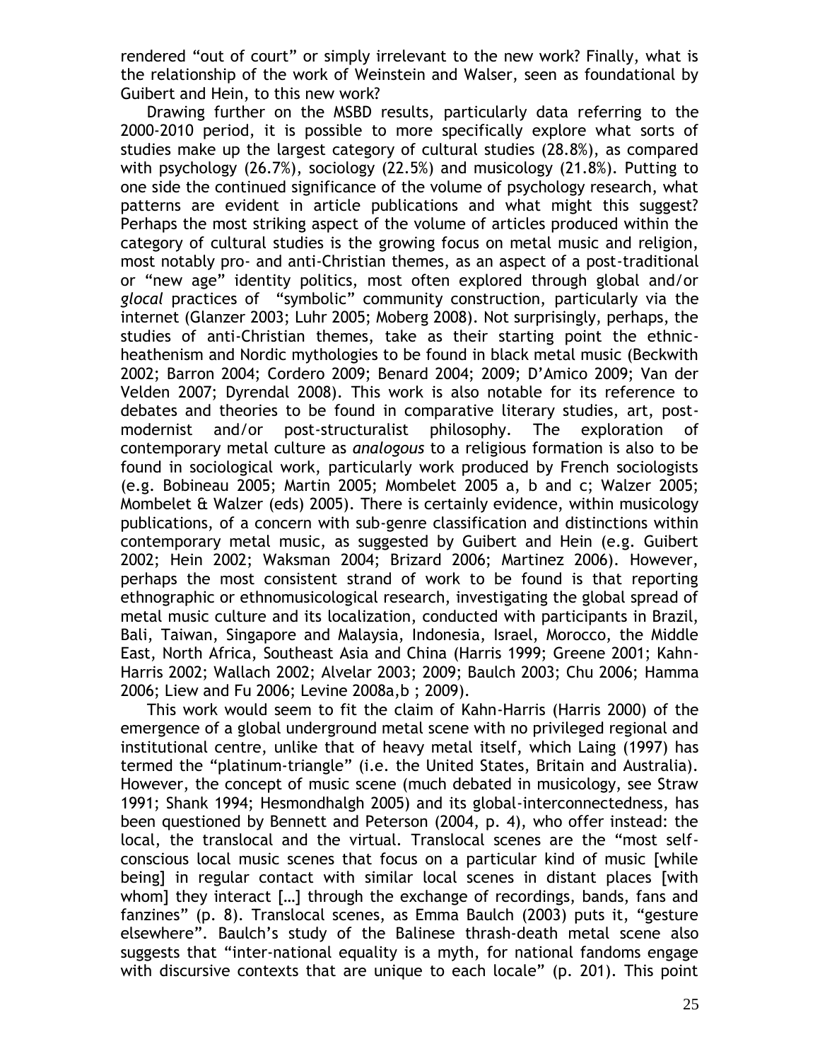rendered "out of court" or simply irrelevant to the new work? Finally, what is the relationship of the work of Weinstein and Walser, seen as foundational by Guibert and Hein, to this new work?

Drawing further on the MSBD results, particularly data referring to the 2000-2010 period, it is possible to more specifically explore what sorts of studies make up the largest category of cultural studies (28.8%), as compared with psychology (26.7%), sociology (22.5%) and musicology (21.8%). Putting to one side the continued significance of the volume of psychology research, what patterns are evident in article publications and what might this suggest? Perhaps the most striking aspect of the volume of articles produced within the category of cultural studies is the growing focus on metal music and religion, most notably pro- and anti-Christian themes, as an aspect of a post-traditional or "new age" identity politics, most often explored through global and/or *glocal* practices of "symbolic" community construction, particularly via the internet (Glanzer 2003; Luhr 2005; Moberg 2008). Not surprisingly, perhaps, the studies of anti-Christian themes, take as their starting point the ethnic-heathenism and Nordic mythologies to be found in black metal music (Beckwith 2002; Barron 2004; Cordero 2009; Benard 2004; 2009; D'Amico 2009; Van der Velden 2007; Dyrendal 2008). This work is also notable for its reference to debates and theories to be found in comparative literary studies, art, post-modernist and/or post-structuralist philosophy. The exploration of contemporary metal culture as *analogous* to a religious formation is also to be found in sociological work, particularly work produced by French sociologists (e.g. Bobineau 2005; Martin 2005; Mombelet 2005 a, b and c; Walzer 2005; Mombelet & Walzer (eds) 2005). There is certainly evidence, within musicology publications, of a concern with sub-genre classification and distinctions within contemporary metal music, as suggested by Guibert and Hein (e.g. Guibert 2002; Hein 2002; Waksman 2004; Brizard 2006; Martinez 2006). However, perhaps the most consistent strand of work to be found is that reporting ethnographic or ethnomusicological research, investigating the global spread of metal music culture and its localization, conducted with participants in Brazil, Bali, Taiwan, Singapore and Malaysia, Indonesia, Israel, Morocco, the Middle East, North Africa, Southeast Asia and China (Harris 1999; Greene 2001; Kahn-Harris 2002; Wallach 2002; Alvelar 2003; 2009; Baulch 2003; Chu 2006; Hamma 2006; Liew and Fu 2006; Levine 2008a,b ; 2009).

This work would seem to fit the claim of Kahn-Harris (Harris 2000) of the emergence of a global underground metal scene with no privileged regional and institutional centre, unlike that of heavy metal itself, which Laing (1997) has termed the "platinum-triangle" (i.e. the United States, Britain and Australia). However, the concept of music scene (much debated in musicology, see Straw 1991; Shank 1994; Hesmondhalgh 2005) and its global-interconnectedness, has been questioned by Bennett and Peterson (2004, p. 4), who offer instead: the local, the translocal and the virtual. Translocal scenes are the "most self-conscious local music scenes that focus on a particular kind of music [while being] in regular contact with similar local scenes in distant places [with whom] they interact […] through the exchange of recordings, bands, fans and fanzines" (p. 8). Translocal scenes, as Emma Baulch (2003) puts it, "gesture elsewhere". Baulch's study of the Balinese thrash-death metal scene also suggests that "inter-national equality is a myth, for national fandoms engage with discursive contexts that are unique to each locale" (p. 201). This point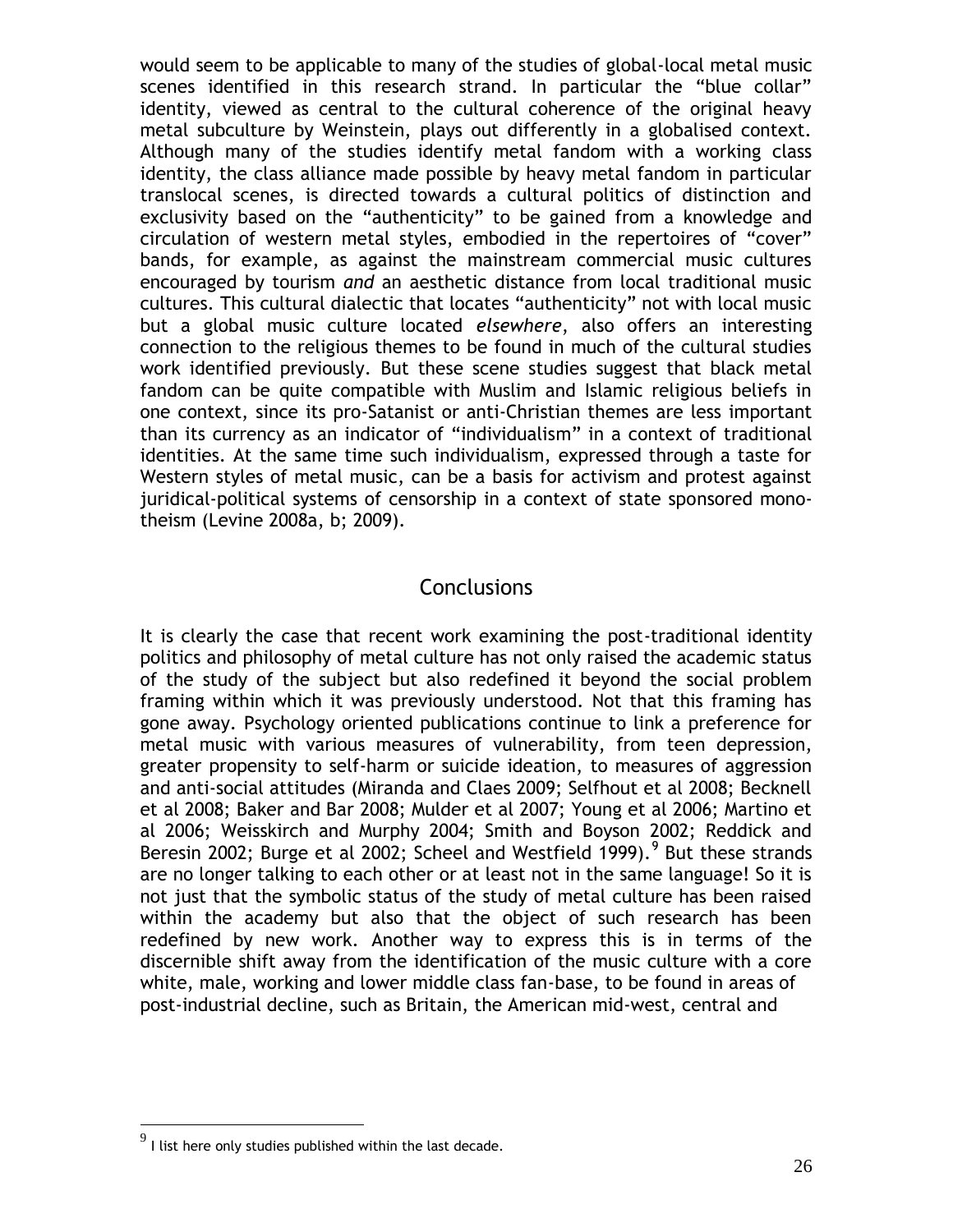would seem to be applicable to many of the studies of global-local metal music scenes identified in this research strand. In particular the "blue collar" identity, viewed as central to the cultural coherence of the original heavy metal subculture by Weinstein, plays out differently in a globalised context. Although many of the studies identify metal fandom with a working class identity, the class alliance made possible by heavy metal fandom in particular translocal scenes, is directed towards a cultural politics of distinction and exclusivity based on the "authenticity" to be gained from a knowledge and circulation of western metal styles, embodied in the repertoires of "cover" bands, for example, as against the mainstream commercial music cultures encouraged by tourism *and* an aesthetic distance from local traditional music cultures. This cultural dialectic that locates "authenticity" not with local music but a global music culture located *elsewhere*, also offers an interesting connection to the religious themes to be found in much of the cultural studies work identified previously. But these scene studies suggest that black metal fandom can be quite compatible with Muslim and Islamic religious beliefs in one context, since its pro-Satanist or anti-Christian themes are less important than its currency as an indicator of "individualism" in a context of traditional identities. At the same time such individualism, expressed through a taste for Western styles of metal music, can be a basis for activism and protest against juridical-political systems of censorship in a context of state sponsored mono-theism (Levine 2008a, b; 2009).

## Conclusions

It is clearly the case that recent work examining the post-traditional identity politics and philosophy of metal culture has not only raised the academic status of the study of the subject but also redefined it beyond the social problem framing within which it was previously understood. Not that this framing has gone away. Psychology oriented publications continue to link a preference for metal music with various measures of vulnerability, from teen depression, greater propensity to self-harm or suicide ideation, to measures of aggression and anti-social attitudes (Miranda and Claes 2009; Selfhout et al 2008; Becknell et al 2008; Baker and Bar 2008; Mulder et al 2007; Young et al 2006; Martino et al 2006; Weisskirch and Murphy 2004; Smith and Boyson 2002; Reddick and Beresin 2002; Burge et al 2002; Scheel and Westfield 1999).[9] But these strands are no longer talking to each other or at least not in the same language! So it is not just that the symbolic status of the study of metal culture has been raised within the academy but also that the object of such research has been redefined by new work. Another way to express this is in terms of the discernible shift away from the identification of the music culture with a core white, male, working and lower middle class fan-base, to be found in areas of post-industrial decline, such as Britain, the American mid-west, central and

[9] I list here only studies published within the last decade.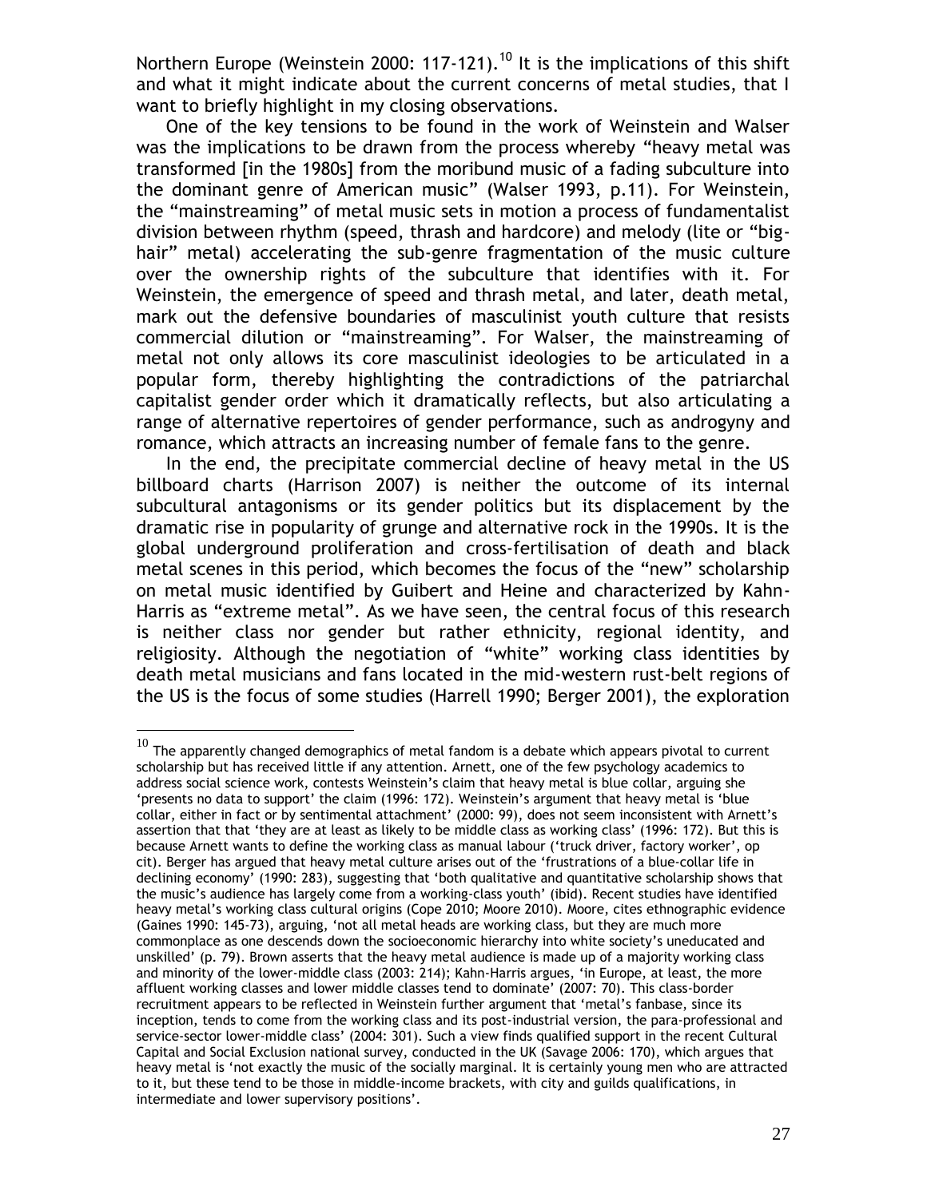Northern Europe (Weinstein 2000: 117-121).[10] It is the implications of this shift and what it might indicate about the current concerns of metal studies, that I want to briefly highlight in my closing observations.

One of the key tensions to be found in the work of Weinstein and Walser was the implications to be drawn from the process whereby "heavy metal was transformed [in the 1980s] from the moribund music of a fading subculture into the dominant genre of American music" (Walser 1993, p.11). For Weinstein, the "mainstreaming" of metal music sets in motion a process of fundamentalist division between rhythm (speed, thrash and hardcore) and melody (lite or "big-hair" metal) accelerating the sub-genre fragmentation of the music culture over the ownership rights of the subculture that identifies with it. For Weinstein, the emergence of speed and thrash metal, and later, death metal, mark out the defensive boundaries of masculinist youth culture that resists commercial dilution or "mainstreaming". For Walser, the mainstreaming of metal not only allows its core masculinist ideologies to be articulated in a popular form, thereby highlighting the contradictions of the patriarchal capitalist gender order which it dramatically reflects, but also articulating a range of alternative repertoires of gender performance, such as androgyny and romance, which attracts an increasing number of female fans to the genre.

In the end, the precipitate commercial decline of heavy metal in the US billboard charts (Harrison 2007) is neither the outcome of its internal subcultural antagonisms or its gender politics but its displacement by the dramatic rise in popularity of grunge and alternative rock in the 1990s. It is the global underground proliferation and cross-fertilisation of death and black metal scenes in this period, which becomes the focus of the "new" scholarship on metal music identified by Guibert and Heine and characterized by Kahn-Harris as "extreme metal". As we have seen, the central focus of this research is neither class nor gender but rather ethnicity, regional identity, and religiosity. Although the negotiation of "white" working class identities by death metal musicians and fans located in the mid-western rust-belt regions of the US is the focus of some studies (Harrell 1990; Berger 2001), the exploration

[10] The apparently changed demographics of metal fandom is a debate which appears pivotal to current scholarship but has received little if any attention. Arnett, one of the few psychology academics to address social science work, contests Weinstein's claim that heavy metal is blue collar, arguing she 'presents no data to support' the claim (1996: 172). Weinstein's argument that heavy metal is 'blue collar, either in fact or by sentimental attachment' (2000: 99), does not seem inconsistent with Arnett's assertion that that 'they are at least as likely to be middle class as working class' (1996: 172). But this is because Arnett wants to define the working class as manual labour ('truck driver, factory worker', op cit). Berger has argued that heavy metal culture arises out of the 'frustrations of a blue-collar life in declining economy' (1990: 283), suggesting that 'both qualitative and quantitative scholarship shows that the music's audience has largely come from a working-class youth' (ibid). Recent studies have identified heavy metal's working class cultural origins (Cope 2010; Moore 2010). Moore, cites ethnographic evidence (Gaines 1990: 145-73), arguing, 'not all metal heads are working class, but they are much more commonplace as one descends down the socioeconomic hierarchy into white society's uneducated and unskilled' (p. 79). Brown asserts that the heavy metal audience is made up of a majority working class and minority of the lower-middle class (2003: 214); Kahn-Harris argues, 'in Europe, at least, the more affluent working classes and lower middle classes tend to dominate' (2007: 70). This class-border recruitment appears to be reflected in Weinstein further argument that 'metal's fanbase, since its inception, tends to come from the working class and its post-industrial version, the para-professional and service-sector lower-middle class' (2004: 301). Such a view finds qualified support in the recent Cultural Capital and Social Exclusion national survey, conducted in the UK (Savage 2006: 170), which argues that heavy metal is 'not exactly the music of the socially marginal. It is certainly young men who are attracted to it, but these tend to be those in middle-income brackets, with city and guilds qualifications, in intermediate and lower supervisory positions'.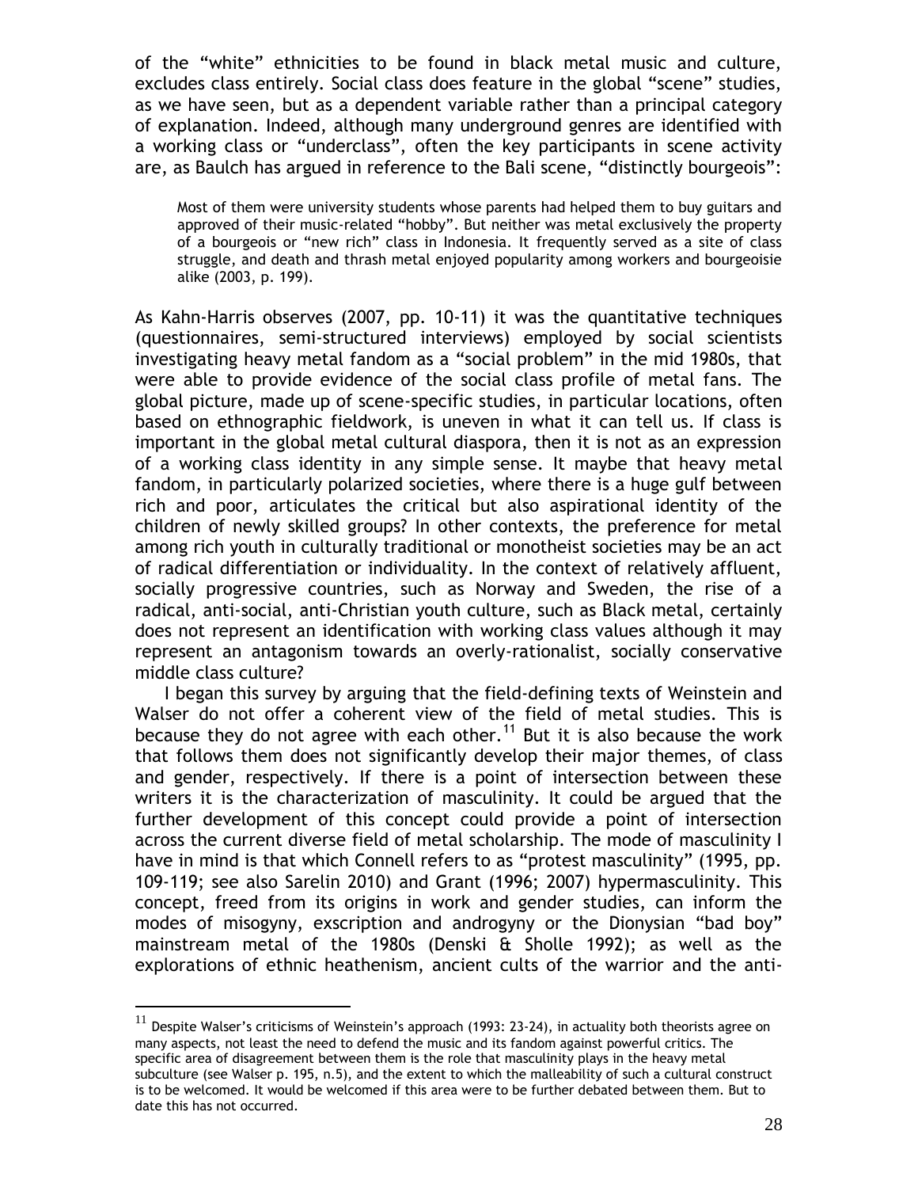of the "white" ethnicities to be found in black metal music and culture, excludes class entirely. Social class does feature in the global "scene" studies, as we have seen, but as a dependent variable rather than a principal category of explanation. Indeed, although many underground genres are identified with a working class or "underclass", often the key participants in scene activity are, as Baulch has argued in reference to the Bali scene, "distinctly bourgeois":

> Most of them were university students whose parents had helped them to buy guitars and approved of their music-related "hobby". But neither was metal exclusively the property of a bourgeois or "new rich" class in Indonesia. It frequently served as a site of class struggle, and death and thrash metal enjoyed popularity among workers and bourgeoisie alike (2003, p. 199).

As Kahn-Harris observes (2007, pp. 10-11) it was the quantitative techniques (questionnaires, semi-structured interviews) employed by social scientists investigating heavy metal fandom as a "social problem" in the mid 1980s, that were able to provide evidence of the social class profile of metal fans. The global picture, made up of scene-specific studies, in particular locations, often based on ethnographic fieldwork, is uneven in what it can tell us. If class is important in the global metal cultural diaspora, then it is not as an expression of a working class identity in any simple sense. It maybe that heavy metal fandom, in particularly polarized societies, where there is a huge gulf between rich and poor, articulates the critical but also aspirational identity of the children of newly skilled groups? In other contexts, the preference for metal among rich youth in culturally traditional or monotheist societies may be an act of radical differentiation or individuality. In the context of relatively affluent, socially progressive countries, such as Norway and Sweden, the rise of a radical, anti-social, anti-Christian youth culture, such as Black metal, certainly does not represent an identification with working class values although it may represent an antagonism towards an overly-rationalist, socially conservative middle class culture?

I began this survey by arguing that the field-defining texts of Weinstein and Walser do not offer a coherent view of the field of metal studies. This is because they do not agree with each other.[11] But it is also because the work that follows them does not significantly develop their major themes, of class and gender, respectively. If there is a point of intersection between these writers it is the characterization of masculinity. It could be argued that the further development of this concept could provide a point of intersection across the current diverse field of metal scholarship. The mode of masculinity I have in mind is that which Connell refers to as "protest masculinity" (1995, pp. 109-119; see also Sarelin 2010) and Grant (1996; 2007) hypermasculinity. This concept, freed from its origins in work and gender studies, can inform the modes of misogyny, exscription and androgyny or the Dionysian "bad boy" mainstream metal of the 1980s (Denski & Sholle 1992); as well as the explorations of ethnic heathenism, ancient cults of the warrior and the anti-

---

[11] Despite Walser's criticisms of Weinstein's approach (1993: 23-24), in actuality both theorists agree on many aspects, not least the need to defend the music and its fandom against powerful critics. The specific area of disagreement between them is the role that masculinity plays in the heavy metal subculture (see Walser p. 195, n.5), and the extent to which the malleability of such a cultural construct is to be welcomed. It would be welcomed if this area were to be further debated between them. But to date this has not occurred.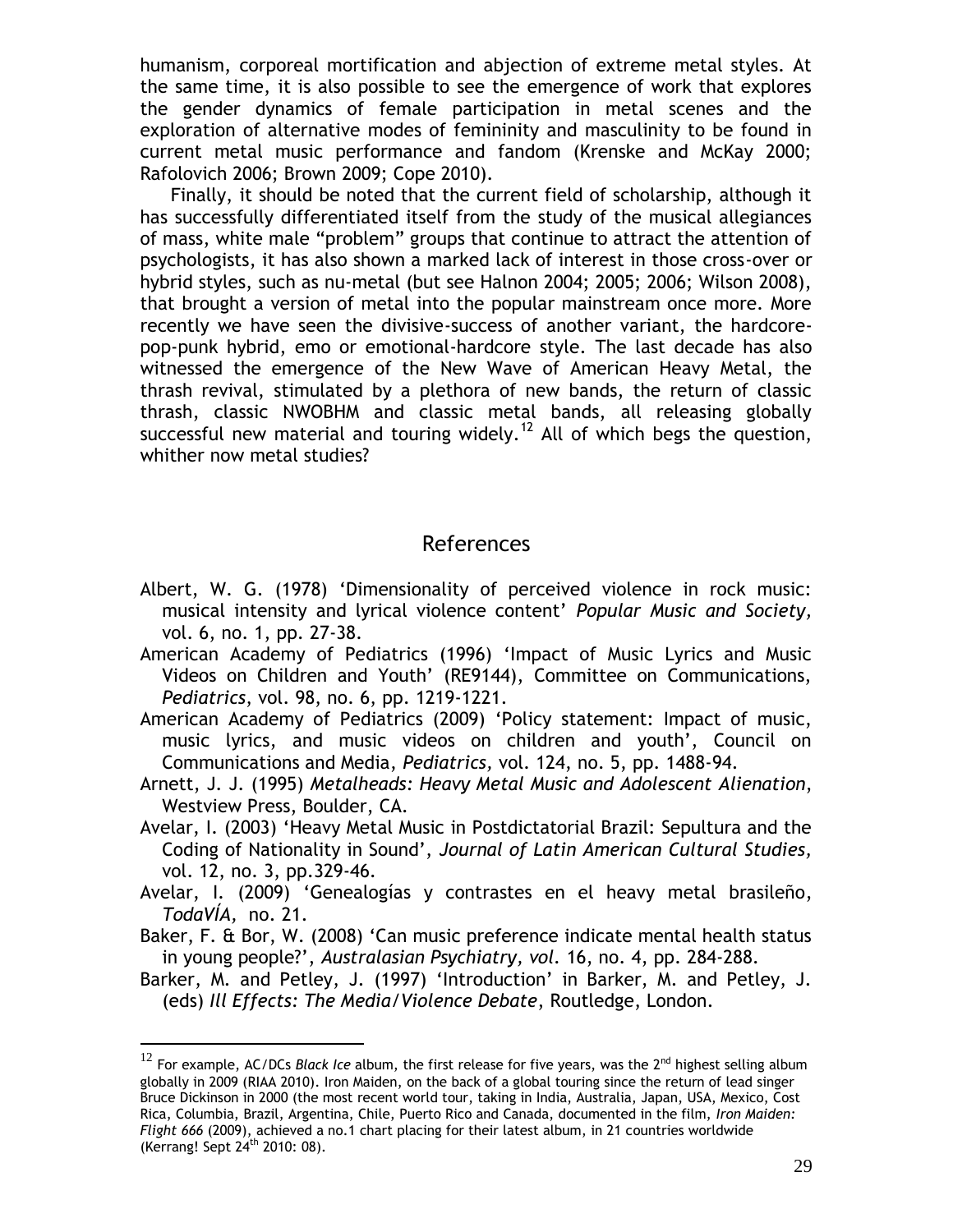humanism, corporeal mortification and abjection of extreme metal styles. At the same time, it is also possible to see the emergence of work that explores the gender dynamics of female participation in metal scenes and the exploration of alternative modes of femininity and masculinity to be found in current metal music performance and fandom (Krenske and McKay 2000; Rafolovich 2006; Brown 2009; Cope 2010).

Finally, it should be noted that the current field of scholarship, although it has successfully differentiated itself from the study of the musical allegiances of mass, white male "problem" groups that continue to attract the attention of psychologists, it has also shown a marked lack of interest in those cross-over or hybrid styles, such as nu-metal (but see Halnon 2004; 2005; 2006; Wilson 2008), that brought a version of metal into the popular mainstream once more. More recently we have seen the divisive-success of another variant, the hardcore-pop-punk hybrid, emo or emotional-hardcore style. The last decade has also witnessed the emergence of the New Wave of American Heavy Metal, the thrash revival, stimulated by a plethora of new bands, the return of classic thrash, classic NWOBHM and classic metal bands, all releasing globally successful new material and touring widely.[12] All of which begs the question, whither now metal studies?

## References

Albert, W. G. (1978) 'Dimensionality of perceived violence in rock music: musical intensity and lyrical violence content' *Popular Music and Society*, vol. 6, no. 1, pp. 27-38.

American Academy of Pediatrics (1996) 'Impact of Music Lyrics and Music Videos on Children and Youth' (RE9144), Committee on Communications, *Pediatrics*, vol. 98, no. 6, pp. 1219-1221.

American Academy of Pediatrics (2009) 'Policy statement: Impact of music, music lyrics, and music videos on children and youth', Council on Communications and Media, *Pediatrics*, vol. 124, no. 5, pp. 1488-94.

Arnett, J. J. (1995) *Metalheads: Heavy Metal Music and Adolescent Alienation*, Westview Press, Boulder, CA.

Avelar, I. (2003) 'Heavy Metal Music in Postdictatorial Brazil: Sepultura and the Coding of Nationality in Sound', *Journal of Latin American Cultural Studies*, vol. 12, no. 3, pp.329-46.

Avelar, I. (2009) 'Genealogías y contrastes en el heavy metal brasileño, *TodaVÍA*, no. 21.

Baker, F. & Bor, W. (2008) 'Can music preference indicate mental health status in young people?', *Australasian Psychiatry, vol.* 16, no. 4, pp. 284-288.

Barker, M. and Petley, J. (1997) 'Introduction' in Barker, M. and Petley, J. (eds) *Ill Effects: The Media/Violence Debate*, Routledge, London.

---

[12] For example, AC/DCs *Black Ice* album, the first release for five years, was the 2nd highest selling album globally in 2009 (RIAA 2010). Iron Maiden, on the back of a global touring since the return of lead singer Bruce Dickinson in 2000 (the most recent world tour, taking in India, Australia, Japan, USA, Mexico, Cost Rica, Columbia, Brazil, Argentina, Chile, Puerto Rico and Canada, documented in the film, *Iron Maiden: Flight 666* (2009), achieved a no.1 chart placing for their latest album, in 21 countries worldwide (Kerrang! Sept 24th 2010: 08).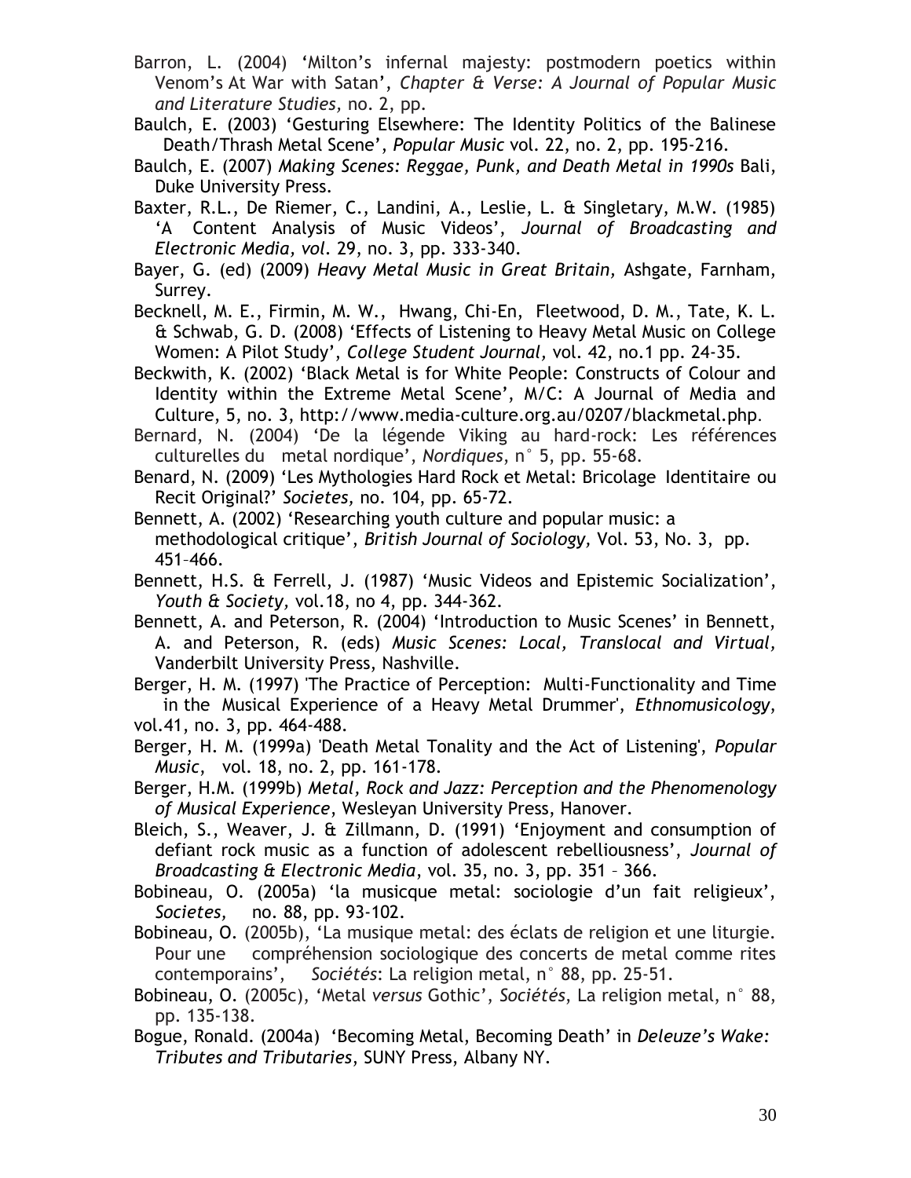Barron, L. (2004) 'Milton's infernal majesty: postmodern poetics within Venom's At War with Satan', *Chapter & Verse: A Journal of Popular Music and Literature Studies*, no. 2, pp.

Baulch, E. (2003) 'Gesturing Elsewhere: The Identity Politics of the Balinese Death/Thrash Metal Scene', *Popular Music* vol. 22, no. 2, pp. 195-216.

Baulch, E. (2007) *Making Scenes: Reggae, Punk, and Death Metal in 1990s* Bali, Duke University Press.

Baxter, R.L., De Riemer, C., Landini, A., Leslie, L. & Singletary, M.W. (1985) 'A Content Analysis of Music Videos', *Journal of Broadcasting and Electronic Media, vol*. 29, no. 3, pp. 333-340.

Bayer, G. (ed) (2009) *Heavy Metal Music in Great Britain,* Ashgate, Farnham, Surrey.

Becknell, M. E., Firmin, M. W., Hwang, Chi-En, Fleetwood, D. M., Tate, K. L. & Schwab, G. D. (2008) 'Effects of Listening to Heavy Metal Music on College Women: A Pilot Study', *College Student Journal,* vol. 42, no.1 pp. 24-35.

Beckwith, K. (2002) 'Black Metal is for White People: Constructs of Colour and Identity within the Extreme Metal Scene', M/C: A Journal of Media and Culture, 5, no. 3, http://www.media-culture.org.au/0207/blackmetal.php.

Bernard, N. (2004) 'De la légende Viking au hard-rock: Les références culturelles du metal nordique', *Nordiques*, n° 5, pp. 55-68.

Benard, N. (2009) 'Les Mythologies Hard Rock et Metal: Bricolage Identitaire ou Recit Original?' *Societes,* no. 104, pp. 65-72.

Bennett, A. (2002) 'Researching youth culture and popular music: a methodological critique', *British Journal of Sociology,* Vol. 53, No. 3, pp. 451–466.

Bennett, H.S. & Ferrell, J. (1987) 'Music Videos and Epistemic Socialization', *Youth & Society,* vol.18, no 4, pp. 344-362.

Bennett, A. and Peterson, R. (2004) 'Introduction to Music Scenes' in Bennett, A. and Peterson, R. (eds) *Music Scenes: Local, Translocal and Virtual*, Vanderbilt University Press, Nashville.

Berger, H. M. (1997) 'The Practice of Perception: Multi-Functionality and Time in the Musical Experience of a Heavy Metal Drummer', *Ethnomusicology*, vol.41, no. 3, pp. 464-488.

Berger, H. M. (1999a) 'Death Metal Tonality and the Act of Listening', *Popular Music*, vol. 18, no. 2, pp. 161-178.

Berger, H.M. (1999b) *Metal, Rock and Jazz: Perception and the Phenomenology of Musical Experience*, Wesleyan University Press, Hanover.

Bleich, S., Weaver, J. & Zillmann, D. (1991) 'Enjoyment and consumption of defiant rock music as a function of adolescent rebelliousness', *Journal of Broadcasting & Electronic Media*, vol. 35, no. 3, pp. 351 – 366.

Bobineau, O. (2005a) 'la musicque metal: sociologie d'un fait religieux', *Societes,* no. 88, pp. 93-102.

Bobineau, O. (2005b), 'La musique metal: des éclats de religion et une liturgie. Pour une compréhension sociologique des concerts de metal comme rites contemporains', *Sociétés*: La religion metal, n° 88, pp. 25-51.

Bobineau, O. (2005c), 'Metal *versus* Gothic', *Sociétés*, La religion metal, n° 88, pp. 135-138.

Bogue, Ronald. (2004a) 'Becoming Metal, Becoming Death' in *Deleuze's Wake: Tributes and Tributaries*, SUNY Press, Albany NY.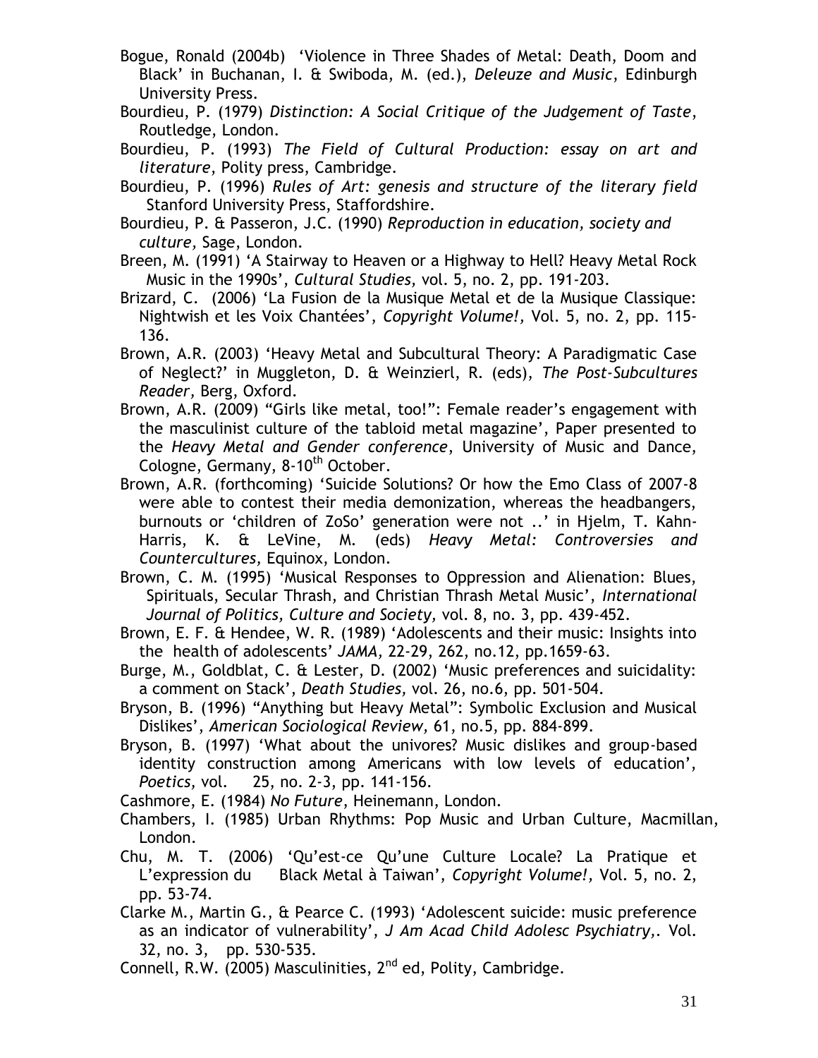Bogue, Ronald (2004b) 'Violence in Three Shades of Metal: Death, Doom and Black' in Buchanan, I. & Swiboda, M. (ed.), *Deleuze and Music*, Edinburgh University Press.

Bourdieu, P. (1979) *Distinction: A Social Critique of the Judgement of Taste*, Routledge, London.

Bourdieu, P. (1993) *The Field of Cultural Production: essay on art and literature*, Polity press, Cambridge.

Bourdieu, P. (1996) *Rules of Art: genesis and structure of the literary field* Stanford University Press, Staffordshire.

Bourdieu, P. & Passeron, J.C. (1990) *Reproduction in education, society and culture,* Sage, London.

Breen, M. (1991) 'A Stairway to Heaven or a Highway to Hell? Heavy Metal Rock Music in the 1990s', *Cultural Studies,* vol. 5, no. 2, pp. 191-203.

Brizard, C. (2006) 'La Fusion de la Musique Metal et de la Musique Classique: Nightwish et les Voix Chantées', *Copyright Volume!,* Vol. 5, no. 2, pp. 115-136.

Brown, A.R. (2003) 'Heavy Metal and Subcultural Theory: A Paradigmatic Case of Neglect?' in Muggleton, D. & Weinzierl, R. (eds), *The Post-Subcultures Reader,* Berg, Oxford.

Brown, A.R. (2009) "Girls like metal, too!": Female reader's engagement with the masculinist culture of the tabloid metal magazine', Paper presented to the *Heavy Metal and Gender conference*, University of Music and Dance, Cologne, Germany, 8-10th October.

Brown, A.R. (forthcoming) 'Suicide Solutions? Or how the Emo Class of 2007-8 were able to contest their media demonization, whereas the headbangers, burnouts or 'children of ZoSo' generation were not ..' in Hjelm, T. Kahn-Harris, K. & LeVine, M. (eds) *Heavy Metal: Controversies and Countercultures,* Equinox, London.

Brown, C. M. (1995) 'Musical Responses to Oppression and Alienation: Blues, Spirituals, Secular Thrash, and Christian Thrash Metal Music', *International Journal of Politics, Culture and Society,* vol. 8, no. 3, pp. 439-452.

Brown, E. F. & Hendee, W. R. (1989) 'Adolescents and their music: Insights into the health of adolescents' *JAMA,* 22-29, 262, no.12, pp.1659-63.

Burge, M., Goldblat, C. & Lester, D. (2002) 'Music preferences and suicidality: a comment on Stack', *Death Studies,* vol. 26, no.6, pp. 501-504.

Bryson, B. (1996) "Anything but Heavy Metal": Symbolic Exclusion and Musical Dislikes', *American Sociological Review,* 61, no.5, pp. 884-899.

Bryson, B. (1997) 'What about the univores? Music dislikes and group-based identity construction among Americans with low levels of education', *Poetics,* vol. 25, no. 2-3, pp. 141-156.

Cashmore, E. (1984) *No Future,* Heinemann, London.

Chambers, I. (1985) Urban Rhythms: Pop Music and Urban Culture, Macmillan, London.

Chu, M. T. (2006) 'Qu'est-ce Qu'une Culture Locale? La Pratique et L'expression du Black Metal à Taiwan', *Copyright Volume!,* Vol. 5, no. 2, pp. 53-74.

Clarke M., Martin G., & Pearce C. (1993) 'Adolescent suicide: music preference as an indicator of vulnerability', *J Am Acad Child Adolesc Psychiatry,*. Vol. 32, no. 3, pp. 530-535.

Connell, R.W. (2005) Masculinities, 2nd ed, Polity, Cambridge.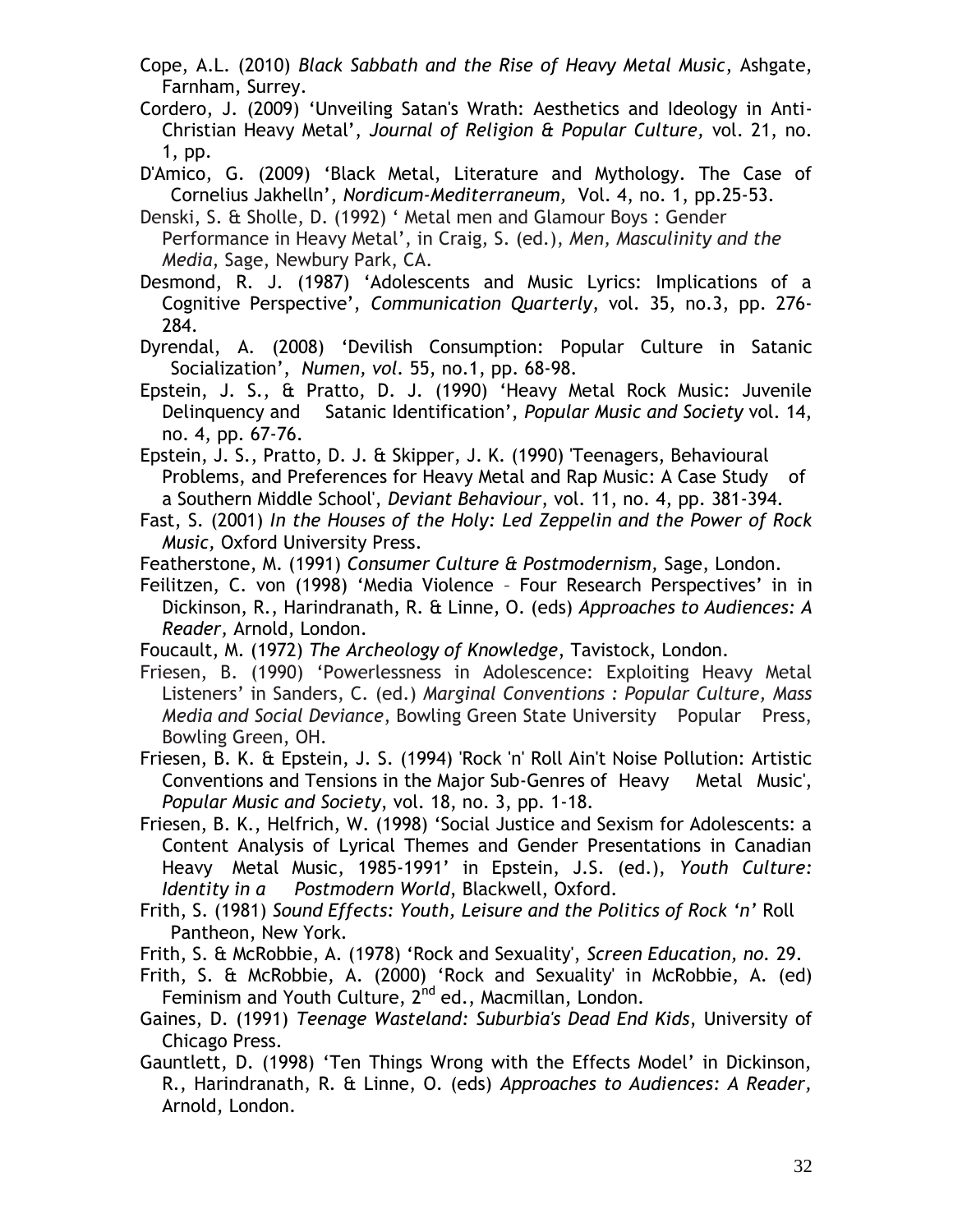Cope, A.L. (2010) *Black Sabbath and the Rise of Heavy Metal Music*, Ashgate, Farnham, Surrey.

Cordero, J. (2009) 'Unveiling Satan's Wrath: Aesthetics and Ideology in Anti-Christian Heavy Metal', *Journal of Religion & Popular Culture,* vol. 21, no. 1, pp.

D'Amico, G. (2009) 'Black Metal, Literature and Mythology. The Case of Cornelius Jakhelln', *Nordicum-Mediterraneum,* Vol. 4, no. 1, pp.25-53.

Denski, S. & Sholle, D. (1992) ' Metal men and Glamour Boys : Gender Performance in Heavy Metal', in Craig, S. (ed.), *Men, Masculinity and the Media*, Sage, Newbury Park, CA.

Desmond, R. J. (1987) 'Adolescents and Music Lyrics: Implications of a Cognitive Perspective', *Communication Quarterly*, vol. 35, no.3, pp. 276-284.

Dyrendal, A. (2008) 'Devilish Consumption: Popular Culture in Satanic Socialization', *Numen, vol*. 55, no.1, pp. 68-98.

Epstein, J. S., & Pratto, D. J. (1990) 'Heavy Metal Rock Music: Juvenile Delinquency and Satanic Identification', *Popular Music and Society* vol. 14, no. 4, pp. 67-76.

Epstein, J. S., Pratto, D. J. & Skipper, J. K. (1990) 'Teenagers, Behavioural Problems, and Preferences for Heavy Metal and Rap Music: A Case Study of a Southern Middle School', *Deviant Behaviour*, vol. 11, no. 4, pp. 381-394.

Fast, S. (2001) *In the Houses of the Holy: Led Zeppelin and the Power of Rock Music,* Oxford University Press.

Featherstone, M. (1991) *Consumer Culture & Postmodernism,* Sage, London.

Feilitzen, C. von (1998) 'Media Violence – Four Research Perspectives' in in Dickinson, R., Harindranath, R. & Linne, O. (eds) *Approaches to Audiences: A Reader,* Arnold, London.

Foucault, M. (1972) *The Archeology of Knowledge*, Tavistock, London.

Friesen, B. (1990) 'Powerlessness in Adolescence: Exploiting Heavy Metal Listeners' in Sanders, C. (ed.) *Marginal Conventions : Popular Culture, Mass Media and Social Deviance*, Bowling Green State University Popular Press, Bowling Green, OH.

Friesen, B. K. & Epstein, J. S. (1994) 'Rock 'n' Roll Ain't Noise Pollution: Artistic Conventions and Tensions in the Major Sub-Genres of Heavy Metal Music', *Popular Music and Society*, vol. 18, no. 3, pp. 1-18.

Friesen, B. K., Helfrich, W. (1998) 'Social Justice and Sexism for Adolescents: a Content Analysis of Lyrical Themes and Gender Presentations in Canadian Heavy Metal Music, 1985-1991' in Epstein, J.S. (ed.), *Youth Culture: Identity in a Postmodern World*, Blackwell, Oxford.

Frith, S. (1981) *Sound Effects: Youth, Leisure and the Politics of Rock 'n'* Roll Pantheon, New York.

Frith, S. & McRobbie, A. (1978) 'Rock and Sexuality', *Screen Education, no*. 29.

Frith, S. & McRobbie, A. (2000) 'Rock and Sexuality' in McRobbie, A. (ed) Feminism and Youth Culture, 2nd ed., Macmillan, London.

Gaines, D. (1991) *Teenage Wasteland: Suburbia's Dead End Kids*, University of Chicago Press.

Gauntlett, D. (1998) 'Ten Things Wrong with the Effects Model' in Dickinson, R., Harindranath, R. & Linne, O. (eds) *Approaches to Audiences: A Reader,* Arnold, London.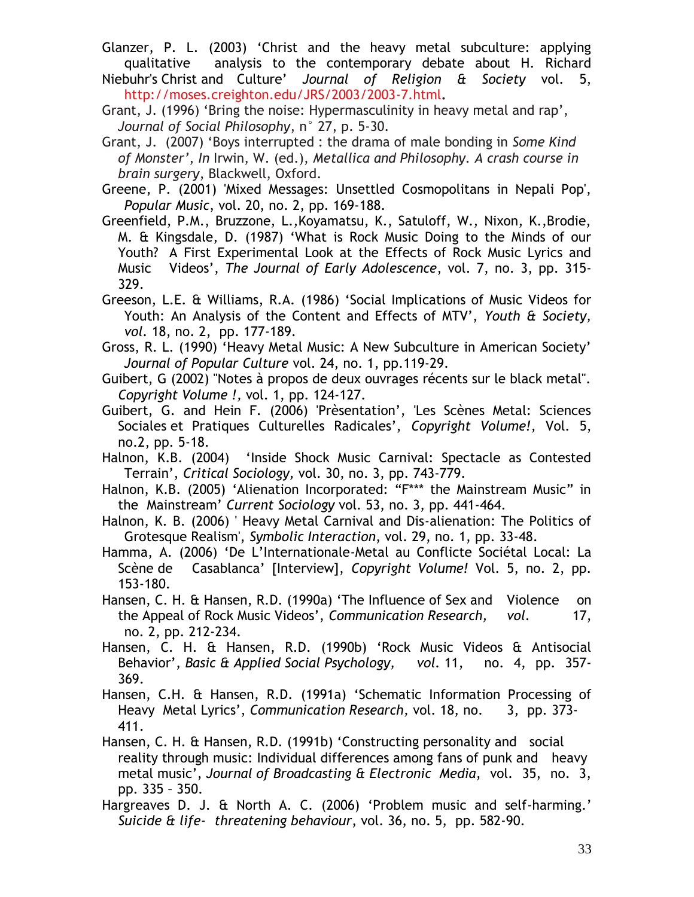Glanzer, P. L. (2003) 'Christ and the heavy metal subculture: applying qualitative analysis to the contemporary debate about H. Richard Niebuhr's Christ and Culture' *Journal of Religion & Society* vol. 5, http://moses.creighton.edu/JRS/2003/2003-7.html.

Grant, J. (1996) 'Bring the noise: Hypermasculinity in heavy metal and rap', *Journal of Social Philosophy*, n° 27, p. 5-30.

Grant, J. (2007) 'Boys interrupted : the drama of male bonding in *Some Kind of Monster'*, *In* Irwin, W. (ed.), *Metallica and Philosophy. A crash course in brain surgery*, Blackwell, Oxford.

Greene, P. (2001) 'Mixed Messages: Unsettled Cosmopolitans in Nepali Pop', *Popular Music*, vol. 20, no. 2, pp. 169-188.

Greenfield, P.M., Bruzzone, L.,Koyamatsu, K., Satuloff, W., Nixon, K.,Brodie, M. & Kingsdale, D. (1987) 'What is Rock Music Doing to the Minds of our Youth? A First Experimental Look at the Effects of Rock Music Lyrics and Music Videos', *The Journal of Early Adolescence*, vol. 7, no. 3, pp. 315-329.

Greeson, L.E. & Williams, R.A. (1986) 'Social Implications of Music Videos for Youth: An Analysis of the Content and Effects of MTV', *Youth & Society, vol.* 18, no. 2, pp. 177-189.

Gross, R. L. (1990) 'Heavy Metal Music: A New Subculture in American Society' *Journal of Popular Culture* vol. 24, no. 1, pp.119-29.

Guibert, G (2002) "Notes à propos de deux ouvrages récents sur le black metal". *Copyright Volume !,* vol. 1, pp. 124-127.

Guibert, G. and Hein F. (2006) 'Prèsentation', 'Les Scènes Metal: Sciences Sociales et Pratiques Culturelles Radicales', *Copyright Volume!,* Vol. 5, no.2, pp. 5-18.

Halnon, K.B. (2004) 'Inside Shock Music Carnival: Spectacle as Contested Terrain', *Critical Sociology*, vol. 30, no. 3, pp. 743-779.

Halnon, K.B. (2005) 'Alienation Incorporated: "F*** the Mainstream Music" in the Mainstream' *Current Sociology* vol. 53, no. 3, pp. 441-464.

Halnon, K. B. (2006) ' Heavy Metal Carnival and Dis-alienation: The Politics of Grotesque Realism', *Symbolic Interaction*, vol. 29, no. 1, pp. 33-48.

Hamma, A. (2006) 'De L'Internationale-Metal au Conflicte Sociétal Local: La Scène de Casablanca' [Interview], *Copyright Volume!* Vol. 5, no. 2, pp. 153-180.

Hansen, C. H. & Hansen, R.D. (1990a) 'The Influence of Sex and Violence on the Appeal of Rock Music Videos', *Communication Research, vol.* 17, no. 2, pp. 212-234.

Hansen, C. H. & Hansen, R.D. (1990b) 'Rock Music Videos & Antisocial Behavior', *Basic & Applied Social Psychology, vol.* 11, no. 4, pp. 357-369.

Hansen, C.H. & Hansen, R.D. (1991a) 'Schematic Information Processing of Heavy Metal Lyrics', *Communication Research,* vol. 18, no. 3, pp. 373-411.

Hansen, C. H. & Hansen, R.D. (1991b) 'Constructing personality and social reality through music: Individual differences among fans of punk and heavy metal music', *Journal of Broadcasting & Electronic Media*, vol. 35, no. 3, pp. 335 – 350.

Hargreaves D. J. & North A. C. (2006) 'Problem music and self-harming.' *Suicide & life- threatening behaviour*, vol. 36, no. 5, pp. 582-90.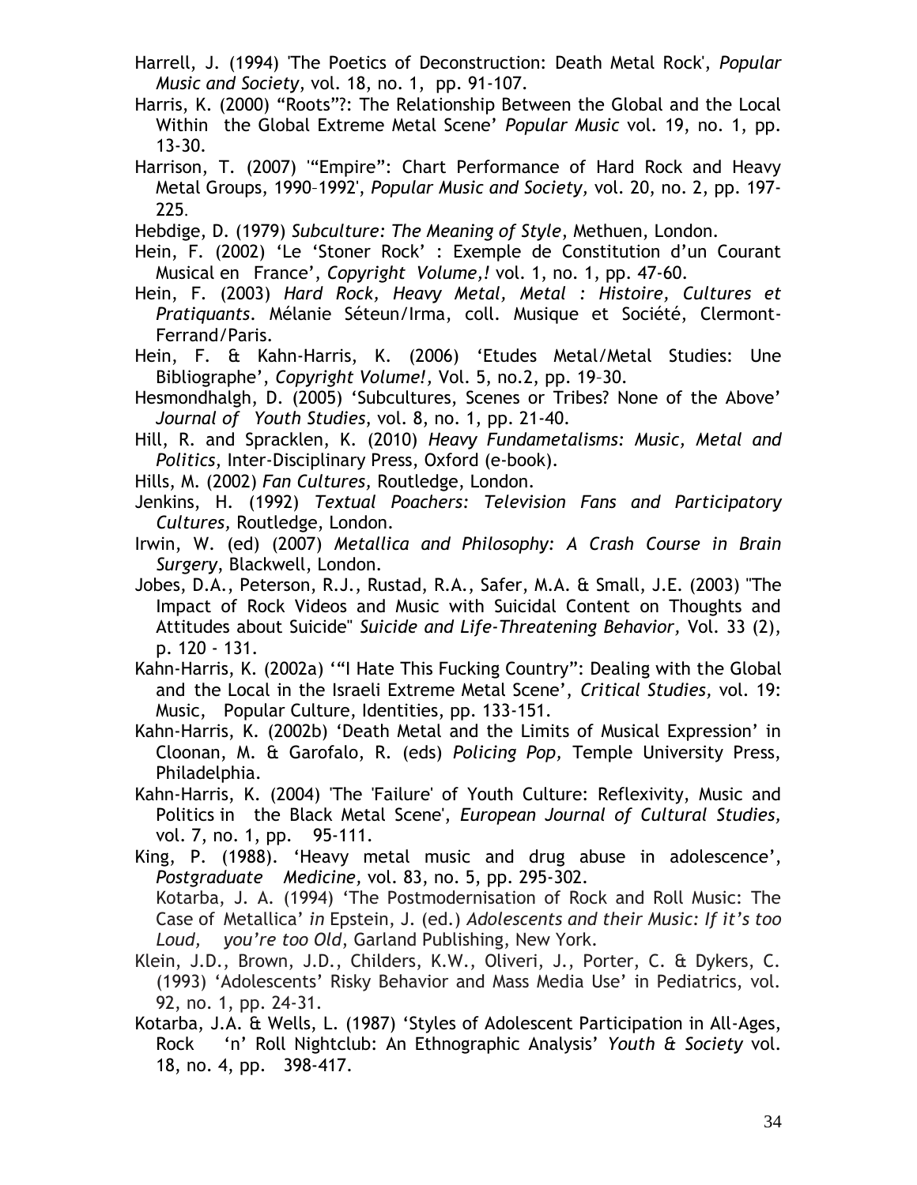Harrell, J. (1994) 'The Poetics of Deconstruction: Death Metal Rock', *Popular Music and Society*, vol. 18, no. 1, pp. 91-107.

Harris, K. (2000) "Roots"?: The Relationship Between the Global and the Local Within the Global Extreme Metal Scene' *Popular Music* vol. 19, no. 1, pp. 13-30.

Harrison, T. (2007) '"Empire": Chart Performance of Hard Rock and Heavy Metal Groups, 1990–1992', *Popular Music and Society,* vol. 20, no. 2, pp. 197-225.

Hebdige, D. (1979) *Subculture: The Meaning of Style,* Methuen, London.

Hein, F. (2002) 'Le 'Stoner Rock' : Exemple de Constitution d'un Courant Musical en France', *Copyright Volume,!* vol. 1, no. 1, pp. 47-60.

Hein, F. (2003) *Hard Rock, Heavy Metal, Metal : Histoire, Cultures et Pratiquants*. Mélanie Séteun/Irma, coll. Musique et Société, Clermont-Ferrand/Paris.

Hein, F. & Kahn-Harris, K. (2006) 'Etudes Metal/Metal Studies: Une Bibliographe', *Copyright Volume!,* Vol. 5, no.2, pp. 19–30.

Hesmondhalgh, D. (2005) 'Subcultures, Scenes or Tribes? None of the Above' *Journal of Youth Studies*, vol. 8, no. 1, pp. 21-40.

Hill, R. and Spracklen, K. (2010) *Heavy Fundametalisms: Music, Metal and Politics*, Inter-Disciplinary Press, Oxford (e-book).

Hills, M. (2002) *Fan Cultures,* Routledge, London.

Jenkins, H. (1992) *Textual Poachers: Television Fans and Participatory Cultures,* Routledge, London.

Irwin, W. (ed) (2007) *Metallica and Philosophy: A Crash Course in Brain Surgery,* Blackwell, London.

Jobes, D.A., Peterson, R.J., Rustad, R.A., Safer, M.A. & Small, J.E. (2003) "The Impact of Rock Videos and Music with Suicidal Content on Thoughts and Attitudes about Suicide" *Suicide and Life-Threatening Behavior,* Vol. 33 (2), p. 120 - 131.

Kahn-Harris, K. (2002a) '"I Hate This Fucking Country": Dealing with the Global and the Local in the Israeli Extreme Metal Scene', *Critical Studies,* vol. 19: Music, Popular Culture, Identities, pp. 133-151.

Kahn-Harris, K. (2002b) 'Death Metal and the Limits of Musical Expression' in Cloonan, M. & Garofalo, R. (eds) *Policing Pop,* Temple University Press, Philadelphia.

Kahn-Harris, K. (2004) 'The 'Failure' of Youth Culture: Reflexivity, Music and Politics in the Black Metal Scene', *European Journal of Cultural Studies,* vol. 7, no. 1, pp. 95-111.

King, P. (1988). 'Heavy metal music and drug abuse in adolescence', *Postgraduate Medicine,* vol. 83, no. 5, pp. 295-302.

Kotarba, J. A. (1994) 'The Postmodernisation of Rock and Roll Music: The Case of Metallica' *in* Epstein, J. (ed.) *Adolescents and their Music: If it's too Loud, you're too Old*, Garland Publishing, New York.

Klein, J.D., Brown, J.D., Childers, K.W., Oliveri, J., Porter, C. & Dykers, C. (1993) 'Adolescents' Risky Behavior and Mass Media Use' in Pediatrics, vol. 92, no. 1, pp. 24-31.

Kotarba, J.A. & Wells, L. (1987) 'Styles of Adolescent Participation in All-Ages, Rock 'n' Roll Nightclub: An Ethnographic Analysis' *Youth & Society* vol. 18, no. 4, pp. 398-417.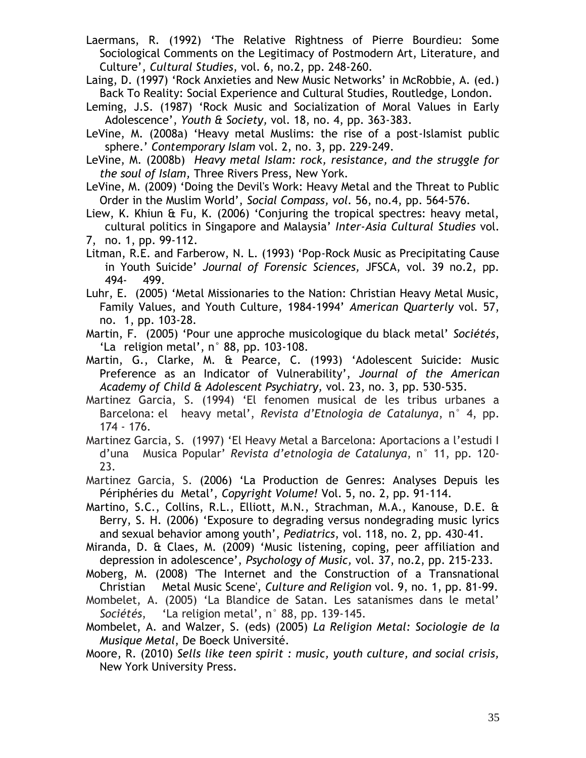Laermans, R. (1992) 'The Relative Rightness of Pierre Bourdieu: Some Sociological Comments on the Legitimacy of Postmodern Art, Literature, and Culture', *Cultural Studies*, vol. 6, no.2, pp. 248-260.

Laing, D. (1997) 'Rock Anxieties and New Music Networks' in McRobbie, A. (ed.) Back To Reality: Social Experience and Cultural Studies, Routledge, London.

Leming, J.S. (1987) 'Rock Music and Socialization of Moral Values in Early Adolescence', *Youth & Society,* vol. 18, no. 4, pp. 363-383.

LeVine, M. (2008a) 'Heavy metal Muslims: the rise of a post-Islamist public sphere.' *Contemporary Islam* vol. 2, no. 3, pp. 229-249.

LeVine, M. (2008b) *Heavy metal Islam: rock, resistance, and the struggle for the soul of Islam,* Three Rivers Press, New York.

LeVine, M. (2009) 'Doing the Devil's Work: Heavy Metal and the Threat to Public Order in the Muslim World', *Social Compass, vol.* 56, no.4, pp. 564-576.

Liew, K. Khiun & Fu, K. (2006) 'Conjuring the tropical spectres: heavy metal, cultural politics in Singapore and Malaysia' *Inter-Asia Cultural Studies* vol. 7, no. 1, pp. 99-112.

Litman, R.E. and Farberow, N. L. (1993) 'Pop-Rock Music as Precipitating Cause in Youth Suicide' *Journal of Forensic Sciences,* JFSCA, vol. 39 no.2, pp. 494- 499.

Luhr, E. (2005) 'Metal Missionaries to the Nation: Christian Heavy Metal Music, Family Values, and Youth Culture, 1984-1994' *American Quarterly* vol. 57, no. 1, pp. 103-28.

Martin, F. (2005) 'Pour une approche musicologique du black metal' *Sociétés*, 'La religion metal', n° 88, pp. 103-108.

Martin, G., Clarke, M. & Pearce, C. (1993) 'Adolescent Suicide: Music Preference as an Indicator of Vulnerability', *Journal of the American Academy of Child & Adolescent Psychiatry,* vol. 23, no. 3, pp. 530-535.

Martinez Garcia, S. (1994) 'El fenomen musical de les tribus urbanes a Barcelona: el heavy metal', *Revista d'Etnologia de Catalunya*, n° 4, pp. 174 - 176.

Martinez Garcia, S. (1997) 'El Heavy Metal a Barcelona: Aportacions a l'estudi I d'una Musica Popular' *Revista d'etnologia de Catalunya*, n° 11, pp. 120-23.

Martinez Garcia, S. (2006) 'La Production de Genres: Analyses Depuis les Périphéries du Metal', *Copyright Volume!* Vol. 5, no. 2, pp. 91-114.

Martino, S.C., Collins, R.L., Elliott, M.N., Strachman, M.A., Kanouse, D.E. & Berry, S. H. (2006) 'Exposure to degrading versus nondegrading music lyrics and sexual behavior among youth', *Pediatrics*, vol. 118, no. 2, pp. 430-41.

Miranda, D. & Claes, M. (2009) 'Music listening, coping, peer affiliation and depression in adolescence', *Psychology of Music,* vol. 37, no.2, pp. 215-233.

Moberg, M. (2008) 'The Internet and the Construction of a Transnational Christian Metal Music Scene', *Culture and Religion* vol. 9, no. 1, pp. 81-99.

Mombelet, A. (2005) 'La Blandice de Satan. Les satanismes dans le metal' *Sociétés*, 'La religion metal', n° 88, pp. 139-145.

Mombelet, A. and Walzer, S. (eds) (2005) *La Religion Metal: Sociologie de la Musique Metal,* De Boeck Université.

Moore, R. (2010) *Sells like teen spirit : music, youth culture, and social crisis,* New York University Press.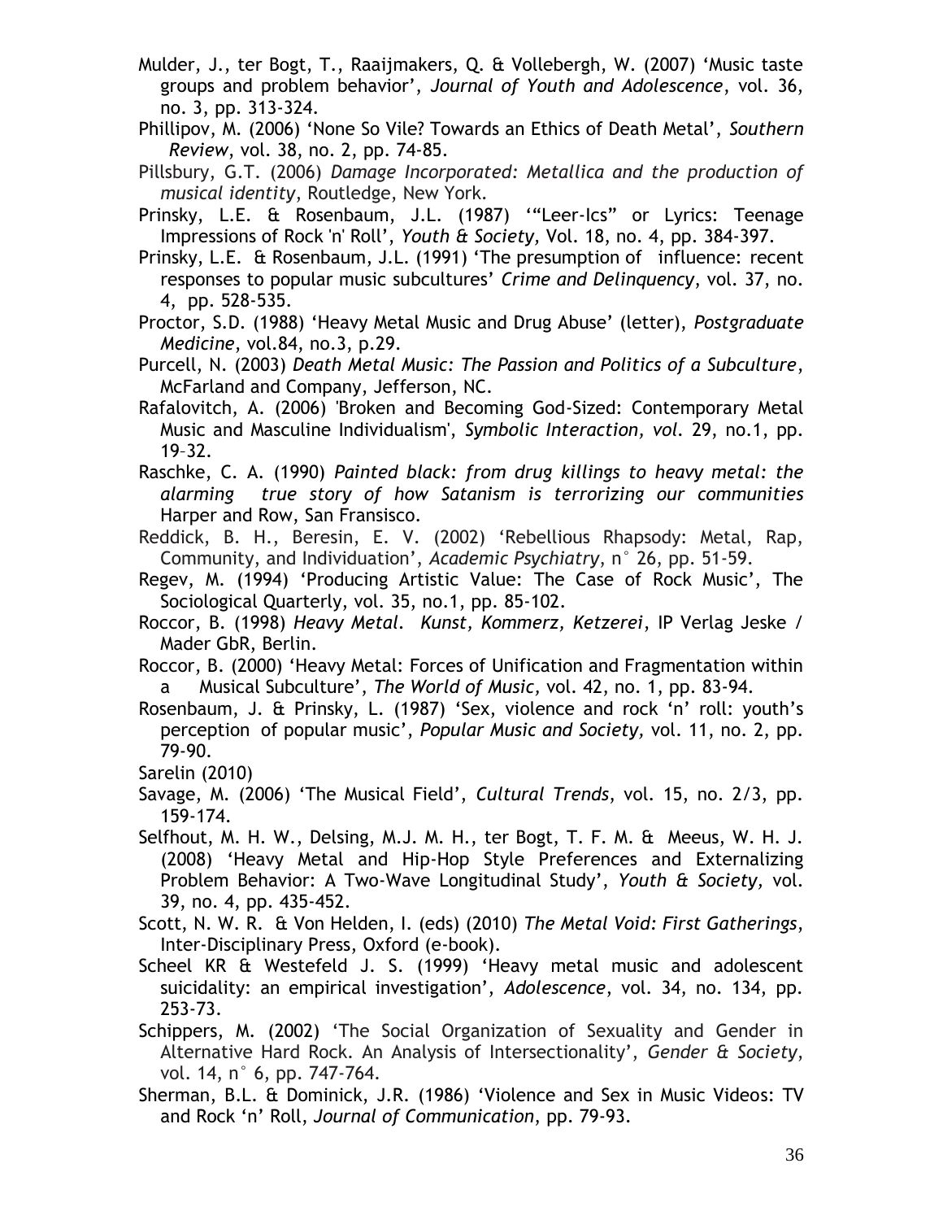Mulder, J., ter Bogt, T., Raaijmakers, Q. & Vollebergh, W. (2007) 'Music taste groups and problem behavior', *Journal of Youth and Adolescence*, vol. 36, no. 3, pp. 313-324.

Phillipov, M. (2006) 'None So Vile? Towards an Ethics of Death Metal', *Southern Review*, vol. 38, no. 2, pp. 74-85.

Pillsbury, G.T. (2006) *Damage Incorporated: Metallica and the production of musical identity*, Routledge, New York.

Prinsky, L.E. & Rosenbaum, J.L. (1987) '"Leer-Ics" or Lyrics: Teenage Impressions of Rock 'n' Roll', *Youth & Society,* Vol. 18, no. 4, pp. 384-397.

Prinsky, L.E. & Rosenbaum, J.L. (1991) 'The presumption of influence: recent responses to popular music subcultures' *Crime and Delinquency*, vol. 37, no. 4, pp. 528-535.

Proctor, S.D. (1988) 'Heavy Metal Music and Drug Abuse' (letter), *Postgraduate Medicine*, vol.84, no.3, p.29.

Purcell, N. (2003) *Death Metal Music: The Passion and Politics of a Subculture*, McFarland and Company, Jefferson, NC.

Rafalovitch, A. (2006) 'Broken and Becoming God-Sized: Contemporary Metal Music and Masculine Individualism', *Symbolic Interaction, vol.* 29, no.1, pp. 19–32.

Raschke, C. A. (1990) *Painted black: from drug killings to heavy metal: the alarming true story of how Satanism is terrorizing our communities* Harper and Row, San Fransisco.

Reddick, B. H., Beresin, E. V. (2002) 'Rebellious Rhapsody: Metal, Rap, Community, and Individuation', *Academic Psychiatry*, n° 26, pp. 51-59.

Regev, M. (1994) 'Producing Artistic Value: The Case of Rock Music', The Sociological Quarterly, vol. 35, no.1, pp. 85-102.

Roccor, B. (1998) *Heavy Metal. Kunst, Kommerz, Ketzerei*, IP Verlag Jeske / Mader GbR, Berlin.

Roccor, B. (2000) 'Heavy Metal: Forces of Unification and Fragmentation within a Musical Subculture', *The World of Music*, vol. 42, no. 1, pp. 83-94.

Rosenbaum, J. & Prinsky, L. (1987) 'Sex, violence and rock 'n' roll: youth's perception of popular music', *Popular Music and Society,* vol. 11, no. 2, pp. 79-90.

Sarelin (2010)

Savage, M. (2006) 'The Musical Field', *Cultural Trends*, vol. 15, no. 2/3, pp. 159-174.

Selfhout, M. H. W., Delsing, M.J. M. H., ter Bogt, T. F. M. & Meeus, W. H. J. (2008) 'Heavy Metal and Hip-Hop Style Preferences and Externalizing Problem Behavior: A Two-Wave Longitudinal Study', *Youth & Society*, vol. 39, no. 4, pp. 435-452.

Scott, N. W. R. & Von Helden, I. (eds) (2010) *The Metal Void: First Gatherings*, Inter-Disciplinary Press, Oxford (e-book).

Scheel KR & Westefeld J. S. (1999) 'Heavy metal music and adolescent suicidality: an empirical investigation', *Adolescence*, vol. 34, no. 134, pp. 253-73.

Schippers, M. (2002) 'The Social Organization of Sexuality and Gender in Alternative Hard Rock. An Analysis of Intersectionality', *Gender & Society*, vol. 14, n° 6, pp. 747-764.

Sherman, B.L. & Dominick, J.R. (1986) 'Violence and Sex in Music Videos: TV and Rock 'n' Roll, *Journal of Communication*, pp. 79-93.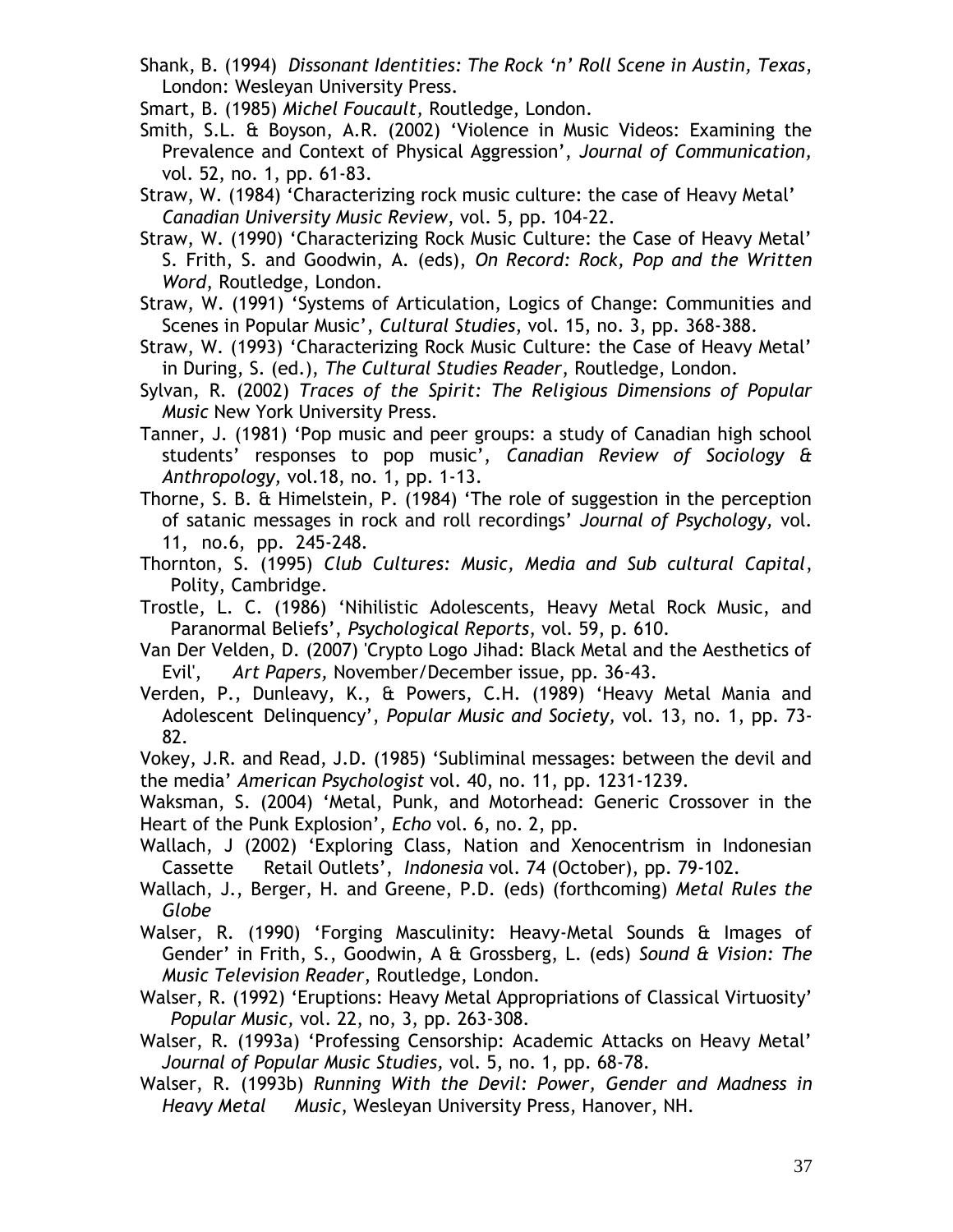Shank, B. (1994) *Dissonant Identities: The Rock 'n' Roll Scene in Austin, Texas*, London: Wesleyan University Press.

Smart, B. (1985) *Michel Foucault*, Routledge, London.

Smith, S.L. & Boyson, A.R. (2002) 'Violence in Music Videos: Examining the Prevalence and Context of Physical Aggression', *Journal of Communication,* vol. 52, no. 1, pp. 61-83.

Straw, W. (1984) 'Characterizing rock music culture: the case of Heavy Metal' *Canadian University Music Review*, vol. 5, pp. 104-22.

Straw, W. (1990) 'Characterizing Rock Music Culture: the Case of Heavy Metal' S. Frith, S. and Goodwin, A. (eds), *On Record: Rock, Pop and the Written Word*, Routledge, London.

Straw, W. (1991) 'Systems of Articulation, Logics of Change: Communities and Scenes in Popular Music', *Cultural Studies*, vol. 15, no. 3, pp. 368-388.

Straw, W. (1993) 'Characterizing Rock Music Culture: the Case of Heavy Metal' in During, S. (ed.), *The Cultural Studies Reader*, Routledge, London.

Sylvan, R. (2002) *Traces of the Spirit: The Religious Dimensions of Popular Music* New York University Press.

Tanner, J. (1981) 'Pop music and peer groups: a study of Canadian high school students' responses to pop music', *Canadian Review of Sociology & Anthropology,* vol.18, no. 1, pp. 1-13.

Thorne, S. B. & Himelstein, P. (1984) 'The role of suggestion in the perception of satanic messages in rock and roll recordings' *Journal of Psychology,* vol. 11, no.6, pp. 245-248.

Thornton, S. (1995) *Club Cultures: Music, Media and Sub cultural Capital*, Polity, Cambridge.

Trostle, L. C. (1986) 'Nihilistic Adolescents, Heavy Metal Rock Music, and Paranormal Beliefs', *Psychological Reports*, vol. 59, p. 610.

Van Der Velden, D. (2007) 'Crypto Logo Jihad: Black Metal and the Aesthetics of Evil', *Art Papers,* November/December issue, pp. 36-43.

Verden, P., Dunleavy, K., & Powers, C.H. (1989) 'Heavy Metal Mania and Adolescent Delinquency', *Popular Music and Society,* vol. 13, no. 1, pp. 73-82.

Vokey, J.R. and Read, J.D. (1985) 'Subliminal messages: between the devil and the media' *American Psychologist* vol. 40, no. 11, pp. 1231-1239.

Waksman, S. (2004) 'Metal, Punk, and Motorhead: Generic Crossover in the Heart of the Punk Explosion', *Echo* vol. 6, no. 2, pp.

Wallach, J (2002) 'Exploring Class, Nation and Xenocentrism in Indonesian Cassette Retail Outlets', *Indonesia* vol. 74 (October), pp. 79-102.

Wallach, J., Berger, H. and Greene, P.D. (eds) (forthcoming) *Metal Rules the Globe*

Walser, R. (1990) 'Forging Masculinity: Heavy-Metal Sounds & Images of Gender' in Frith, S., Goodwin, A & Grossberg, L. (eds) *Sound & Vision: The Music Television Reader*, Routledge, London.

Walser, R. (1992) 'Eruptions: Heavy Metal Appropriations of Classical Virtuosity' *Popular Music,* vol. 22, no, 3, pp. 263-308.

Walser, R. (1993a) 'Professing Censorship: Academic Attacks on Heavy Metal' *Journal of Popular Music Studies,* vol. 5, no. 1, pp. 68-78.

Walser, R. (1993b) *Running With the Devil: Power, Gender and Madness in Heavy Metal Music*, Wesleyan University Press, Hanover, NH.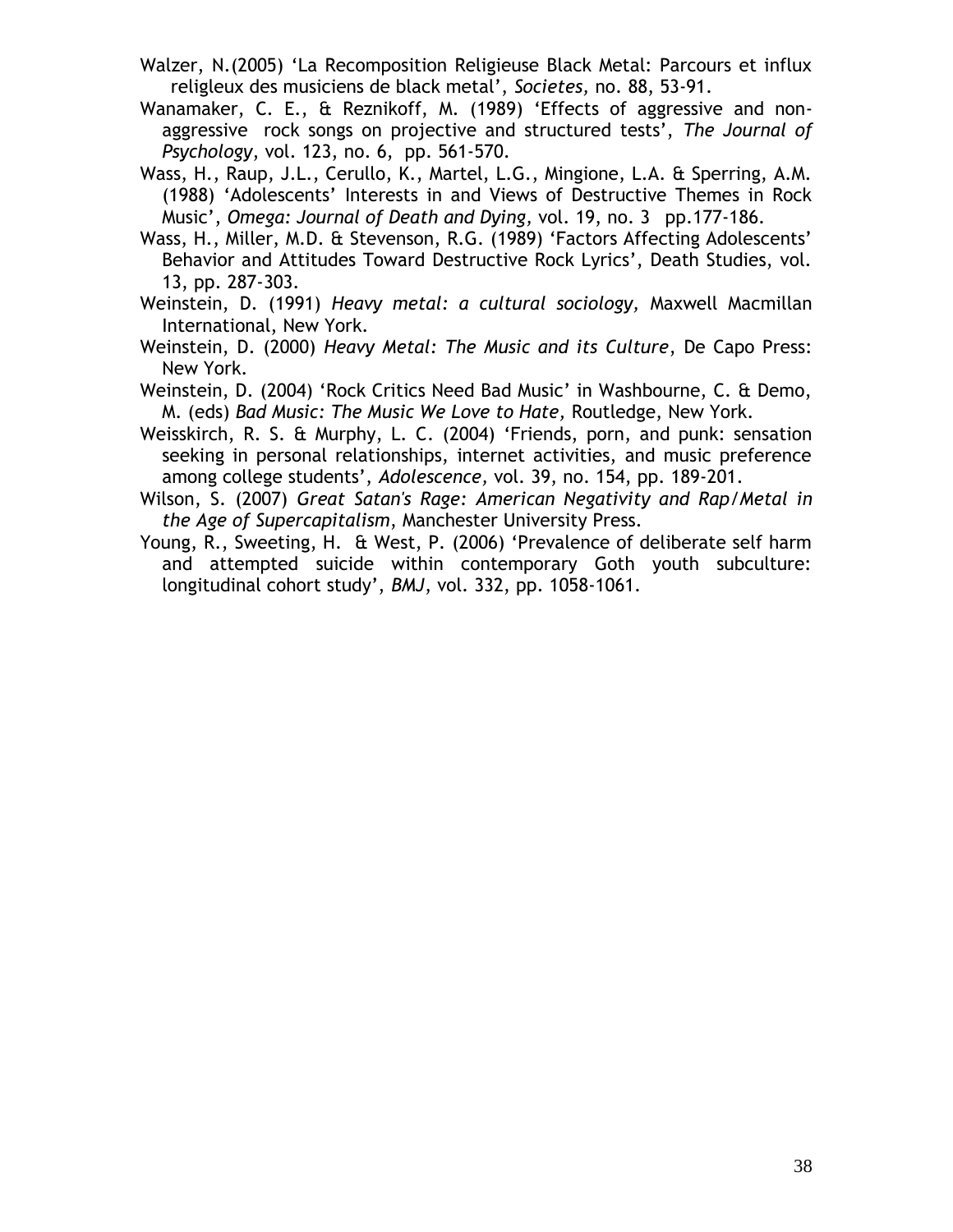Walzer, N.(2005) 'La Recomposition Religieuse Black Metal: Parcours et influx religleux des musiciens de black metal', *Societes,* no. 88, 53-91.

Wanamaker, C. E., & Reznikoff, M. (1989) 'Effects of aggressive and non-aggressive rock songs on projective and structured tests', *The Journal of Psychology*, vol. 123, no. 6, pp. 561-570.

Wass, H., Raup, J.L., Cerullo, K., Martel, L.G., Mingione, L.A. & Sperring, A.M. (1988) 'Adolescents' Interests in and Views of Destructive Themes in Rock Music', *Omega: Journal of Death and Dying,* vol. 19, no. 3 pp.177-186.

Wass, H., Miller, M.D. & Stevenson, R.G. (1989) 'Factors Affecting Adolescents' Behavior and Attitudes Toward Destructive Rock Lyrics', Death Studies, vol. 13, pp. 287-303.

Weinstein, D. (1991) *Heavy metal: a cultural sociology,* Maxwell Macmillan International, New York.

Weinstein, D. (2000) *Heavy Metal: The Music and its Culture,* De Capo Press: New York.

Weinstein, D. (2004) 'Rock Critics Need Bad Music' in Washbourne, C. & Demo, M. (eds) *Bad Music: The Music We Love to Hate,* Routledge, New York.

Weisskirch, R. S. & Murphy, L. C. (2004) 'Friends, porn, and punk: sensation seeking in personal relationships, internet activities, and music preference among college students', *Adolescence,* vol. 39, no. 154, pp. 189-201.

Wilson, S. (2007) *Great Satan's Rage: American Negativity and Rap/Metal in the Age of Supercapitalism*, Manchester University Press.

Young, R., Sweeting, H. & West, P. (2006) 'Prevalence of deliberate self harm and attempted suicide within contemporary Goth youth subculture: longitudinal cohort study', *BMJ*, vol. 332, pp. 1058-1061.